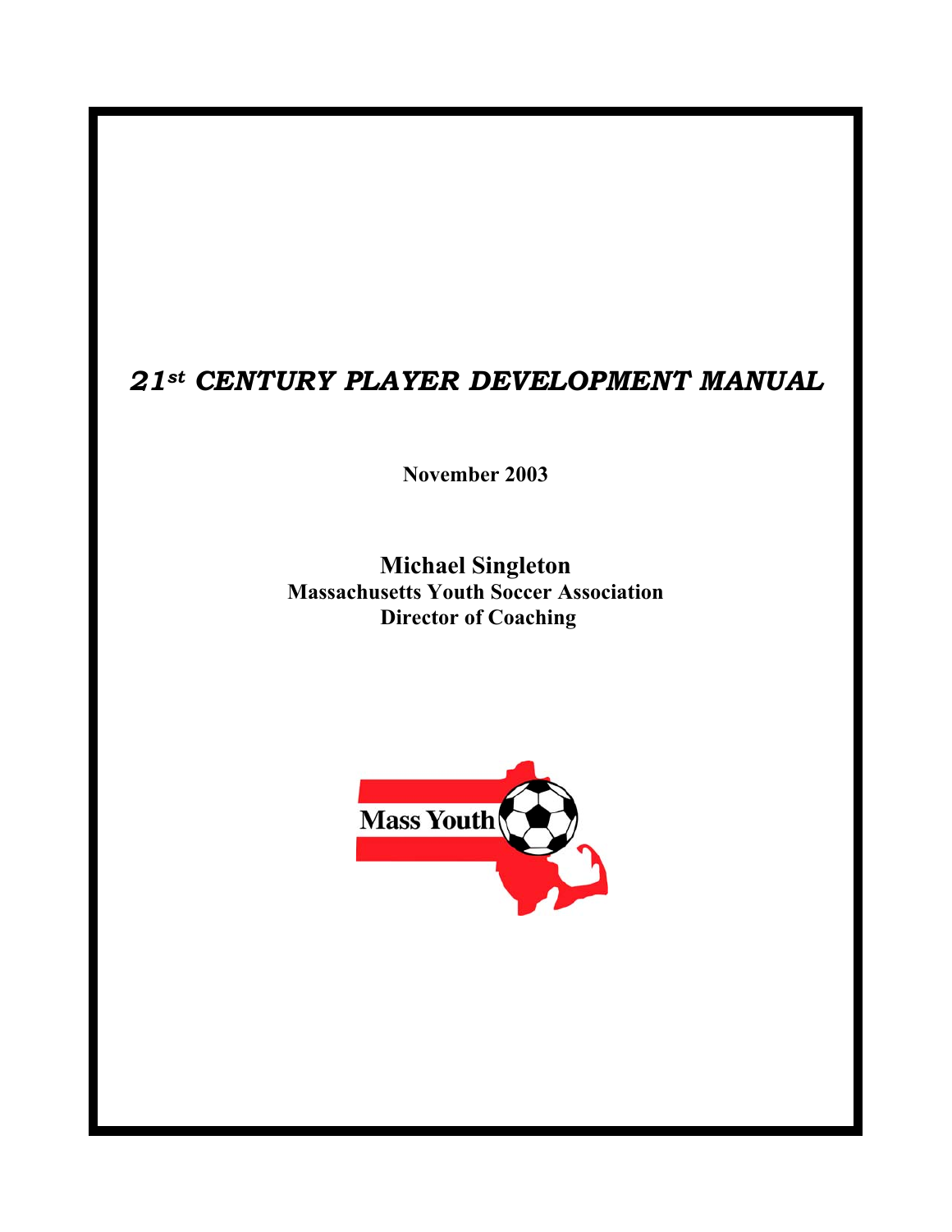# *21st CENTURY PLAYER DEVELOPMENT MANUAL*

**November 2003**

**Michael Singleton**
**Massachusetts Youth Soccer Association**
**Director of Coaching**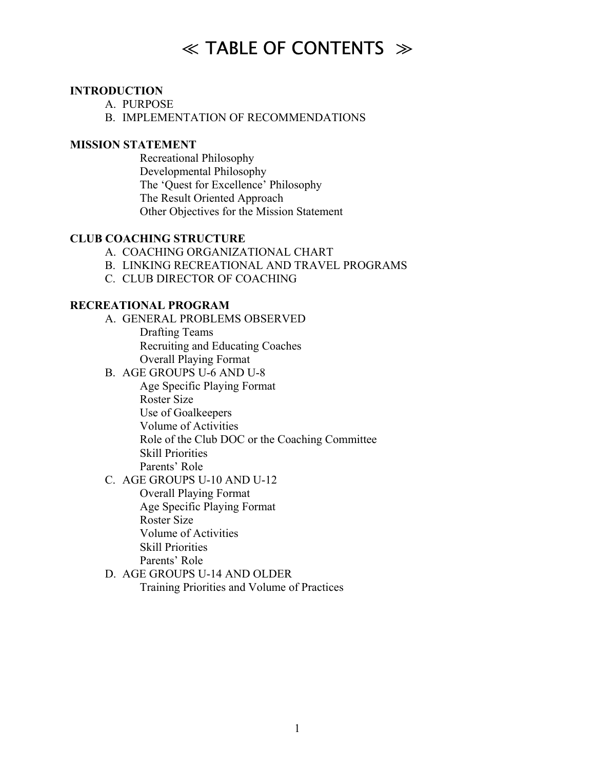# ≪ TABLE OF CONTENTS ≫

**INTRODUCTION**

- A. PURPOSE
- B. IMPLEMENTATION OF RECOMMENDATIONS

**MISSION STATEMENT**

- Recreational Philosophy
- Developmental Philosophy
- The 'Quest for Excellence' Philosophy
- The Result Oriented Approach
- Other Objectives for the Mission Statement

**CLUB COACHING STRUCTURE**

- A. COACHING ORGANIZATIONAL CHART
- B. LINKING RECREATIONAL AND TRAVEL PROGRAMS
- C. CLUB DIRECTOR OF COACHING

**RECREATIONAL PROGRAM**

- A. GENERAL PROBLEMS OBSERVED
  - Drafting Teams
  - Recruiting and Educating Coaches
  - Overall Playing Format
- B. AGE GROUPS U-6 AND U-8
  - Age Specific Playing Format
  - Roster Size
  - Use of Goalkeepers
  - Volume of Activities
  - Role of the Club DOC or the Coaching Committee
  - Skill Priorities
  - Parents' Role
- C. AGE GROUPS U-10 AND U-12
  - Overall Playing Format
  - Age Specific Playing Format
  - Roster Size
  - Volume of Activities
  - Skill Priorities
  - Parents' Role
- D. AGE GROUPS U-14 AND OLDER
  - Training Priorities and Volume of Practices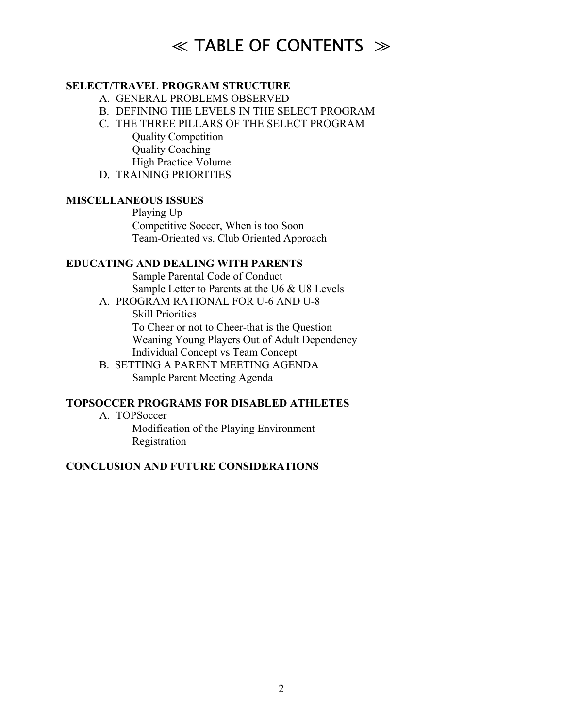# ≪ TABLE OF CONTENTS ≫

**SELECT/TRAVEL PROGRAM STRUCTURE**

- A. GENERAL PROBLEMS OBSERVED
- B. DEFINING THE LEVELS IN THE SELECT PROGRAM
- C. THE THREE PILLARS OF THE SELECT PROGRAM
  - Quality Competition
  - Quality Coaching
  - High Practice Volume
- D. TRAINING PRIORITIES

**MISCELLANEOUS ISSUES**

- Playing Up
- Competitive Soccer, When is too Soon
- Team-Oriented vs. Club Oriented Approach

**EDUCATING AND DEALING WITH PARENTS**

- Sample Parental Code of Conduct
- Sample Letter to Parents at the U6 & U8 Levels
- A. PROGRAM RATIONAL FOR U-6 AND U-8
  - Skill Priorities
  - To Cheer or not to Cheer-that is the Question
  - Weaning Young Players Out of Adult Dependency
  - Individual Concept vs Team Concept
- B. SETTING A PARENT MEETING AGENDA
  - Sample Parent Meeting Agenda

**TOPSOCCER PROGRAMS FOR DISABLED ATHLETES**

- A. TOPSoccer
  - Modification of the Playing Environment
  - Registration

**CONCLUSION AND FUTURE CONSIDERATIONS**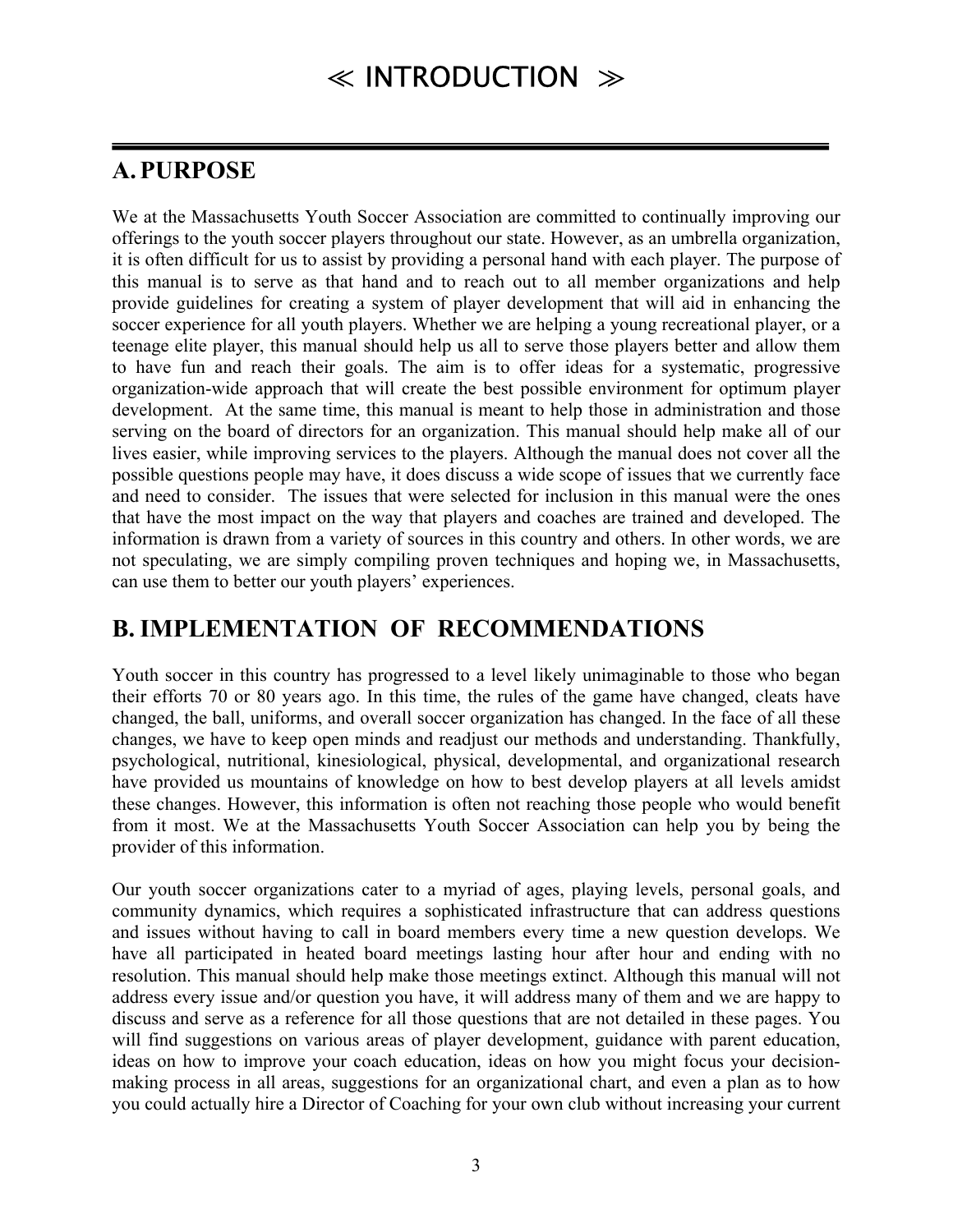# ≪ INTRODUCTION ≫

## A. PURPOSE

We at the Massachusetts Youth Soccer Association are committed to continually improving our offerings to the youth soccer players throughout our state. However, as an umbrella organization, it is often difficult for us to assist by providing a personal hand with each player. The purpose of this manual is to serve as that hand and to reach out to all member organizations and help provide guidelines for creating a system of player development that will aid in enhancing the soccer experience for all youth players. Whether we are helping a young recreational player, or a teenage elite player, this manual should help us all to serve those players better and allow them to have fun and reach their goals. The aim is to offer ideas for a systematic, progressive organization-wide approach that will create the best possible environment for optimum player development. At the same time, this manual is meant to help those in administration and those serving on the board of directors for an organization. This manual should help make all of our lives easier, while improving services to the players. Although the manual does not cover all the possible questions people may have, it does discuss a wide scope of issues that we currently face and need to consider. The issues that were selected for inclusion in this manual were the ones that have the most impact on the way that players and coaches are trained and developed. The information is drawn from a variety of sources in this country and others. In other words, we are not speculating, we are simply compiling proven techniques and hoping we, in Massachusetts, can use them to better our youth players' experiences.

## B. IMPLEMENTATION OF RECOMMENDATIONS

Youth soccer in this country has progressed to a level likely unimaginable to those who began their efforts 70 or 80 years ago. In this time, the rules of the game have changed, cleats have changed, the ball, uniforms, and overall soccer organization has changed. In the face of all these changes, we have to keep open minds and readjust our methods and understanding. Thankfully, psychological, nutritional, kinesiological, physical, developmental, and organizational research have provided us mountains of knowledge on how to best develop players at all levels amidst these changes. However, this information is often not reaching those people who would benefit from it most. We at the Massachusetts Youth Soccer Association can help you by being the provider of this information.

Our youth soccer organizations cater to a myriad of ages, playing levels, personal goals, and community dynamics, which requires a sophisticated infrastructure that can address questions and issues without having to call in board members every time a new question develops. We have all participated in heated board meetings lasting hour after hour and ending with no resolution. This manual should help make those meetings extinct. Although this manual will not address every issue and/or question you have, it will address many of them and we are happy to discuss and serve as a reference for all those questions that are not detailed in these pages. You will find suggestions on various areas of player development, guidance with parent education, ideas on how to improve your coach education, ideas on how you might focus your decision-making process in all areas, suggestions for an organizational chart, and even a plan as to how you could actually hire a Director of Coaching for your own club without increasing your current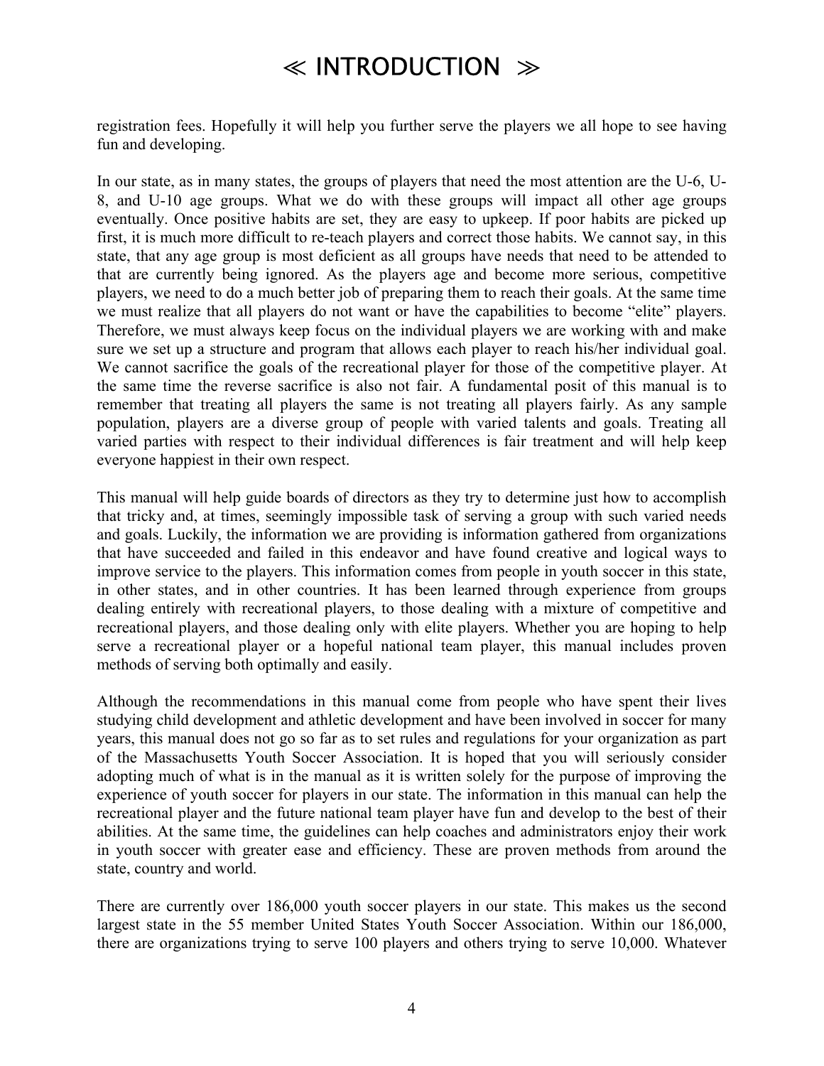# ≪ INTRODUCTION ≫

registration fees. Hopefully it will help you further serve the players we all hope to see having fun and developing.

In our state, as in many states, the groups of players that need the most attention are the U-6, U-8, and U-10 age groups. What we do with these groups will impact all other age groups eventually. Once positive habits are set, they are easy to upkeep. If poor habits are picked up first, it is much more difficult to re-teach players and correct those habits. We cannot say, in this state, that any age group is most deficient as all groups have needs that need to be attended to that are currently being ignored. As the players age and become more serious, competitive players, we need to do a much better job of preparing them to reach their goals. At the same time we must realize that all players do not want or have the capabilities to become "elite" players. Therefore, we must always keep focus on the individual players we are working with and make sure we set up a structure and program that allows each player to reach his/her individual goal. We cannot sacrifice the goals of the recreational player for those of the competitive player. At the same time the reverse sacrifice is also not fair. A fundamental posit of this manual is to remember that treating all players the same is not treating all players fairly. As any sample population, players are a diverse group of people with varied talents and goals. Treating all varied parties with respect to their individual differences is fair treatment and will help keep everyone happiest in their own respect.

This manual will help guide boards of directors as they try to determine just how to accomplish that tricky and, at times, seemingly impossible task of serving a group with such varied needs and goals. Luckily, the information we are providing is information gathered from organizations that have succeeded and failed in this endeavor and have found creative and logical ways to improve service to the players. This information comes from people in youth soccer in this state, in other states, and in other countries. It has been learned through experience from groups dealing entirely with recreational players, to those dealing with a mixture of competitive and recreational players, and those dealing only with elite players. Whether you are hoping to help serve a recreational player or a hopeful national team player, this manual includes proven methods of serving both optimally and easily.

Although the recommendations in this manual come from people who have spent their lives studying child development and athletic development and have been involved in soccer for many years, this manual does not go so far as to set rules and regulations for your organization as part of the Massachusetts Youth Soccer Association. It is hoped that you will seriously consider adopting much of what is in the manual as it is written solely for the purpose of improving the experience of youth soccer for players in our state. The information in this manual can help the recreational player and the future national team player have fun and develop to the best of their abilities. At the same time, the guidelines can help coaches and administrators enjoy their work in youth soccer with greater ease and efficiency. These are proven methods from around the state, country and world.

There are currently over 186,000 youth soccer players in our state. This makes us the second largest state in the 55 member United States Youth Soccer Association. Within our 186,000, there are organizations trying to serve 100 players and others trying to serve 10,000. Whatever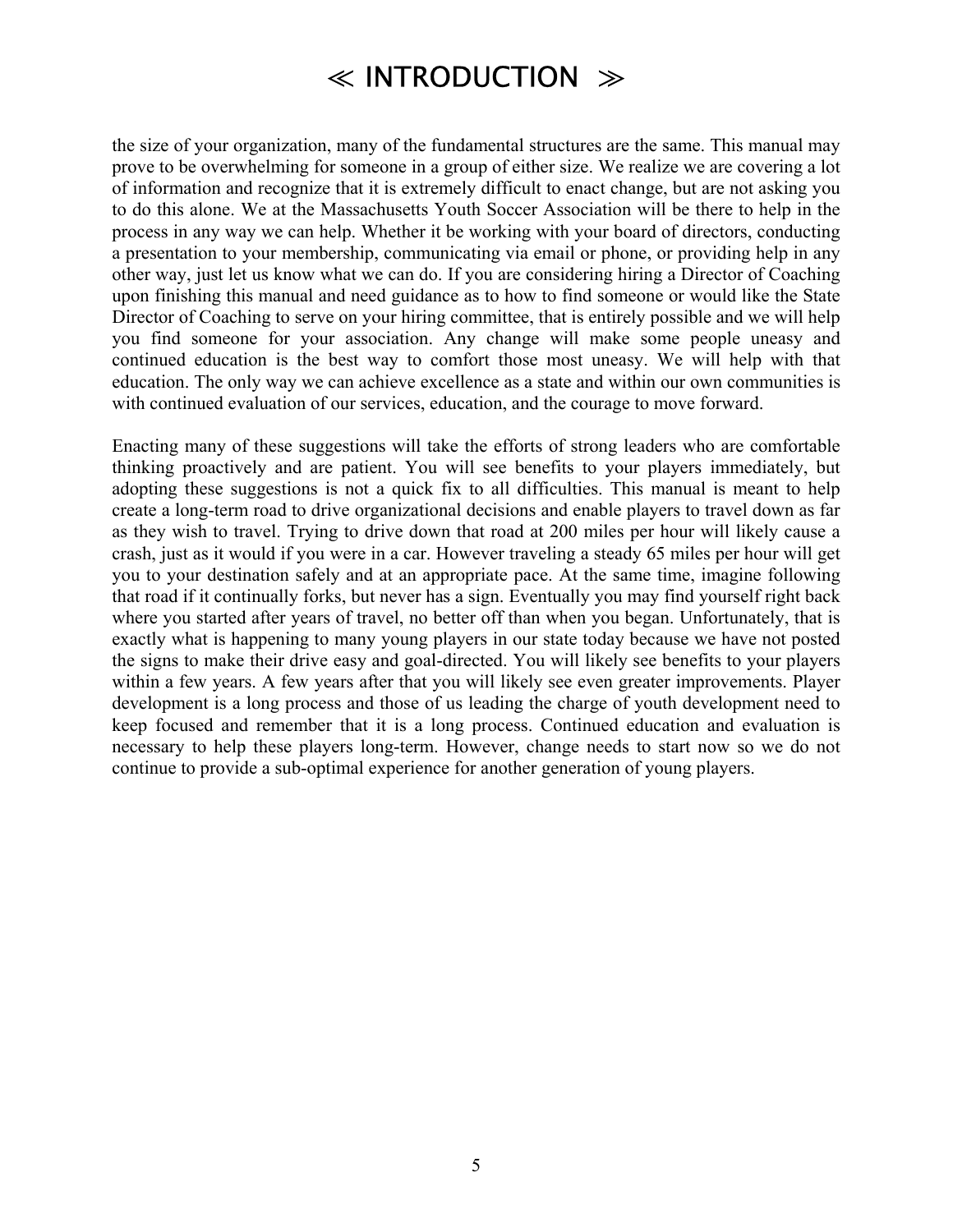# ≪ INTRODUCTION ≫

the size of your organization, many of the fundamental structures are the same. This manual may prove to be overwhelming for someone in a group of either size. We realize we are covering a lot of information and recognize that it is extremely difficult to enact change, but are not asking you to do this alone. We at the Massachusetts Youth Soccer Association will be there to help in the process in any way we can help. Whether it be working with your board of directors, conducting a presentation to your membership, communicating via email or phone, or providing help in any other way, just let us know what we can do. If you are considering hiring a Director of Coaching upon finishing this manual and need guidance as to how to find someone or would like the State Director of Coaching to serve on your hiring committee, that is entirely possible and we will help you find someone for your association. Any change will make some people uneasy and continued education is the best way to comfort those most uneasy. We will help with that education. The only way we can achieve excellence as a state and within our own communities is with continued evaluation of our services, education, and the courage to move forward.

Enacting many of these suggestions will take the efforts of strong leaders who are comfortable thinking proactively and are patient. You will see benefits to your players immediately, but adopting these suggestions is not a quick fix to all difficulties. This manual is meant to help create a long-term road to drive organizational decisions and enable players to travel down as far as they wish to travel. Trying to drive down that road at 200 miles per hour will likely cause a crash, just as it would if you were in a car. However traveling a steady 65 miles per hour will get you to your destination safely and at an appropriate pace. At the same time, imagine following that road if it continually forks, but never has a sign. Eventually you may find yourself right back where you started after years of travel, no better off than when you began. Unfortunately, that is exactly what is happening to many young players in our state today because we have not posted the signs to make their drive easy and goal-directed. You will likely see benefits to your players within a few years. A few years after that you will likely see even greater improvements. Player development is a long process and those of us leading the charge of youth development need to keep focused and remember that it is a long process. Continued education and evaluation is necessary to help these players long-term. However, change needs to start now so we do not continue to provide a sub-optimal experience for another generation of young players.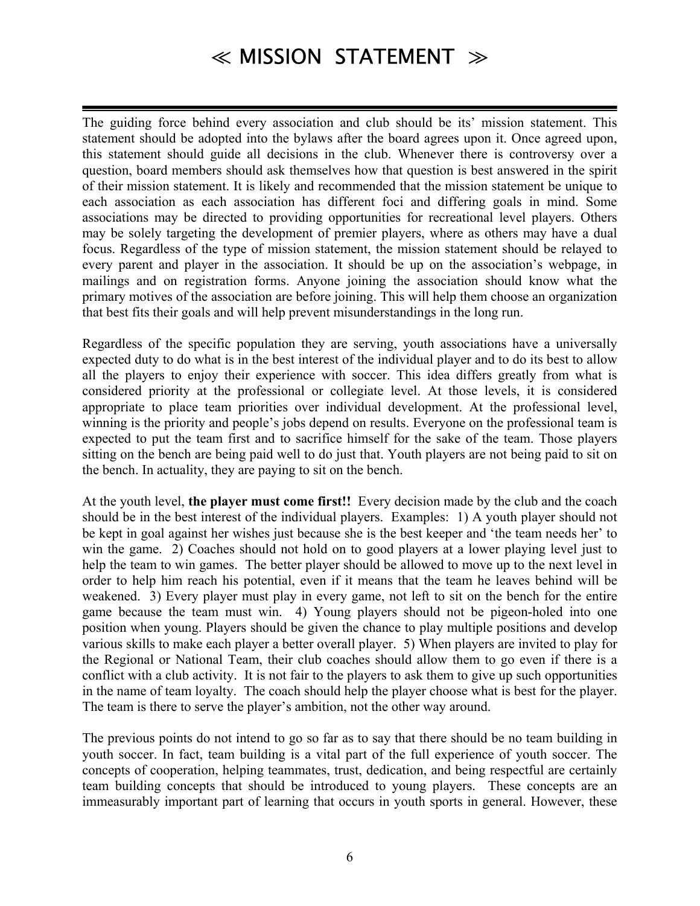# ≪ MISSION STATEMENT ≫

The guiding force behind every association and club should be its' mission statement. This statement should be adopted into the bylaws after the board agrees upon it. Once agreed upon, this statement should guide all decisions in the club. Whenever there is controversy over a question, board members should ask themselves how that question is best answered in the spirit of their mission statement. It is likely and recommended that the mission statement be unique to each association as each association has different foci and differing goals in mind. Some associations may be directed to providing opportunities for recreational level players. Others may be solely targeting the development of premier players, where as others may have a dual focus. Regardless of the type of mission statement, the mission statement should be relayed to every parent and player in the association. It should be up on the association's webpage, in mailings and on registration forms. Anyone joining the association should know what the primary motives of the association are before joining. This will help them choose an organization that best fits their goals and will help prevent misunderstandings in the long run.

Regardless of the specific population they are serving, youth associations have a universally expected duty to do what is in the best interest of the individual player and to do its best to allow all the players to enjoy their experience with soccer. This idea differs greatly from what is considered priority at the professional or collegiate level. At those levels, it is considered appropriate to place team priorities over individual development. At the professional level, winning is the priority and people's jobs depend on results. Everyone on the professional team is expected to put the team first and to sacrifice himself for the sake of the team. Those players sitting on the bench are being paid well to do just that. Youth players are not being paid to sit on the bench. In actuality, they are paying to sit on the bench.

At the youth level, **the player must come first!!** Every decision made by the club and the coach should be in the best interest of the individual players. Examples: 1) A youth player should not be kept in goal against her wishes just because she is the best keeper and 'the team needs her' to win the game. 2) Coaches should not hold on to good players at a lower playing level just to help the team to win games. The better player should be allowed to move up to the next level in order to help him reach his potential, even if it means that the team he leaves behind will be weakened. 3) Every player must play in every game, not left to sit on the bench for the entire game because the team must win. 4) Young players should not be pigeon-holed into one position when young. Players should be given the chance to play multiple positions and develop various skills to make each player a better overall player. 5) When players are invited to play for the Regional or National Team, their club coaches should allow them to go even if there is a conflict with a club activity. It is not fair to the players to ask them to give up such opportunities in the name of team loyalty. The coach should help the player choose what is best for the player. The team is there to serve the player's ambition, not the other way around.

The previous points do not intend to go so far as to say that there should be no team building in youth soccer. In fact, team building is a vital part of the full experience of youth soccer. The concepts of cooperation, helping teammates, trust, dedication, and being respectful are certainly team building concepts that should be introduced to young players. These concepts are an immeasurably important part of learning that occurs in youth sports in general. However, these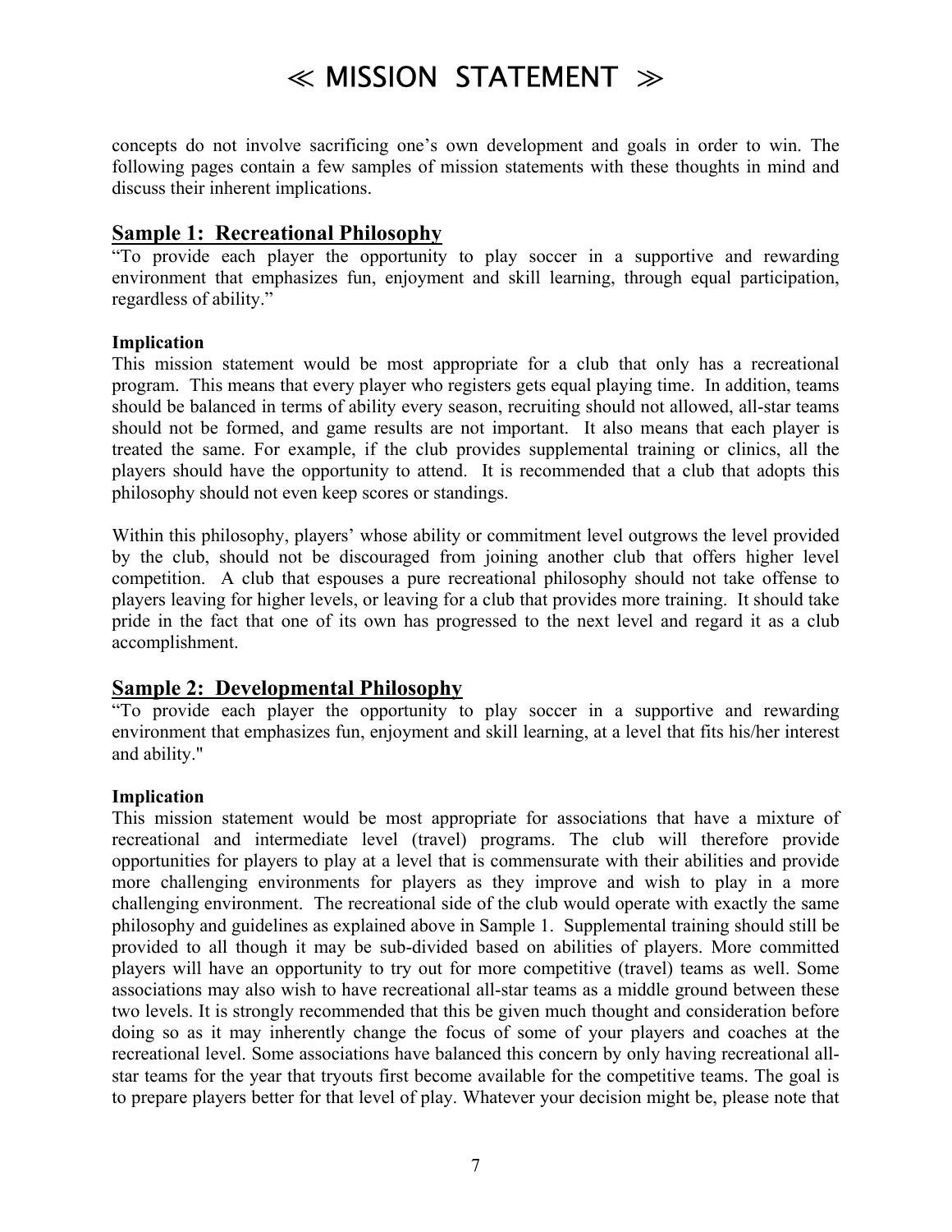concepts do not involve sacrificing one's own development and goals in order to win. The following pages contain a few samples of mission statements with these thoughts in mind and discuss their inherent implications.

## Sample 1: Recreational Philosophy

"To provide each player the opportunity to play soccer in a supportive and rewarding environment that emphasizes fun, enjoyment and skill learning, through equal participation, regardless of ability."

**Implication**

This mission statement would be most appropriate for a club that only has a recreational program. This means that every player who registers gets equal playing time. In addition, teams should be balanced in terms of ability every season, recruiting should not allowed, all-star teams should not be formed, and game results are not important. It also means that each player is treated the same. For example, if the club provides supplemental training or clinics, all the players should have the opportunity to attend. It is recommended that a club that adopts this philosophy should not even keep scores or standings.

Within this philosophy, players' whose ability or commitment level outgrows the level provided by the club, should not be discouraged from joining another club that offers higher level competition. A club that espouses a pure recreational philosophy should not take offense to players leaving for higher levels, or leaving for a club that provides more training. It should take pride in the fact that one of its own has progressed to the next level and regard it as a club accomplishment.

## Sample 2: Developmental Philosophy

"To provide each player the opportunity to play soccer in a supportive and rewarding environment that emphasizes fun, enjoyment and skill learning, at a level that fits his/her interest and ability."

**Implication**

This mission statement would be most appropriate for associations that have a mixture of recreational and intermediate level (travel) programs. The club will therefore provide opportunities for players to play at a level that is commensurate with their abilities and provide more challenging environments for players as they improve and wish to play in a more challenging environment. The recreational side of the club would operate with exactly the same philosophy and guidelines as explained above in Sample 1. Supplemental training should still be provided to all though it may be sub-divided based on abilities of players. More committed players will have an opportunity to try out for more competitive (travel) teams as well. Some associations may also wish to have recreational all-star teams as a middle ground between these two levels. It is strongly recommended that this be given much thought and consideration before doing so as it may inherently change the focus of some of your players and coaches at the recreational level. Some associations have balanced this concern by only having recreational all-star teams for the year that tryouts first become available for the competitive teams. The goal is to prepare players better for that level of play. Whatever your decision might be, please note that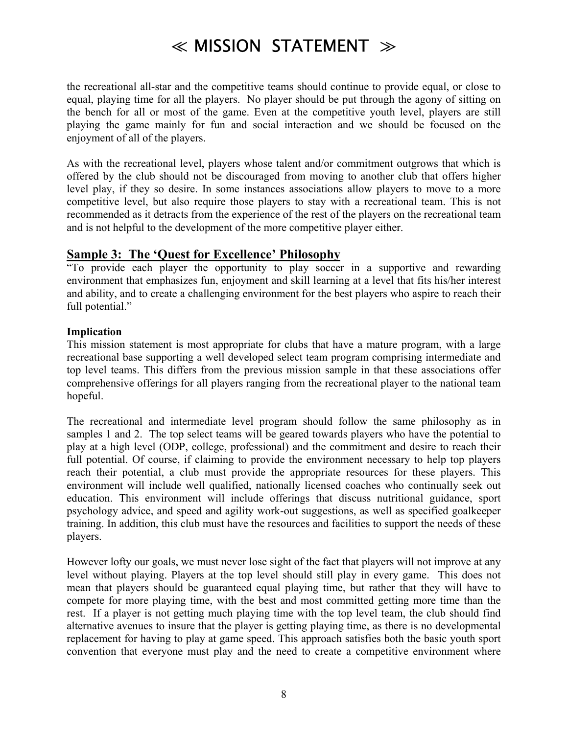the recreational all-star and the competitive teams should continue to provide equal, or close to equal, playing time for all the players. No player should be put through the agony of sitting on the bench for all or most of the game. Even at the competitive youth level, players are still playing the game mainly for fun and social interaction and we should be focused on the enjoyment of all of the players.

As with the recreational level, players whose talent and/or commitment outgrows that which is offered by the club should not be discouraged from moving to another club that offers higher level play, if they so desire. In some instances associations allow players to move to a more competitive level, but also require those players to stay with a recreational team. This is not recommended as it detracts from the experience of the rest of the players on the recreational team and is not helpful to the development of the more competitive player either.

## Sample 3: The 'Quest for Excellence' Philosophy

"To provide each player the opportunity to play soccer in a supportive and rewarding environment that emphasizes fun, enjoyment and skill learning at a level that fits his/her interest and ability, and to create a challenging environment for the best players who aspire to reach their full potential."

**Implication**

This mission statement is most appropriate for clubs that have a mature program, with a large recreational base supporting a well developed select team program comprising intermediate and top level teams. This differs from the previous mission sample in that these associations offer comprehensive offerings for all players ranging from the recreational player to the national team hopeful.

The recreational and intermediate level program should follow the same philosophy as in samples 1 and 2. The top select teams will be geared towards players who have the potential to play at a high level (ODP, college, professional) and the commitment and desire to reach their full potential. Of course, if claiming to provide the environment necessary to help top players reach their potential, a club must provide the appropriate resources for these players. This environment will include well qualified, nationally licensed coaches who continually seek out education. This environment will include offerings that discuss nutritional guidance, sport psychology advice, and speed and agility work-out suggestions, as well as specified goalkeeper training. In addition, this club must have the resources and facilities to support the needs of these players.

However lofty our goals, we must never lose sight of the fact that players will not improve at any level without playing. Players at the top level should still play in every game. This does not mean that players should be guaranteed equal playing time, but rather that they will have to compete for more playing time, with the best and most committed getting more time than the rest. If a player is not getting much playing time with the top level team, the club should find alternative avenues to insure that the player is getting playing time, as there is no developmental replacement for having to play at game speed. This approach satisfies both the basic youth sport convention that everyone must play and the need to create a competitive environment where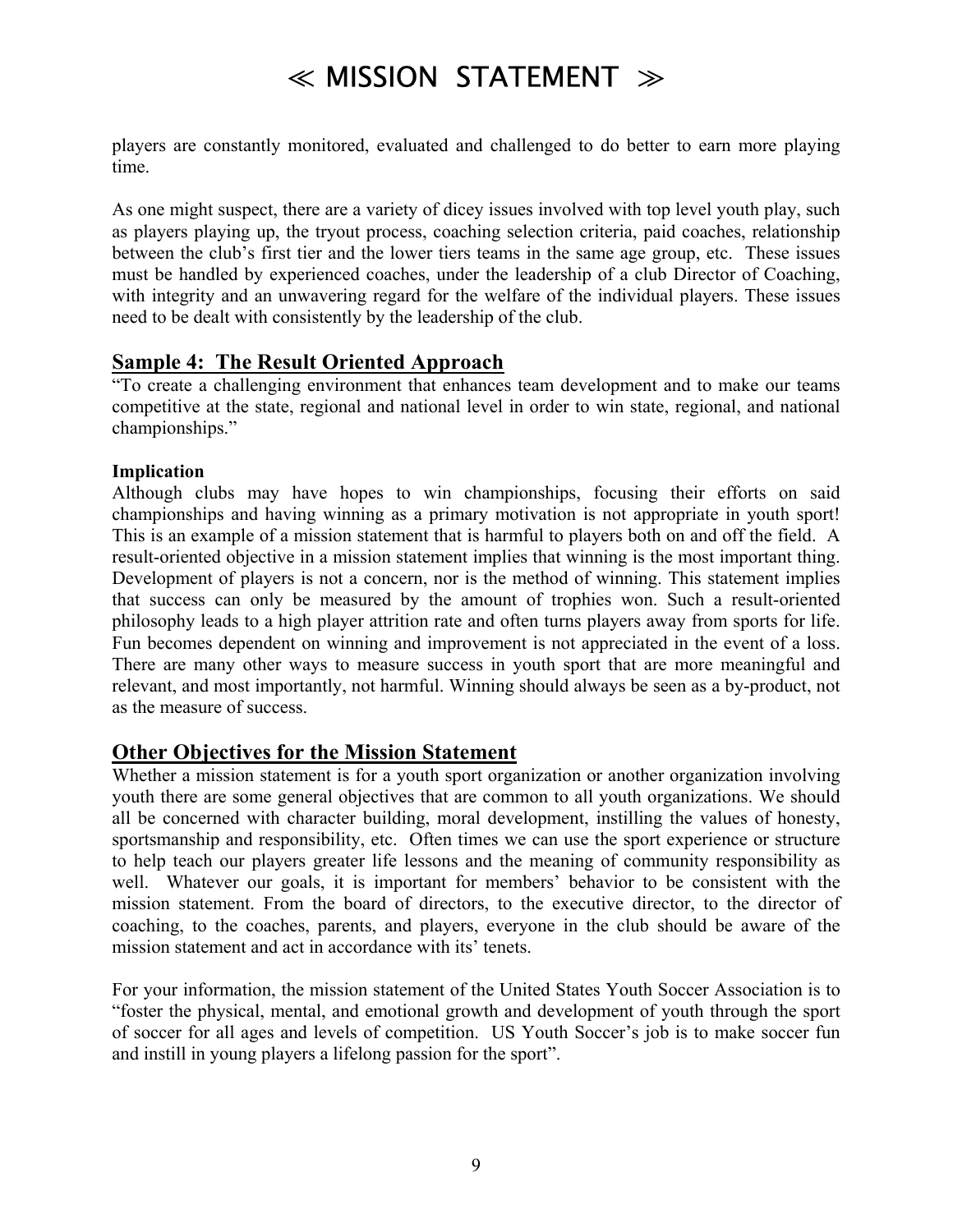players are constantly monitored, evaluated and challenged to do better to earn more playing time.

As one might suspect, there are a variety of dicey issues involved with top level youth play, such as players playing up, the tryout process, coaching selection criteria, paid coaches, relationship between the club's first tier and the lower tiers teams in the same age group, etc. These issues must be handled by experienced coaches, under the leadership of a club Director of Coaching, with integrity and an unwavering regard for the welfare of the individual players. These issues need to be dealt with consistently by the leadership of the club.

## Sample 4: The Result Oriented Approach

"To create a challenging environment that enhances team development and to make our teams competitive at the state, regional and national level in order to win state, regional, and national championships."

**Implication**

Although clubs may have hopes to win championships, focusing their efforts on said championships and having winning as a primary motivation is not appropriate in youth sport! This is an example of a mission statement that is harmful to players both on and off the field. A result-oriented objective in a mission statement implies that winning is the most important thing. Development of players is not a concern, nor is the method of winning. This statement implies that success can only be measured by the amount of trophies won. Such a result-oriented philosophy leads to a high player attrition rate and often turns players away from sports for life. Fun becomes dependent on winning and improvement is not appreciated in the event of a loss. There are many other ways to measure success in youth sport that are more meaningful and relevant, and most importantly, not harmful. Winning should always be seen as a by-product, not as the measure of success.

## Other Objectives for the Mission Statement

Whether a mission statement is for a youth sport organization or another organization involving youth there are some general objectives that are common to all youth organizations. We should all be concerned with character building, moral development, instilling the values of honesty, sportsmanship and responsibility, etc. Often times we can use the sport experience or structure to help teach our players greater life lessons and the meaning of community responsibility as well. Whatever our goals, it is important for members' behavior to be consistent with the mission statement. From the board of directors, to the executive director, to the director of coaching, to the coaches, parents, and players, everyone in the club should be aware of the mission statement and act in accordance with its' tenets.

For your information, the mission statement of the United States Youth Soccer Association is to "foster the physical, mental, and emotional growth and development of youth through the sport of soccer for all ages and levels of competition. US Youth Soccer's job is to make soccer fun and instill in young players a lifelong passion for the sport".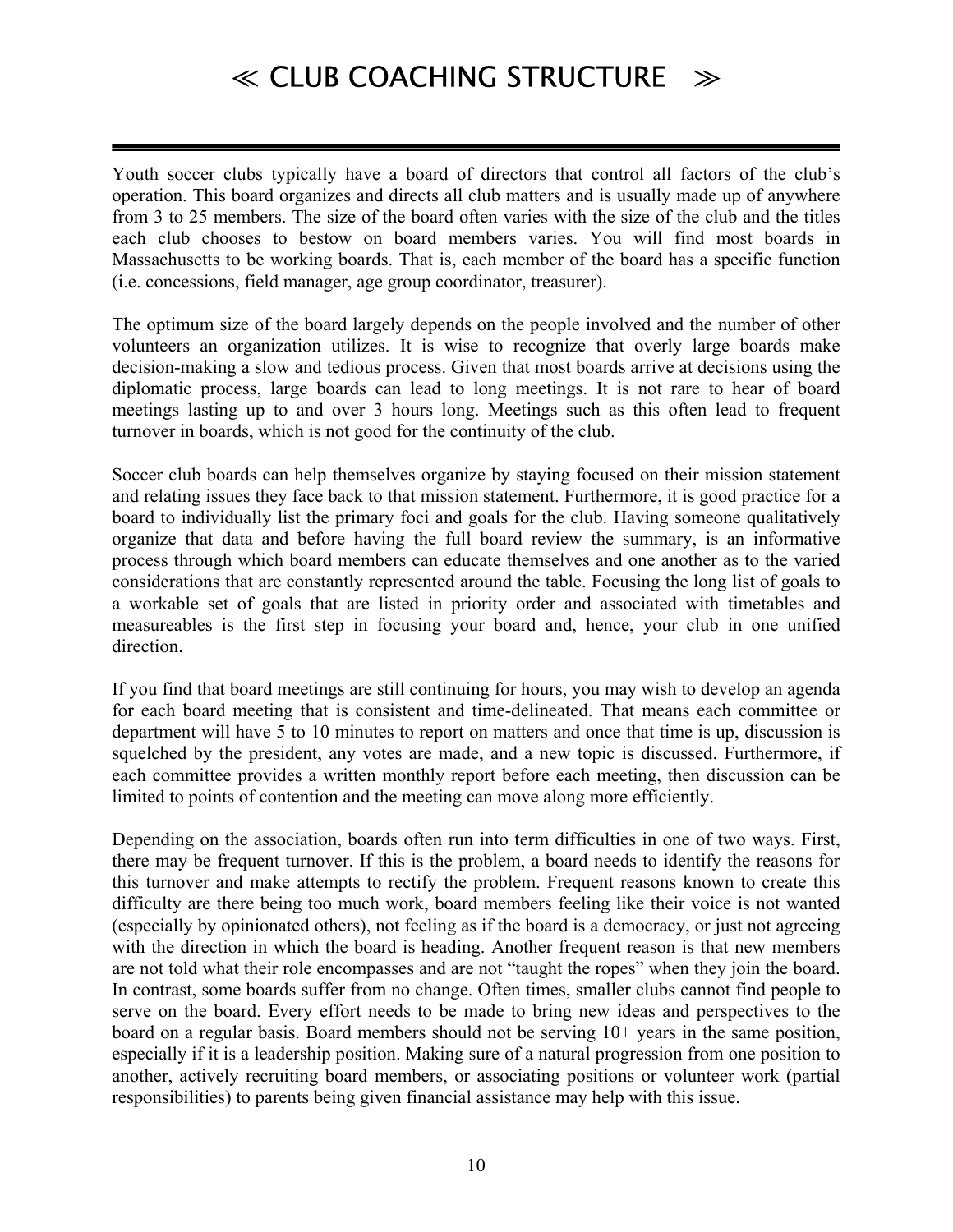# ≪ CLUB COACHING STRUCTURE ≫

Youth soccer clubs typically have a board of directors that control all factors of the club's operation. This board organizes and directs all club matters and is usually made up of anywhere from 3 to 25 members. The size of the board often varies with the size of the club and the titles each club chooses to bestow on board members varies. You will find most boards in Massachusetts to be working boards. That is, each member of the board has a specific function (i.e. concessions, field manager, age group coordinator, treasurer).

The optimum size of the board largely depends on the people involved and the number of other volunteers an organization utilizes. It is wise to recognize that overly large boards make decision-making a slow and tedious process. Given that most boards arrive at decisions using the diplomatic process, large boards can lead to long meetings. It is not rare to hear of board meetings lasting up to and over 3 hours long. Meetings such as this often lead to frequent turnover in boards, which is not good for the continuity of the club.

Soccer club boards can help themselves organize by staying focused on their mission statement and relating issues they face back to that mission statement. Furthermore, it is good practice for a board to individually list the primary foci and goals for the club. Having someone qualitatively organize that data and before having the full board review the summary, is an informative process through which board members can educate themselves and one another as to the varied considerations that are constantly represented around the table. Focusing the long list of goals to a workable set of goals that are listed in priority order and associated with timetables and measureables is the first step in focusing your board and, hence, your club in one unified direction.

If you find that board meetings are still continuing for hours, you may wish to develop an agenda for each board meeting that is consistent and time-delineated. That means each committee or department will have 5 to 10 minutes to report on matters and once that time is up, discussion is squelched by the president, any votes are made, and a new topic is discussed. Furthermore, if each committee provides a written monthly report before each meeting, then discussion can be limited to points of contention and the meeting can move along more efficiently.

Depending on the association, boards often run into term difficulties in one of two ways. First, there may be frequent turnover. If this is the problem, a board needs to identify the reasons for this turnover and make attempts to rectify the problem. Frequent reasons known to create this difficulty are there being too much work, board members feeling like their voice is not wanted (especially by opinionated others), not feeling as if the board is a democracy, or just not agreeing with the direction in which the board is heading. Another frequent reason is that new members are not told what their role encompasses and are not "taught the ropes" when they join the board. In contrast, some boards suffer from no change. Often times, smaller clubs cannot find people to serve on the board. Every effort needs to be made to bring new ideas and perspectives to the board on a regular basis. Board members should not be serving 10+ years in the same position, especially if it is a leadership position. Making sure of a natural progression from one position to another, actively recruiting board members, or associating positions or volunteer work (partial responsibilities) to parents being given financial assistance may help with this issue.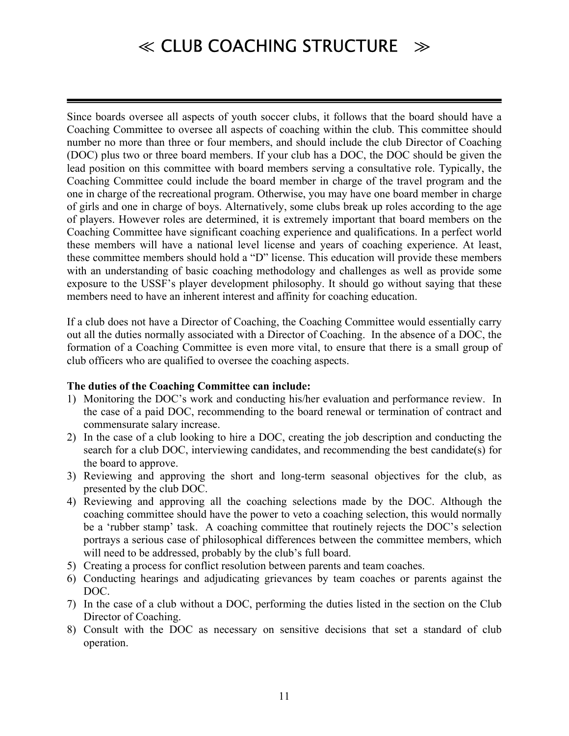# ≪ CLUB COACHING STRUCTURE ≫

Since boards oversee all aspects of youth soccer clubs, it follows that the board should have a Coaching Committee to oversee all aspects of coaching within the club. This committee should number no more than three or four members, and should include the club Director of Coaching (DOC) plus two or three board members. If your club has a DOC, the DOC should be given the lead position on this committee with board members serving a consultative role. Typically, the Coaching Committee could include the board member in charge of the travel program and the one in charge of the recreational program. Otherwise, you may have one board member in charge of girls and one in charge of boys. Alternatively, some clubs break up roles according to the age of players. However roles are determined, it is extremely important that board members on the Coaching Committee have significant coaching experience and qualifications. In a perfect world these members will have a national level license and years of coaching experience. At least, these committee members should hold a "D" license. This education will provide these members with an understanding of basic coaching methodology and challenges as well as provide some exposure to the USSF's player development philosophy. It should go without saying that these members need to have an inherent interest and affinity for coaching education.

If a club does not have a Director of Coaching, the Coaching Committee would essentially carry out all the duties normally associated with a Director of Coaching. In the absence of a DOC, the formation of a Coaching Committee is even more vital, to ensure that there is a small group of club officers who are qualified to oversee the coaching aspects.

**The duties of the Coaching Committee can include:**

1) Monitoring the DOC's work and conducting his/her evaluation and performance review. In the case of a paid DOC, recommending to the board renewal or termination of contract and commensurate salary increase.
2) In the case of a club looking to hire a DOC, creating the job description and conducting the search for a club DOC, interviewing candidates, and recommending the best candidate(s) for the board to approve.
3) Reviewing and approving the short and long-term seasonal objectives for the club, as presented by the club DOC.
4) Reviewing and approving all the coaching selections made by the DOC. Although the coaching committee should have the power to veto a coaching selection, this would normally be a 'rubber stamp' task. A coaching committee that routinely rejects the DOC's selection portrays a serious case of philosophical differences between the committee members, which will need to be addressed, probably by the club's full board.
5) Creating a process for conflict resolution between parents and team coaches.
6) Conducting hearings and adjudicating grievances by team coaches or parents against the DOC.
7) In the case of a club without a DOC, performing the duties listed in the section on the Club Director of Coaching.
8) Consult with the DOC as necessary on sensitive decisions that set a standard of club operation.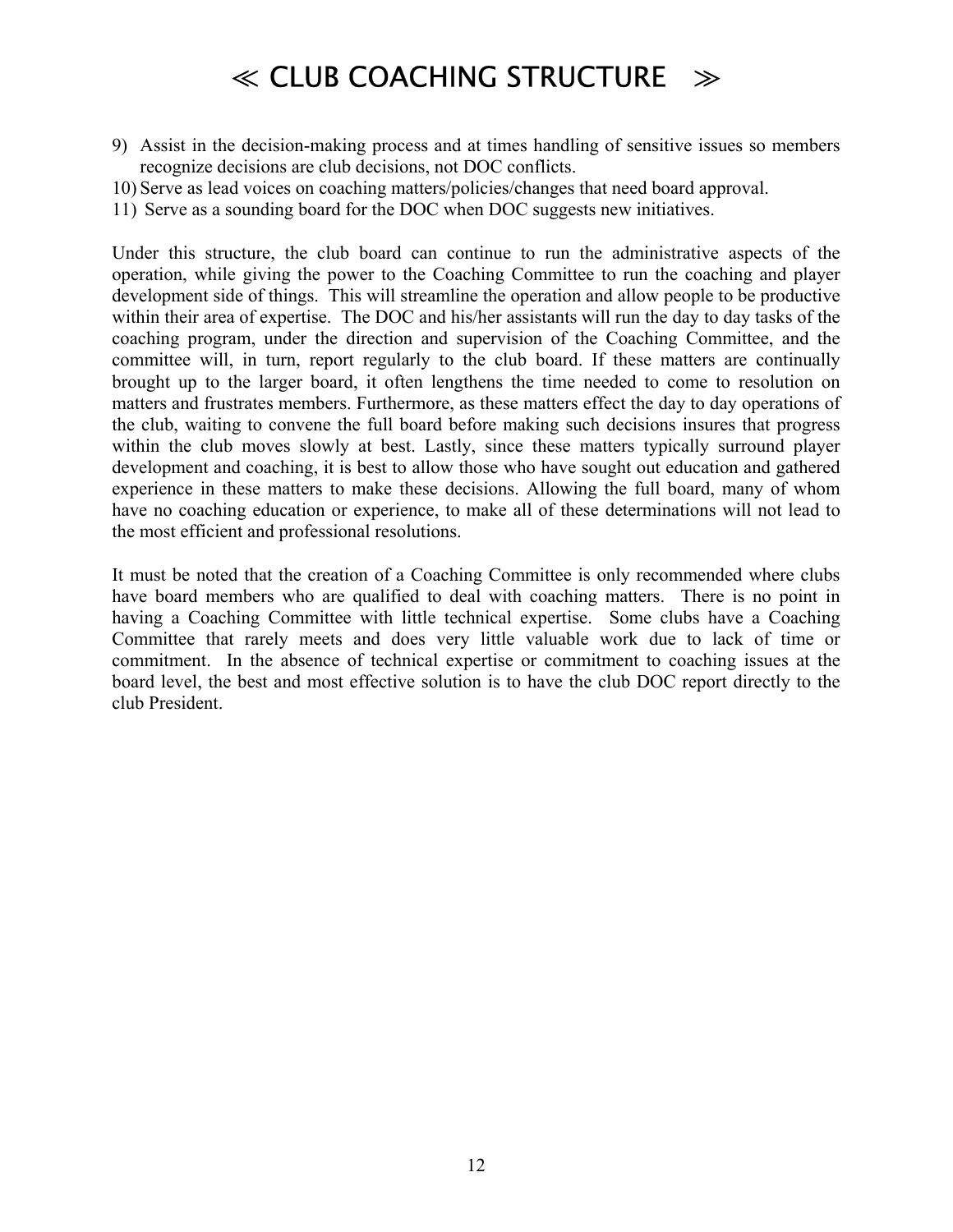# ≪ CLUB COACHING STRUCTURE ≫

9) Assist in the decision-making process and at times handling of sensitive issues so members recognize decisions are club decisions, not DOC conflicts.
10) Serve as lead voices on coaching matters/policies/changes that need board approval.
11) Serve as a sounding board for the DOC when DOC suggests new initiatives.

Under this structure, the club board can continue to run the administrative aspects of the operation, while giving the power to the Coaching Committee to run the coaching and player development side of things. This will streamline the operation and allow people to be productive within their area of expertise. The DOC and his/her assistants will run the day to day tasks of the coaching program, under the direction and supervision of the Coaching Committee, and the committee will, in turn, report regularly to the club board. If these matters are continually brought up to the larger board, it often lengthens the time needed to come to resolution on matters and frustrates members. Furthermore, as these matters effect the day to day operations of the club, waiting to convene the full board before making such decisions insures that progress within the club moves slowly at best. Lastly, since these matters typically surround player development and coaching, it is best to allow those who have sought out education and gathered experience in these matters to make these decisions. Allowing the full board, many of whom have no coaching education or experience, to make all of these determinations will not lead to the most efficient and professional resolutions.

It must be noted that the creation of a Coaching Committee is only recommended where clubs have board members who are qualified to deal with coaching matters. There is no point in having a Coaching Committee with little technical expertise. Some clubs have a Coaching Committee that rarely meets and does very little valuable work due to lack of time or commitment. In the absence of technical expertise or commitment to coaching issues at the board level, the best and most effective solution is to have the club DOC report directly to the club President.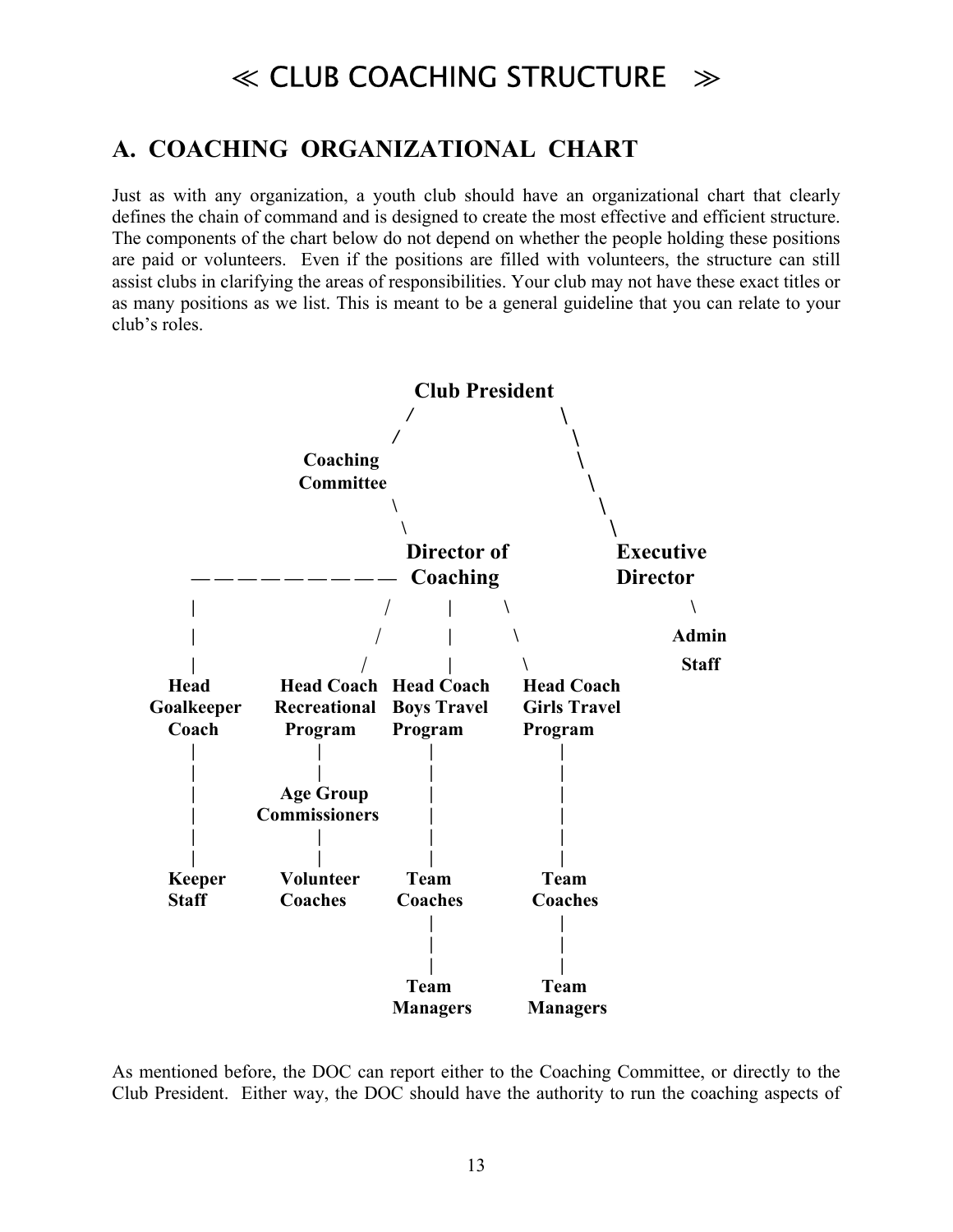# ≪ CLUB COACHING STRUCTURE ≫

## A. COACHING ORGANIZATIONAL CHART

Just as with any organization, a youth club should have an organizational chart that clearly defines the chain of command and is designed to create the most effective and efficient structure. The components of the chart below do not depend on whether the people holding these positions are paid or volunteers. Even if the positions are filled with volunteers, the structure can still assist clubs in clarifying the areas of responsibilities. Your club may not have these exact titles or as many positions as we list. This is meant to be a general guideline that you can relate to your club's roles.

```
                                  Club President
                                 /              \
                                /                \
                    Coaching                      \
                    Committee                      \
                              \                     \
                               \                     \
                                Director of           Executive
  ———————————————————————————   Coaching             Director
  |                          /      |      \                 \
  |                         /       |       \                Admin
  |                        /        |        \               Staff
 Head            Head Coach    Head Coach    Head Coach
 Goalkeeper      Recreational  Boys Travel   Girls Travel
 Coach           Program       Program       Program
  |                 |              |              |
  |                 |              |              |
  |              Age Group         |              |
  |              Commissioners     |              |
  |                 |              |              |
  |                 |              |              |
 Keeper          Volunteer       Team           Team
 Staff           Coaches         Coaches        Coaches
                                   |              |
                                   |              |
                                   |              |
                                 Team           Team
                                 Managers       Managers
```

As mentioned before, the DOC can report either to the Coaching Committee, or directly to the Club President. Either way, the DOC should have the authority to run the coaching aspects of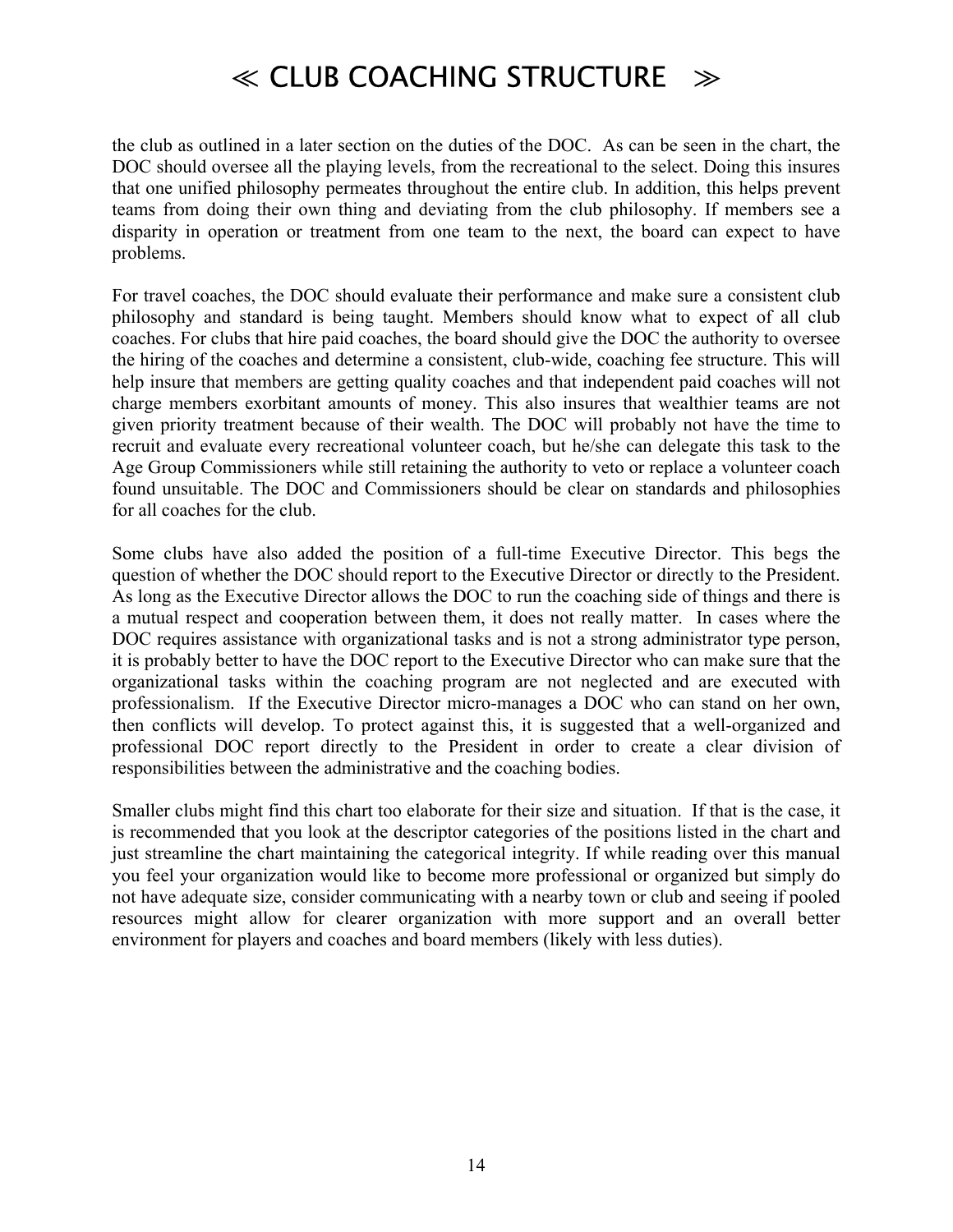the club as outlined in a later section on the duties of the DOC. As can be seen in the chart, the DOC should oversee all the playing levels, from the recreational to the select. Doing this insures that one unified philosophy permeates throughout the entire club. In addition, this helps prevent teams from doing their own thing and deviating from the club philosophy. If members see a disparity in operation or treatment from one team to the next, the board can expect to have problems.

For travel coaches, the DOC should evaluate their performance and make sure a consistent club philosophy and standard is being taught. Members should know what to expect of all club coaches. For clubs that hire paid coaches, the board should give the DOC the authority to oversee the hiring of the coaches and determine a consistent, club-wide, coaching fee structure. This will help insure that members are getting quality coaches and that independent paid coaches will not charge members exorbitant amounts of money. This also insures that wealthier teams are not given priority treatment because of their wealth. The DOC will probably not have the time to recruit and evaluate every recreational volunteer coach, but he/she can delegate this task to the Age Group Commissioners while still retaining the authority to veto or replace a volunteer coach found unsuitable. The DOC and Commissioners should be clear on standards and philosophies for all coaches for the club.

Some clubs have also added the position of a full-time Executive Director. This begs the question of whether the DOC should report to the Executive Director or directly to the President. As long as the Executive Director allows the DOC to run the coaching side of things and there is a mutual respect and cooperation between them, it does not really matter. In cases where the DOC requires assistance with organizational tasks and is not a strong administrator type person, it is probably better to have the DOC report to the Executive Director who can make sure that the organizational tasks within the coaching program are not neglected and are executed with professionalism. If the Executive Director micro-manages a DOC who can stand on her own, then conflicts will develop. To protect against this, it is suggested that a well-organized and professional DOC report directly to the President in order to create a clear division of responsibilities between the administrative and the coaching bodies.

Smaller clubs might find this chart too elaborate for their size and situation. If that is the case, it is recommended that you look at the descriptor categories of the positions listed in the chart and just streamline the chart maintaining the categorical integrity. If while reading over this manual you feel your organization would like to become more professional or organized but simply do not have adequate size, consider communicating with a nearby town or club and seeing if pooled resources might allow for clearer organization with more support and an overall better environment for players and coaches and board members (likely with less duties).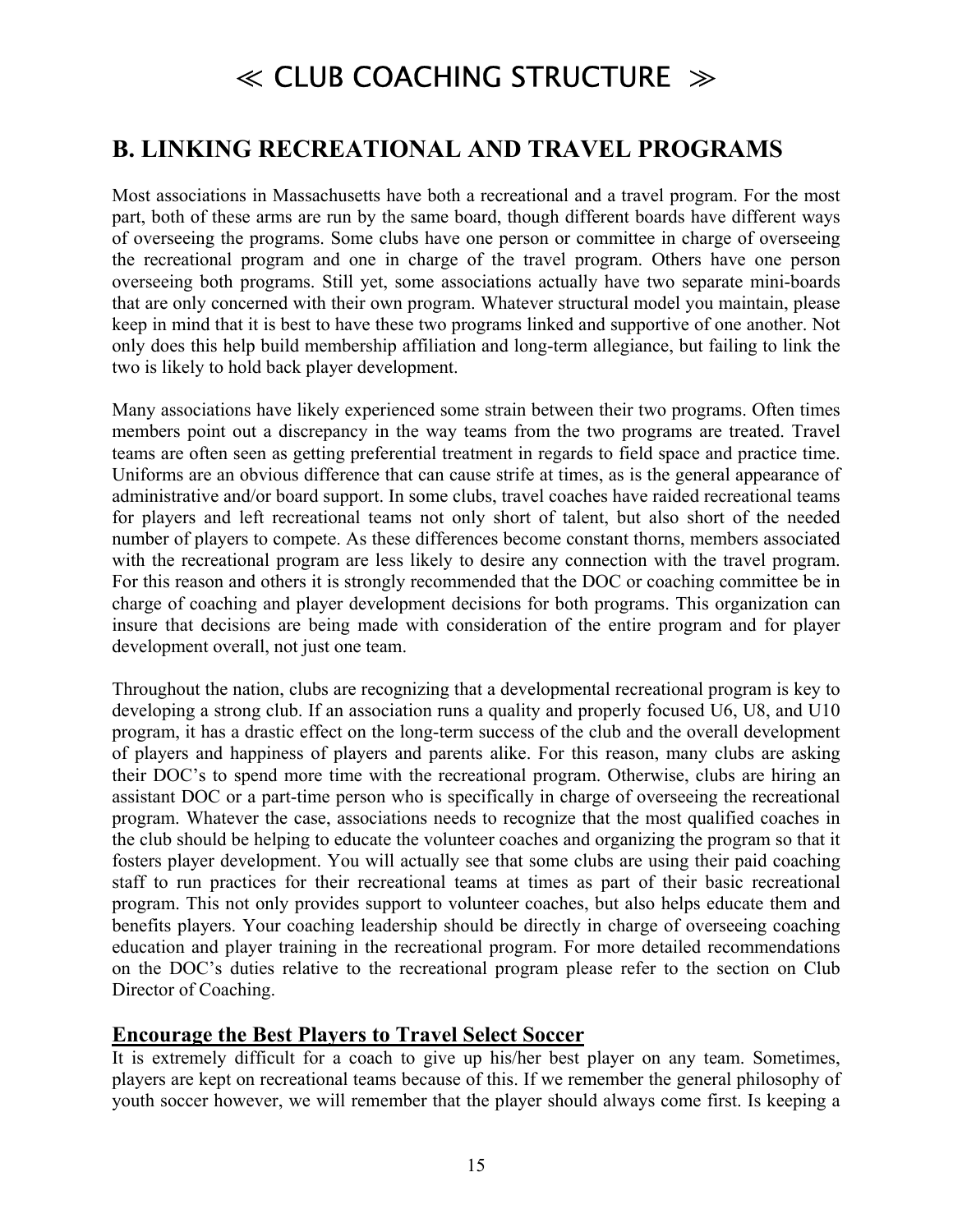# ≪ CLUB COACHING STRUCTURE ≫

## B. LINKING RECREATIONAL AND TRAVEL PROGRAMS

Most associations in Massachusetts have both a recreational and a travel program. For the most part, both of these arms are run by the same board, though different boards have different ways of overseeing the programs. Some clubs have one person or committee in charge of overseeing the recreational program and one in charge of the travel program. Others have one person overseeing both programs. Still yet, some associations actually have two separate mini-boards that are only concerned with their own program. Whatever structural model you maintain, please keep in mind that it is best to have these two programs linked and supportive of one another. Not only does this help build membership affiliation and long-term allegiance, but failing to link the two is likely to hold back player development.

Many associations have likely experienced some strain between their two programs. Often times members point out a discrepancy in the way teams from the two programs are treated. Travel teams are often seen as getting preferential treatment in regards to field space and practice time. Uniforms are an obvious difference that can cause strife at times, as is the general appearance of administrative and/or board support. In some clubs, travel coaches have raided recreational teams for players and left recreational teams not only short of talent, but also short of the needed number of players to compete. As these differences become constant thorns, members associated with the recreational program are less likely to desire any connection with the travel program. For this reason and others it is strongly recommended that the DOC or coaching committee be in charge of coaching and player development decisions for both programs. This organization can insure that decisions are being made with consideration of the entire program and for player development overall, not just one team.

Throughout the nation, clubs are recognizing that a developmental recreational program is key to developing a strong club. If an association runs a quality and properly focused U6, U8, and U10 program, it has a drastic effect on the long-term success of the club and the overall development of players and happiness of players and parents alike. For this reason, many clubs are asking their DOC's to spend more time with the recreational program. Otherwise, clubs are hiring an assistant DOC or a part-time person who is specifically in charge of overseeing the recreational program. Whatever the case, associations needs to recognize that the most qualified coaches in the club should be helping to educate the volunteer coaches and organizing the program so that it fosters player development. You will actually see that some clubs are using their paid coaching staff to run practices for their recreational teams at times as part of their basic recreational program. This not only provides support to volunteer coaches, but also helps educate them and benefits players. Your coaching leadership should be directly in charge of overseeing coaching education and player training in the recreational program. For more detailed recommendations on the DOC's duties relative to the recreational program please refer to the section on Club Director of Coaching.

### Encourage the Best Players to Travel Select Soccer

It is extremely difficult for a coach to give up his/her best player on any team. Sometimes, players are kept on recreational teams because of this. If we remember the general philosophy of youth soccer however, we will remember that the player should always come first. Is keeping a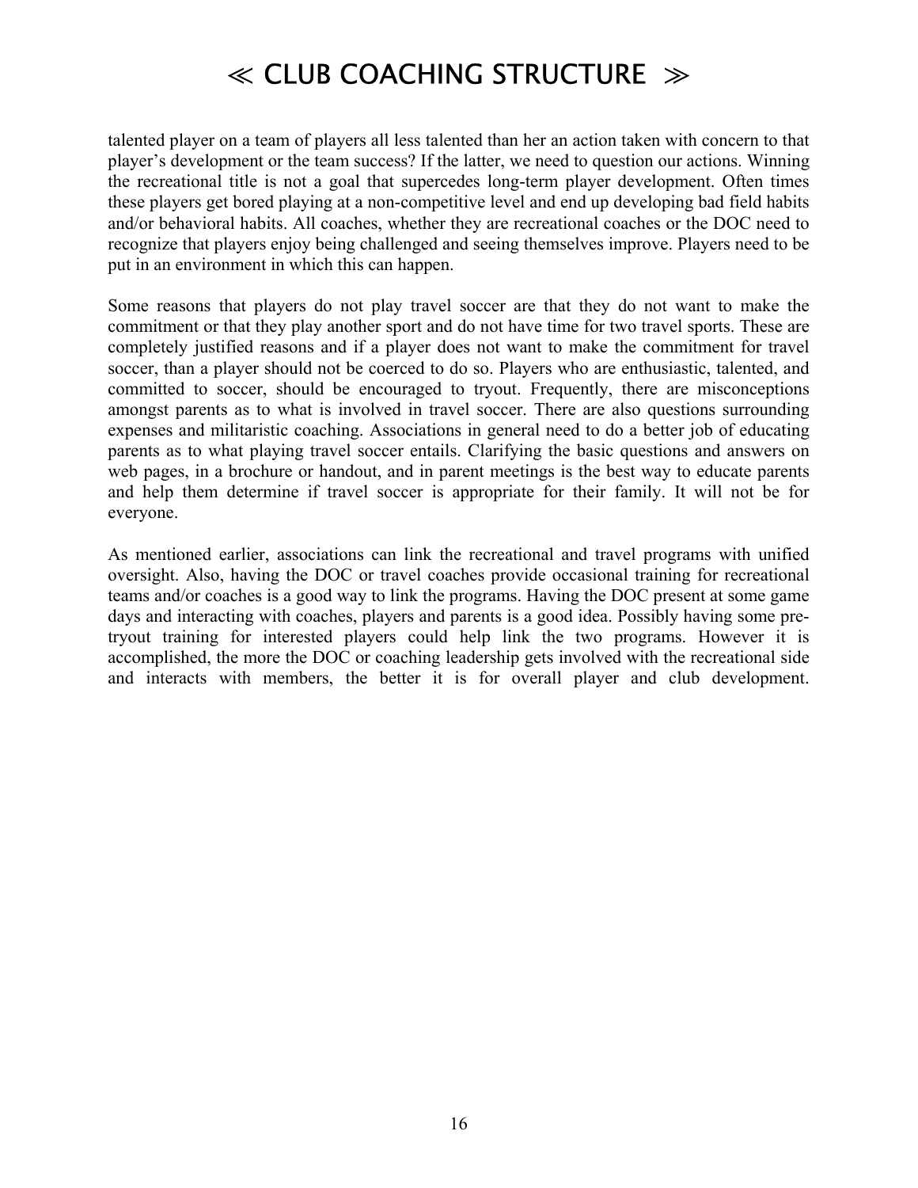talented player on a team of players all less talented than her an action taken with concern to that player's development or the team success? If the latter, we need to question our actions. Winning the recreational title is not a goal that supercedes long-term player development. Often times these players get bored playing at a non-competitive level and end up developing bad field habits and/or behavioral habits. All coaches, whether they are recreational coaches or the DOC need to recognize that players enjoy being challenged and seeing themselves improve. Players need to be put in an environment in which this can happen.

Some reasons that players do not play travel soccer are that they do not want to make the commitment or that they play another sport and do not have time for two travel sports. These are completely justified reasons and if a player does not want to make the commitment for travel soccer, than a player should not be coerced to do so. Players who are enthusiastic, talented, and committed to soccer, should be encouraged to tryout. Frequently, there are misconceptions amongst parents as to what is involved in travel soccer. There are also questions surrounding expenses and militaristic coaching. Associations in general need to do a better job of educating parents as to what playing travel soccer entails. Clarifying the basic questions and answers on web pages, in a brochure or handout, and in parent meetings is the best way to educate parents and help them determine if travel soccer is appropriate for their family. It will not be for everyone.

As mentioned earlier, associations can link the recreational and travel programs with unified oversight. Also, having the DOC or travel coaches provide occasional training for recreational teams and/or coaches is a good way to link the programs. Having the DOC present at some game days and interacting with coaches, players and parents is a good idea. Possibly having some pre-tryout training for interested players could help link the two programs. However it is accomplished, the more the DOC or coaching leadership gets involved with the recreational side and interacts with members, the better it is for overall player and club development.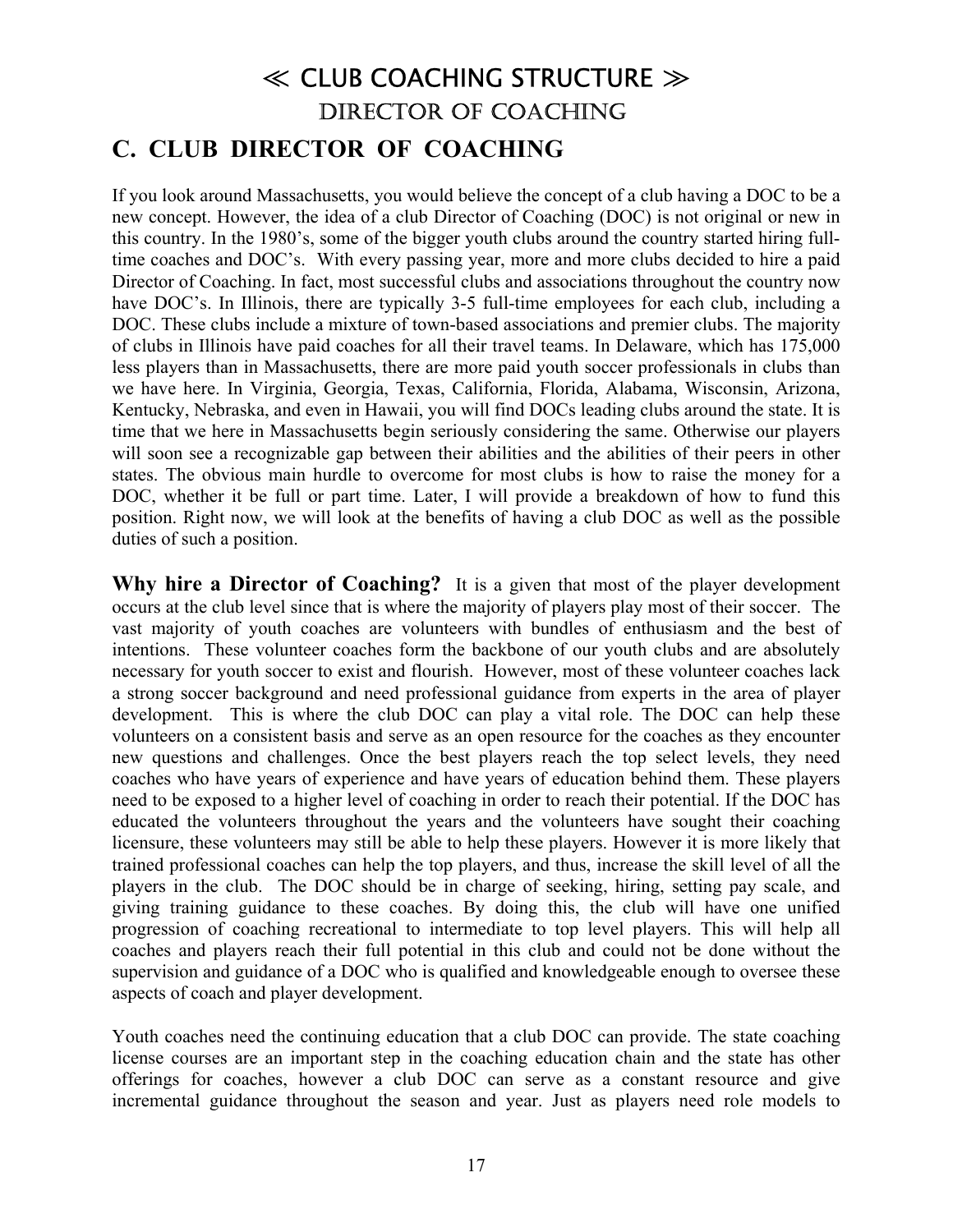# ≪ CLUB COACHING STRUCTURE ≫

## DIRECTOR OF COACHING

## C. CLUB DIRECTOR OF COACHING

If you look around Massachusetts, you would believe the concept of a club having a DOC to be a new concept. However, the idea of a club Director of Coaching (DOC) is not original or new in this country. In the 1980's, some of the bigger youth clubs around the country started hiring full-time coaches and DOC's. With every passing year, more and more clubs decided to hire a paid Director of Coaching. In fact, most successful clubs and associations throughout the country now have DOC's. In Illinois, there are typically 3-5 full-time employees for each club, including a DOC. These clubs include a mixture of town-based associations and premier clubs. The majority of clubs in Illinois have paid coaches for all their travel teams. In Delaware, which has 175,000 less players than in Massachusetts, there are more paid youth soccer professionals in clubs than we have here. In Virginia, Georgia, Texas, California, Florida, Alabama, Wisconsin, Arizona, Kentucky, Nebraska, and even in Hawaii, you will find DOCs leading clubs around the state. It is time that we here in Massachusetts begin seriously considering the same. Otherwise our players will soon see a recognizable gap between their abilities and the abilities of their peers in other states. The obvious main hurdle to overcome for most clubs is how to raise the money for a DOC, whether it be full or part time. Later, I will provide a breakdown of how to fund this position. Right now, we will look at the benefits of having a club DOC as well as the possible duties of such a position.

**Why hire a Director of Coaching?** It is a given that most of the player development occurs at the club level since that is where the majority of players play most of their soccer. The vast majority of youth coaches are volunteers with bundles of enthusiasm and the best of intentions. These volunteer coaches form the backbone of our youth clubs and are absolutely necessary for youth soccer to exist and flourish. However, most of these volunteer coaches lack a strong soccer background and need professional guidance from experts in the area of player development. This is where the club DOC can play a vital role. The DOC can help these volunteers on a consistent basis and serve as an open resource for the coaches as they encounter new questions and challenges. Once the best players reach the top select levels, they need coaches who have years of experience and have years of education behind them. These players need to be exposed to a higher level of coaching in order to reach their potential. If the DOC has educated the volunteers throughout the years and the volunteers have sought their coaching licensure, these volunteers may still be able to help these players. However it is more likely that trained professional coaches can help the top players, and thus, increase the skill level of all the players in the club. The DOC should be in charge of seeking, hiring, setting pay scale, and giving training guidance to these coaches. By doing this, the club will have one unified progression of coaching recreational to intermediate to top level players. This will help all coaches and players reach their full potential in this club and could not be done without the supervision and guidance of a DOC who is qualified and knowledgeable enough to oversee these aspects of coach and player development.

Youth coaches need the continuing education that a club DOC can provide. The state coaching license courses are an important step in the coaching education chain and the state has other offerings for coaches, however a club DOC can serve as a constant resource and give incremental guidance throughout the season and year. Just as players need role models to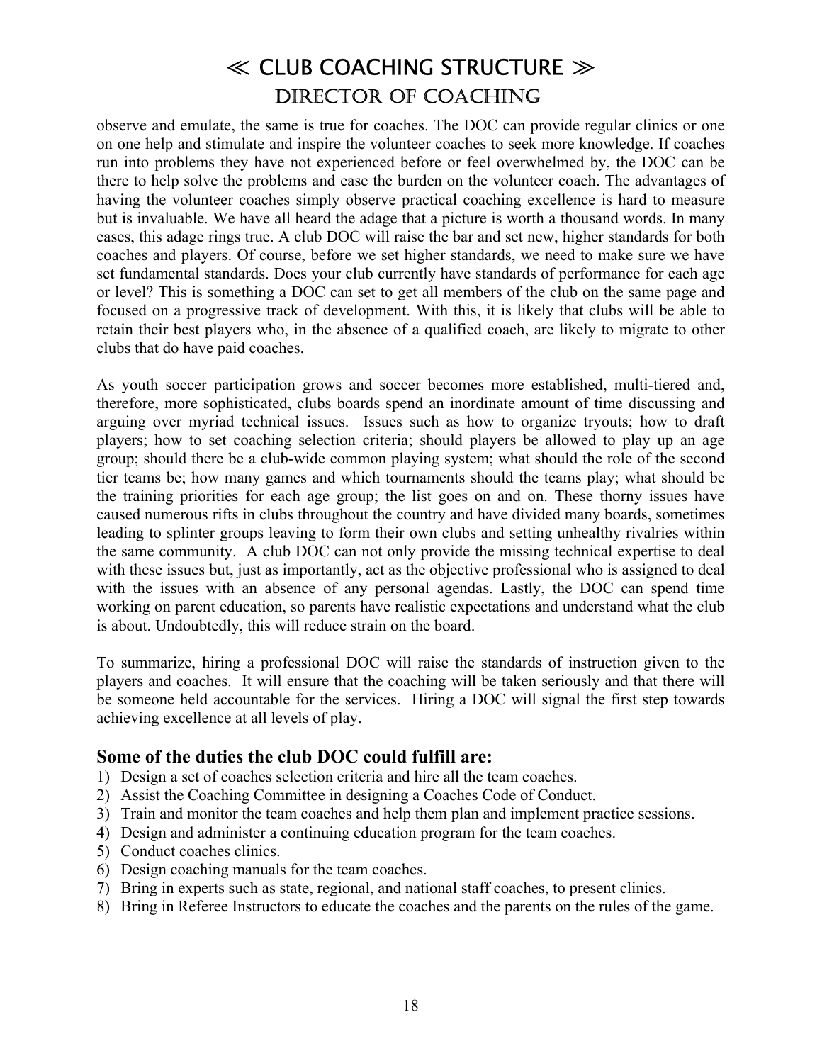# ≪ CLUB COACHING STRUCTURE ≫

## DIRECTOR OF COACHING

observe and emulate, the same is true for coaches. The DOC can provide regular clinics or one on one help and stimulate and inspire the volunteer coaches to seek more knowledge. If coaches run into problems they have not experienced before or feel overwhelmed by, the DOC can be there to help solve the problems and ease the burden on the volunteer coach. The advantages of having the volunteer coaches simply observe practical coaching excellence is hard to measure but is invaluable. We have all heard the adage that a picture is worth a thousand words. In many cases, this adage rings true. A club DOC will raise the bar and set new, higher standards for both coaches and players. Of course, before we set higher standards, we need to make sure we have set fundamental standards. Does your club currently have standards of performance for each age or level? This is something a DOC can set to get all members of the club on the same page and focused on a progressive track of development. With this, it is likely that clubs will be able to retain their best players who, in the absence of a qualified coach, are likely to migrate to other clubs that do have paid coaches.

As youth soccer participation grows and soccer becomes more established, multi-tiered and, therefore, more sophisticated, clubs boards spend an inordinate amount of time discussing and arguing over myriad technical issues. Issues such as how to organize tryouts; how to draft players; how to set coaching selection criteria; should players be allowed to play up an age group; should there be a club-wide common playing system; what should the role of the second tier teams be; how many games and which tournaments should the teams play; what should be the training priorities for each age group; the list goes on and on. These thorny issues have caused numerous rifts in clubs throughout the country and have divided many boards, sometimes leading to splinter groups leaving to form their own clubs and setting unhealthy rivalries within the same community. A club DOC can not only provide the missing technical expertise to deal with these issues but, just as importantly, act as the objective professional who is assigned to deal with the issues with an absence of any personal agendas. Lastly, the DOC can spend time working on parent education, so parents have realistic expectations and understand what the club is about. Undoubtedly, this will reduce strain on the board.

To summarize, hiring a professional DOC will raise the standards of instruction given to the players and coaches. It will ensure that the coaching will be taken seriously and that there will be someone held accountable for the services. Hiring a DOC will signal the first step towards achieving excellence at all levels of play.

### Some of the duties the club DOC could fulfill are:

1) Design a set of coaches selection criteria and hire all the team coaches.
2) Assist the Coaching Committee in designing a Coaches Code of Conduct.
3) Train and monitor the team coaches and help them plan and implement practice sessions.
4) Design and administer a continuing education program for the team coaches.
5) Conduct coaches clinics.
6) Design coaching manuals for the team coaches.
7) Bring in experts such as state, regional, and national staff coaches, to present clinics.
8) Bring in Referee Instructors to educate the coaches and the parents on the rules of the game.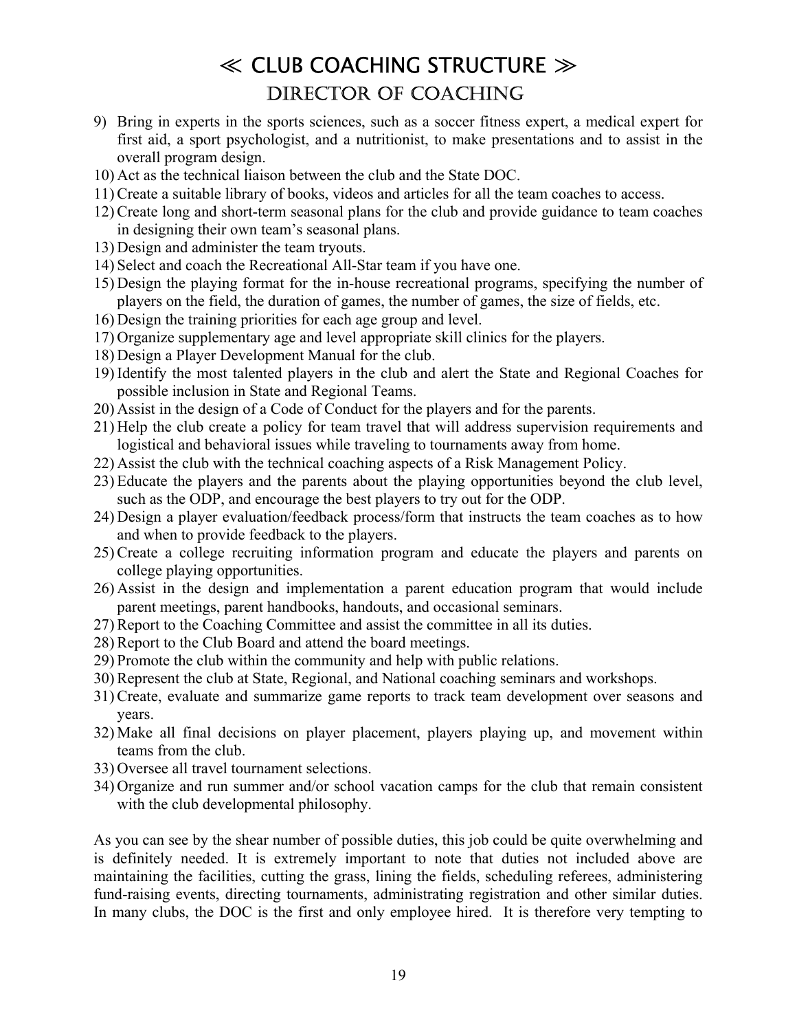# ≪ CLUB COACHING STRUCTURE ≫

## DIRECTOR OF COACHING

9) Bring in experts in the sports sciences, such as a soccer fitness expert, a medical expert for first aid, a sport psychologist, and a nutritionist, to make presentations and to assist in the overall program design.
10) Act as the technical liaison between the club and the State DOC.
11) Create a suitable library of books, videos and articles for all the team coaches to access.
12) Create long and short-term seasonal plans for the club and provide guidance to team coaches in designing their own team's seasonal plans.
13) Design and administer the team tryouts.
14) Select and coach the Recreational All-Star team if you have one.
15) Design the playing format for the in-house recreational programs, specifying the number of players on the field, the duration of games, the number of games, the size of fields, etc.
16) Design the training priorities for each age group and level.
17) Organize supplementary age and level appropriate skill clinics for the players.
18) Design a Player Development Manual for the club.
19) Identify the most talented players in the club and alert the State and Regional Coaches for possible inclusion in State and Regional Teams.
20) Assist in the design of a Code of Conduct for the players and for the parents.
21) Help the club create a policy for team travel that will address supervision requirements and logistical and behavioral issues while traveling to tournaments away from home.
22) Assist the club with the technical coaching aspects of a Risk Management Policy.
23) Educate the players and the parents about the playing opportunities beyond the club level, such as the ODP, and encourage the best players to try out for the ODP.
24) Design a player evaluation/feedback process/form that instructs the team coaches as to how and when to provide feedback to the players.
25) Create a college recruiting information program and educate the players and parents on college playing opportunities.
26) Assist in the design and implementation a parent education program that would include parent meetings, parent handbooks, handouts, and occasional seminars.
27) Report to the Coaching Committee and assist the committee in all its duties.
28) Report to the Club Board and attend the board meetings.
29) Promote the club within the community and help with public relations.
30) Represent the club at State, Regional, and National coaching seminars and workshops.
31) Create, evaluate and summarize game reports to track team development over seasons and years.
32) Make all final decisions on player placement, players playing up, and movement within teams from the club.
33) Oversee all travel tournament selections.
34) Organize and run summer and/or school vacation camps for the club that remain consistent with the club developmental philosophy.

As you can see by the shear number of possible duties, this job could be quite overwhelming and is definitely needed. It is extremely important to note that duties not included above are maintaining the facilities, cutting the grass, lining the fields, scheduling referees, administering fund-raising events, directing tournaments, administrating registration and other similar duties. In many clubs, the DOC is the first and only employee hired. It is therefore very tempting to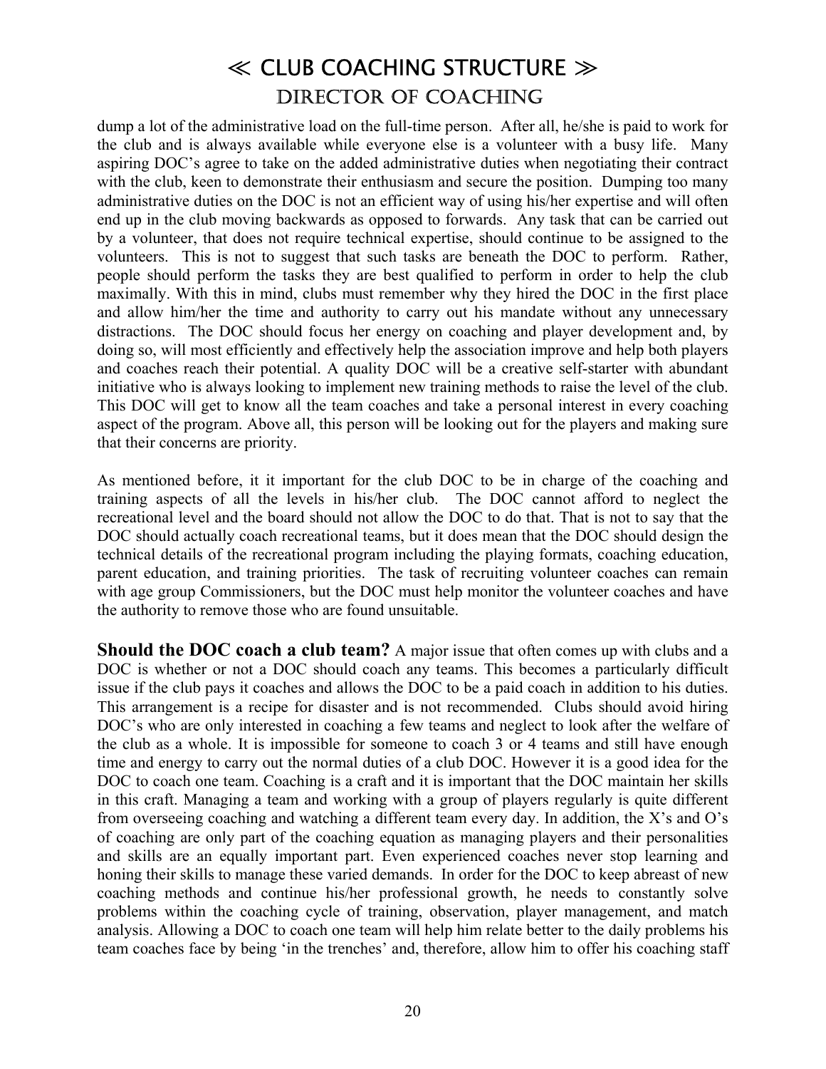# ≪ CLUB COACHING STRUCTURE ≫

## DIRECTOR OF COACHING

dump a lot of the administrative load on the full-time person. After all, he/she is paid to work for the club and is always available while everyone else is a volunteer with a busy life. Many aspiring DOC's agree to take on the added administrative duties when negotiating their contract with the club, keen to demonstrate their enthusiasm and secure the position. Dumping too many administrative duties on the DOC is not an efficient way of using his/her expertise and will often end up in the club moving backwards as opposed to forwards. Any task that can be carried out by a volunteer, that does not require technical expertise, should continue to be assigned to the volunteers. This is not to suggest that such tasks are beneath the DOC to perform. Rather, people should perform the tasks they are best qualified to perform in order to help the club maximally. With this in mind, clubs must remember why they hired the DOC in the first place and allow him/her the time and authority to carry out his mandate without any unnecessary distractions. The DOC should focus her energy on coaching and player development and, by doing so, will most efficiently and effectively help the association improve and help both players and coaches reach their potential. A quality DOC will be a creative self-starter with abundant initiative who is always looking to implement new training methods to raise the level of the club. This DOC will get to know all the team coaches and take a personal interest in every coaching aspect of the program. Above all, this person will be looking out for the players and making sure that their concerns are priority.

As mentioned before, it it important for the club DOC to be in charge of the coaching and training aspects of all the levels in his/her club. The DOC cannot afford to neglect the recreational level and the board should not allow the DOC to do that. That is not to say that the DOC should actually coach recreational teams, but it does mean that the DOC should design the technical details of the recreational program including the playing formats, coaching education, parent education, and training priorities. The task of recruiting volunteer coaches can remain with age group Commissioners, but the DOC must help monitor the volunteer coaches and have the authority to remove those who are found unsuitable.

**Should the DOC coach a club team?** A major issue that often comes up with clubs and a DOC is whether or not a DOC should coach any teams. This becomes a particularly difficult issue if the club pays it coaches and allows the DOC to be a paid coach in addition to his duties. This arrangement is a recipe for disaster and is not recommended. Clubs should avoid hiring DOC's who are only interested in coaching a few teams and neglect to look after the welfare of the club as a whole. It is impossible for someone to coach 3 or 4 teams and still have enough time and energy to carry out the normal duties of a club DOC. However it is a good idea for the DOC to coach one team. Coaching is a craft and it is important that the DOC maintain her skills in this craft. Managing a team and working with a group of players regularly is quite different from overseeing coaching and watching a different team every day. In addition, the X's and O's of coaching are only part of the coaching equation as managing players and their personalities and skills are an equally important part. Even experienced coaches never stop learning and honing their skills to manage these varied demands. In order for the DOC to keep abreast of new coaching methods and continue his/her professional growth, he needs to constantly solve problems within the coaching cycle of training, observation, player management, and match analysis. Allowing a DOC to coach one team will help him relate better to the daily problems his team coaches face by being 'in the trenches' and, therefore, allow him to offer his coaching staff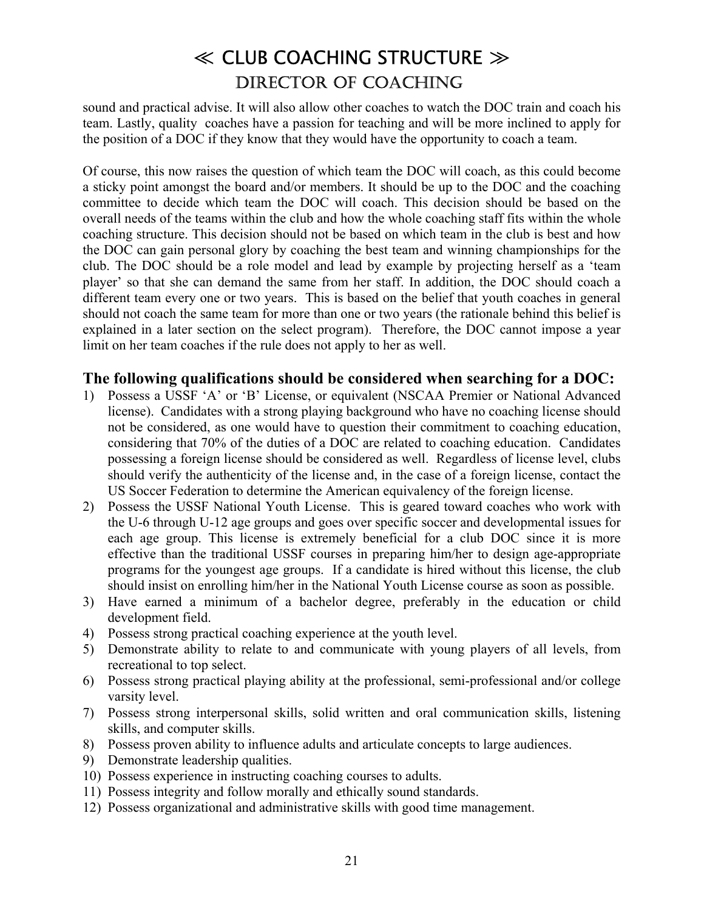# ≪ CLUB COACHING STRUCTURE ≫

## DIRECTOR OF COACHING

sound and practical advise. It will also allow other coaches to watch the DOC train and coach his team. Lastly, quality coaches have a passion for teaching and will be more inclined to apply for the position of a DOC if they know that they would have the opportunity to coach a team.

Of course, this now raises the question of which team the DOC will coach, as this could become a sticky point amongst the board and/or members. It should be up to the DOC and the coaching committee to decide which team the DOC will coach. This decision should be based on the overall needs of the teams within the club and how the whole coaching staff fits within the whole coaching structure. This decision should not be based on which team in the club is best and how the DOC can gain personal glory by coaching the best team and winning championships for the club. The DOC should be a role model and lead by example by projecting herself as a 'team player' so that she can demand the same from her staff. In addition, the DOC should coach a different team every one or two years. This is based on the belief that youth coaches in general should not coach the same team for more than one or two years (the rationale behind this belief is explained in a later section on the select program). Therefore, the DOC cannot impose a year limit on her team coaches if the rule does not apply to her as well.

### The following qualifications should be considered when searching for a DOC:

1) Possess a USSF 'A' or 'B' License, or equivalent (NSCAA Premier or National Advanced license). Candidates with a strong playing background who have no coaching license should not be considered, as one would have to question their commitment to coaching education, considering that 70% of the duties of a DOC are related to coaching education. Candidates possessing a foreign license should be considered as well. Regardless of license level, clubs should verify the authenticity of the license and, in the case of a foreign license, contact the US Soccer Federation to determine the American equivalency of the foreign license.
2) Possess the USSF National Youth License. This is geared toward coaches who work with the U-6 through U-12 age groups and goes over specific soccer and developmental issues for each age group. This license is extremely beneficial for a club DOC since it is more effective than the traditional USSF courses in preparing him/her to design age-appropriate programs for the youngest age groups. If a candidate is hired without this license, the club should insist on enrolling him/her in the National Youth License course as soon as possible.
3) Have earned a minimum of a bachelor degree, preferably in the education or child development field.
4) Possess strong practical coaching experience at the youth level.
5) Demonstrate ability to relate to and communicate with young players of all levels, from recreational to top select.
6) Possess strong practical playing ability at the professional, semi-professional and/or college varsity level.
7) Possess strong interpersonal skills, solid written and oral communication skills, listening skills, and computer skills.
8) Possess proven ability to influence adults and articulate concepts to large audiences.
9) Demonstrate leadership qualities.
10) Possess experience in instructing coaching courses to adults.
11) Possess integrity and follow morally and ethically sound standards.
12) Possess organizational and administrative skills with good time management.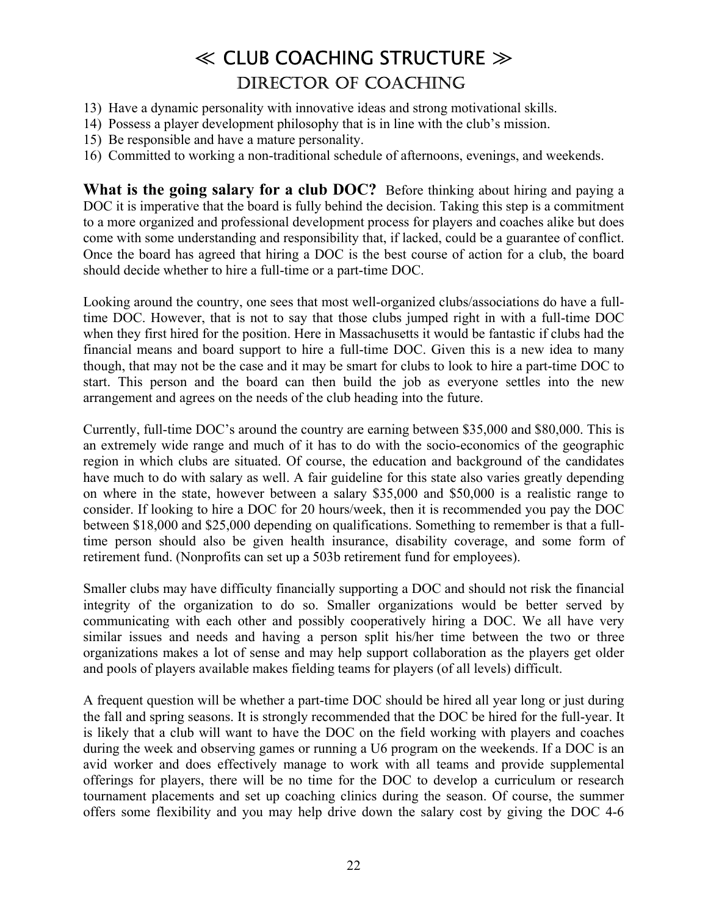# ≪ CLUB COACHING STRUCTURE ≫

## DIRECTOR OF COACHING

13) Have a dynamic personality with innovative ideas and strong motivational skills.
14) Possess a player development philosophy that is in line with the club's mission.
15) Be responsible and have a mature personality.
16) Committed to working a non-traditional schedule of afternoons, evenings, and weekends.

**What is the going salary for a club DOC?** Before thinking about hiring and paying a DOC it is imperative that the board is fully behind the decision. Taking this step is a commitment to a more organized and professional development process for players and coaches alike but does come with some understanding and responsibility that, if lacked, could be a guarantee of conflict. Once the board has agreed that hiring a DOC is the best course of action for a club, the board should decide whether to hire a full-time or a part-time DOC.

Looking around the country, one sees that most well-organized clubs/associations do have a full-time DOC. However, that is not to say that those clubs jumped right in with a full-time DOC when they first hired for the position. Here in Massachusetts it would be fantastic if clubs had the financial means and board support to hire a full-time DOC. Given this is a new idea to many though, that may not be the case and it may be smart for clubs to look to hire a part-time DOC to start. This person and the board can then build the job as everyone settles into the new arrangement and agrees on the needs of the club heading into the future.

Currently, full-time DOC's around the country are earning between $35,000 and $80,000. This is an extremely wide range and much of it has to do with the socio-economics of the geographic region in which clubs are situated. Of course, the education and background of the candidates have much to do with salary as well. A fair guideline for this state also varies greatly depending on where in the state, however between a salary $35,000 and $50,000 is a realistic range to consider. If looking to hire a DOC for 20 hours/week, then it is recommended you pay the DOC between $18,000 and $25,000 depending on qualifications. Something to remember is that a full-time person should also be given health insurance, disability coverage, and some form of retirement fund. (Nonprofits can set up a 503b retirement fund for employees).

Smaller clubs may have difficulty financially supporting a DOC and should not risk the financial integrity of the organization to do so. Smaller organizations would be better served by communicating with each other and possibly cooperatively hiring a DOC. We all have very similar issues and needs and having a person split his/her time between the two or three organizations makes a lot of sense and may help support collaboration as the players get older and pools of players available makes fielding teams for players (of all levels) difficult.

A frequent question will be whether a part-time DOC should be hired all year long or just during the fall and spring seasons. It is strongly recommended that the DOC be hired for the full-year. It is likely that a club will want to have the DOC on the field working with players and coaches during the week and observing games or running a U6 program on the weekends. If a DOC is an avid worker and does effectively manage to work with all teams and provide supplemental offerings for players, there will be no time for the DOC to develop a curriculum or research tournament placements and set up coaching clinics during the season. Of course, the summer offers some flexibility and you may help drive down the salary cost by giving the DOC 4-6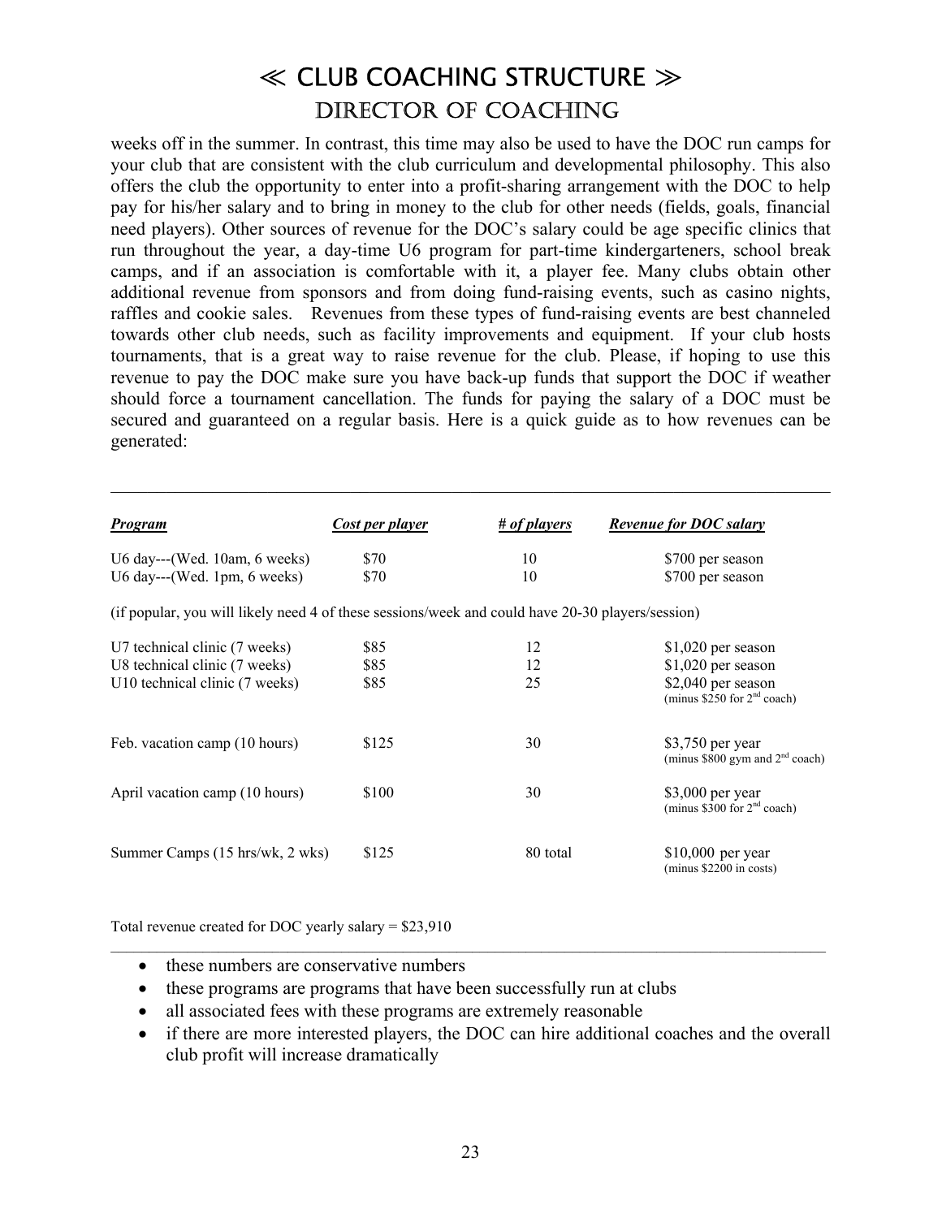# ≪ CLUB COACHING STRUCTURE ≫

## DIRECTOR OF COACHING

weeks off in the summer. In contrast, this time may also be used to have the DOC run camps for your club that are consistent with the club curriculum and developmental philosophy. This also offers the club the opportunity to enter into a profit-sharing arrangement with the DOC to help pay for his/her salary and to bring in money to the club for other needs (fields, goals, financial need players). Other sources of revenue for the DOC's salary could be age specific clinics that run throughout the year, a day-time U6 program for part-time kindergarteners, school break camps, and if an association is comfortable with it, a player fee. Many clubs obtain other additional revenue from sponsors and from doing fund-raising events, such as casino nights, raffles and cookie sales. Revenues from these types of fund-raising events are best channeled towards other club needs, such as facility improvements and equipment. If your club hosts tournaments, that is a great way to raise revenue for the club. Please, if hoping to use this revenue to pay the DOC make sure you have back-up funds that support the DOC if weather should force a tournament cancellation. The funds for paying the salary of a DOC must be secured and guaranteed on a regular basis. Here is a quick guide as to how revenues can be generated:

| ***Program*** | ***Cost per player*** | ***# of players*** | ***Revenue for DOC salary*** |
|---|---|---|---|
| U6 day---(Wed. 10am, 6 weeks) | $70 | 10 | $700 per season |
| U6 day---(Wed. 1pm, 6 weeks) | $70 | 10 | $700 per season |
| (if popular, you will likely need 4 of these sessions/week and could have 20-30 players/session) | | | |
| U7 technical clinic (7 weeks) | $85 | 12 | $1,020 per season |
| U8 technical clinic (7 weeks) | $85 | 12 | $1,020 per season |
| U10 technical clinic (7 weeks) | $85 | 25 | $2,040 per season (minus $250 for 2nd coach) |
| Feb. vacation camp (10 hours) | $125 | 30 | $3,750 per year (minus $800 gym and 2nd coach) |
| April vacation camp (10 hours) | $100 | 30 | $3,000 per year (minus $300 for 2nd coach) |
| Summer Camps (15 hrs/wk, 2 wks) | $125 | 80 total | $10,000 per year (minus $2200 in costs) |

Total revenue created for DOC yearly salary = $23,910

- these numbers are conservative numbers
- these programs are programs that have been successfully run at clubs
- all associated fees with these programs are extremely reasonable
- if there are more interested players, the DOC can hire additional coaches and the overall club profit will increase dramatically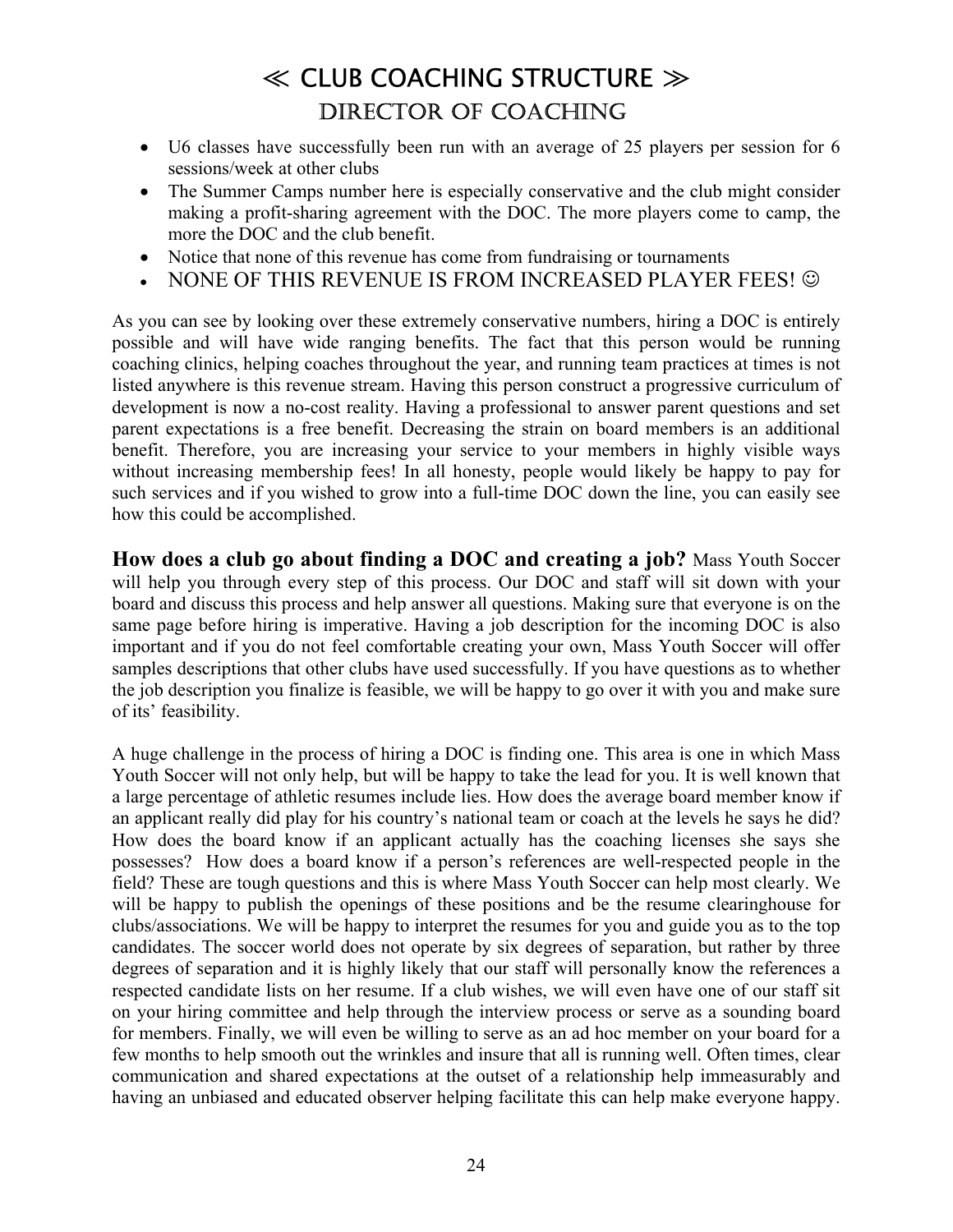# ≪ CLUB COACHING STRUCTURE ≫

## DIRECTOR OF COACHING

- U6 classes have successfully been run with an average of 25 players per session for 6 sessions/week at other clubs
- The Summer Camps number here is especially conservative and the club might consider making a profit-sharing agreement with the DOC. The more players come to camp, the more the DOC and the club benefit.
- Notice that none of this revenue has come from fundraising or tournaments
- NONE OF THIS REVENUE IS FROM INCREASED PLAYER FEES! ☺

As you can see by looking over these extremely conservative numbers, hiring a DOC is entirely possible and will have wide ranging benefits. The fact that this person would be running coaching clinics, helping coaches throughout the year, and running team practices at times is not listed anywhere is this revenue stream. Having this person construct a progressive curriculum of development is now a no-cost reality. Having a professional to answer parent questions and set parent expectations is a free benefit. Decreasing the strain on board members is an additional benefit. Therefore, you are increasing your service to your members in highly visible ways without increasing membership fees! In all honesty, people would likely be happy to pay for such services and if you wished to grow into a full-time DOC down the line, you can easily see how this could be accomplished.

**How does a club go about finding a DOC and creating a job?** Mass Youth Soccer will help you through every step of this process. Our DOC and staff will sit down with your board and discuss this process and help answer all questions. Making sure that everyone is on the same page before hiring is imperative. Having a job description for the incoming DOC is also important and if you do not feel comfortable creating your own, Mass Youth Soccer will offer samples descriptions that other clubs have used successfully. If you have questions as to whether the job description you finalize is feasible, we will be happy to go over it with you and make sure of its' feasibility.

A huge challenge in the process of hiring a DOC is finding one. This area is one in which Mass Youth Soccer will not only help, but will be happy to take the lead for you. It is well known that a large percentage of athletic resumes include lies. How does the average board member know if an applicant really did play for his country's national team or coach at the levels he says he did? How does the board know if an applicant actually has the coaching licenses she says she possesses? How does a board know if a person's references are well-respected people in the field? These are tough questions and this is where Mass Youth Soccer can help most clearly. We will be happy to publish the openings of these positions and be the resume clearinghouse for clubs/associations. We will be happy to interpret the resumes for you and guide you as to the top candidates. The soccer world does not operate by six degrees of separation, but rather by three degrees of separation and it is highly likely that our staff will personally know the references a respected candidate lists on her resume. If a club wishes, we will even have one of our staff sit on your hiring committee and help through the interview process or serve as a sounding board for members. Finally, we will even be willing to serve as an ad hoc member on your board for a few months to help smooth out the wrinkles and insure that all is running well. Often times, clear communication and shared expectations at the outset of a relationship help immeasurably and having an unbiased and educated observer helping facilitate this can help make everyone happy.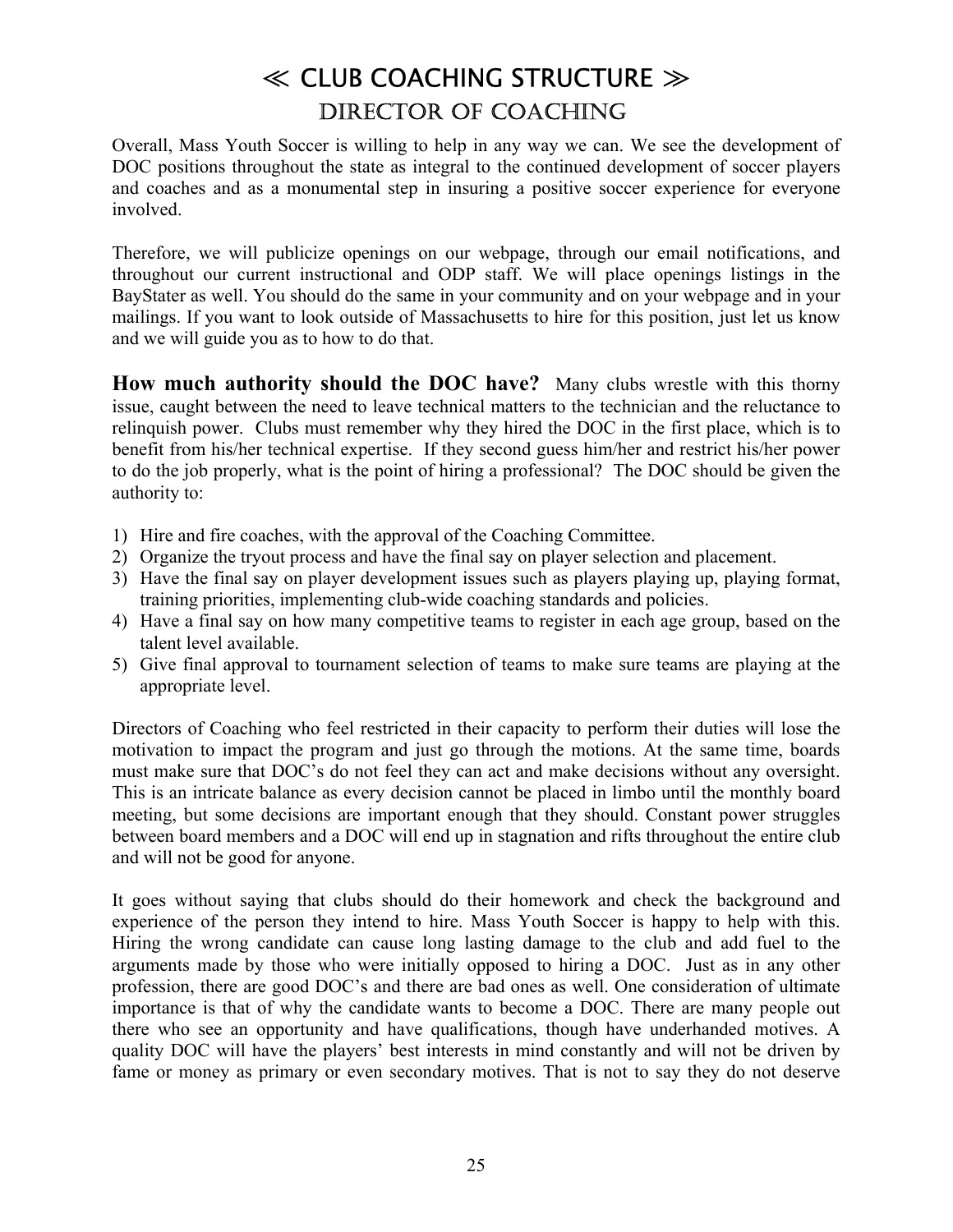# ≪ CLUB COACHING STRUCTURE ≫

## DIRECTOR OF COACHING

Overall, Mass Youth Soccer is willing to help in any way we can. We see the development of DOC positions throughout the state as integral to the continued development of soccer players and coaches and as a monumental step in insuring a positive soccer experience for everyone involved.

Therefore, we will publicize openings on our webpage, through our email notifications, and throughout our current instructional and ODP staff. We will place openings listings in the BayStater as well. You should do the same in your community and on your webpage and in your mailings. If you want to look outside of Massachusetts to hire for this position, just let us know and we will guide you as to how to do that.

**How much authority should the DOC have?** Many clubs wrestle with this thorny issue, caught between the need to leave technical matters to the technician and the reluctance to relinquish power. Clubs must remember why they hired the DOC in the first place, which is to benefit from his/her technical expertise. If they second guess him/her and restrict his/her power to do the job properly, what is the point of hiring a professional? The DOC should be given the authority to:

1) Hire and fire coaches, with the approval of the Coaching Committee.
2) Organize the tryout process and have the final say on player selection and placement.
3) Have the final say on player development issues such as players playing up, playing format, training priorities, implementing club-wide coaching standards and policies.
4) Have a final say on how many competitive teams to register in each age group, based on the talent level available.
5) Give final approval to tournament selection of teams to make sure teams are playing at the appropriate level.

Directors of Coaching who feel restricted in their capacity to perform their duties will lose the motivation to impact the program and just go through the motions. At the same time, boards must make sure that DOC's do not feel they can act and make decisions without any oversight. This is an intricate balance as every decision cannot be placed in limbo until the monthly board meeting, but some decisions are important enough that they should. Constant power struggles between board members and a DOC will end up in stagnation and rifts throughout the entire club and will not be good for anyone.

It goes without saying that clubs should do their homework and check the background and experience of the person they intend to hire. Mass Youth Soccer is happy to help with this. Hiring the wrong candidate can cause long lasting damage to the club and add fuel to the arguments made by those who were initially opposed to hiring a DOC. Just as in any other profession, there are good DOC's and there are bad ones as well. One consideration of ultimate importance is that of why the candidate wants to become a DOC. There are many people out there who see an opportunity and have qualifications, though have underhanded motives. A quality DOC will have the players' best interests in mind constantly and will not be driven by fame or money as primary or even secondary motives. That is not to say they do not deserve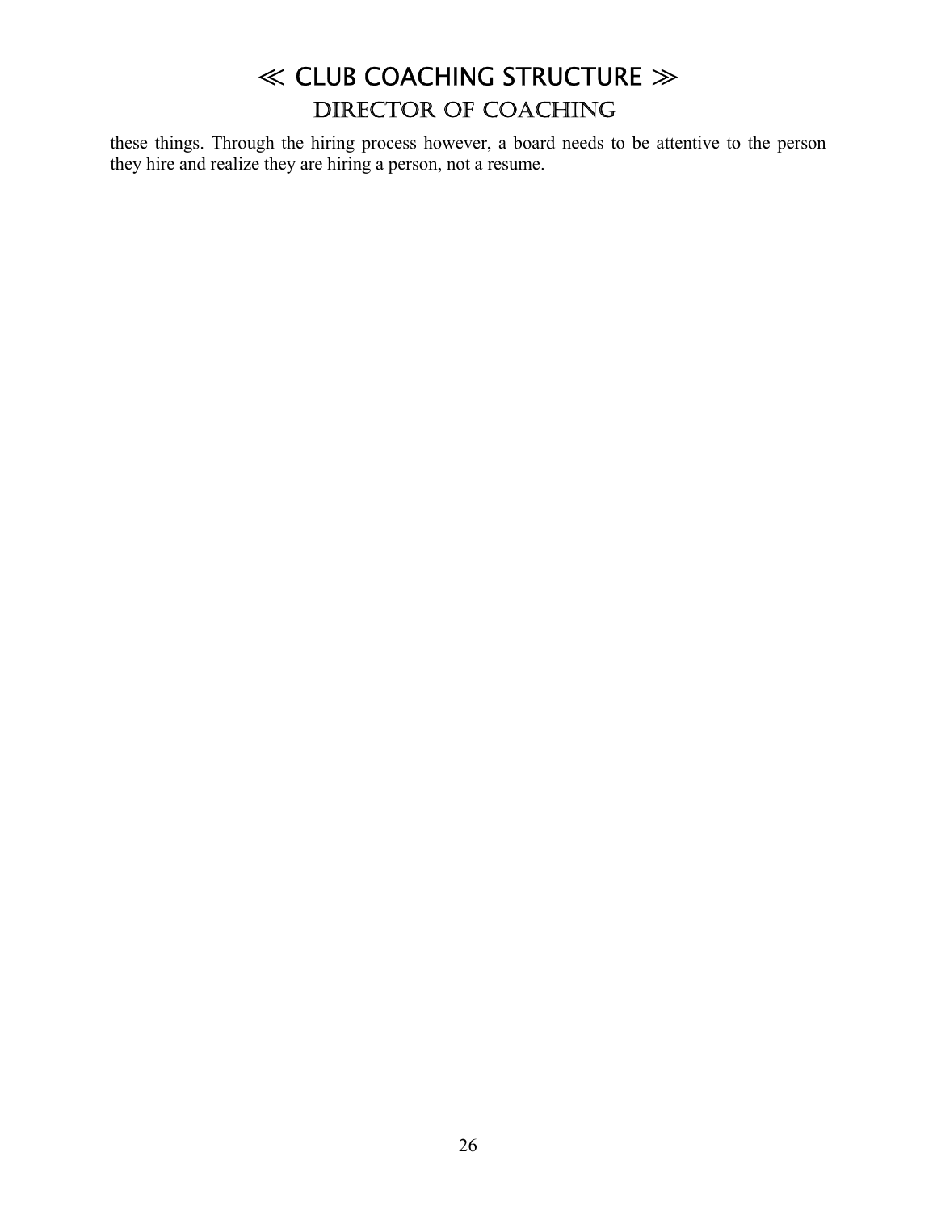# ≪ CLUB COACHING STRUCTURE ≫

## DIRECTOR OF COACHING

these things. Through the hiring process however, a board needs to be attentive to the person they hire and realize they are hiring a person, not a resume.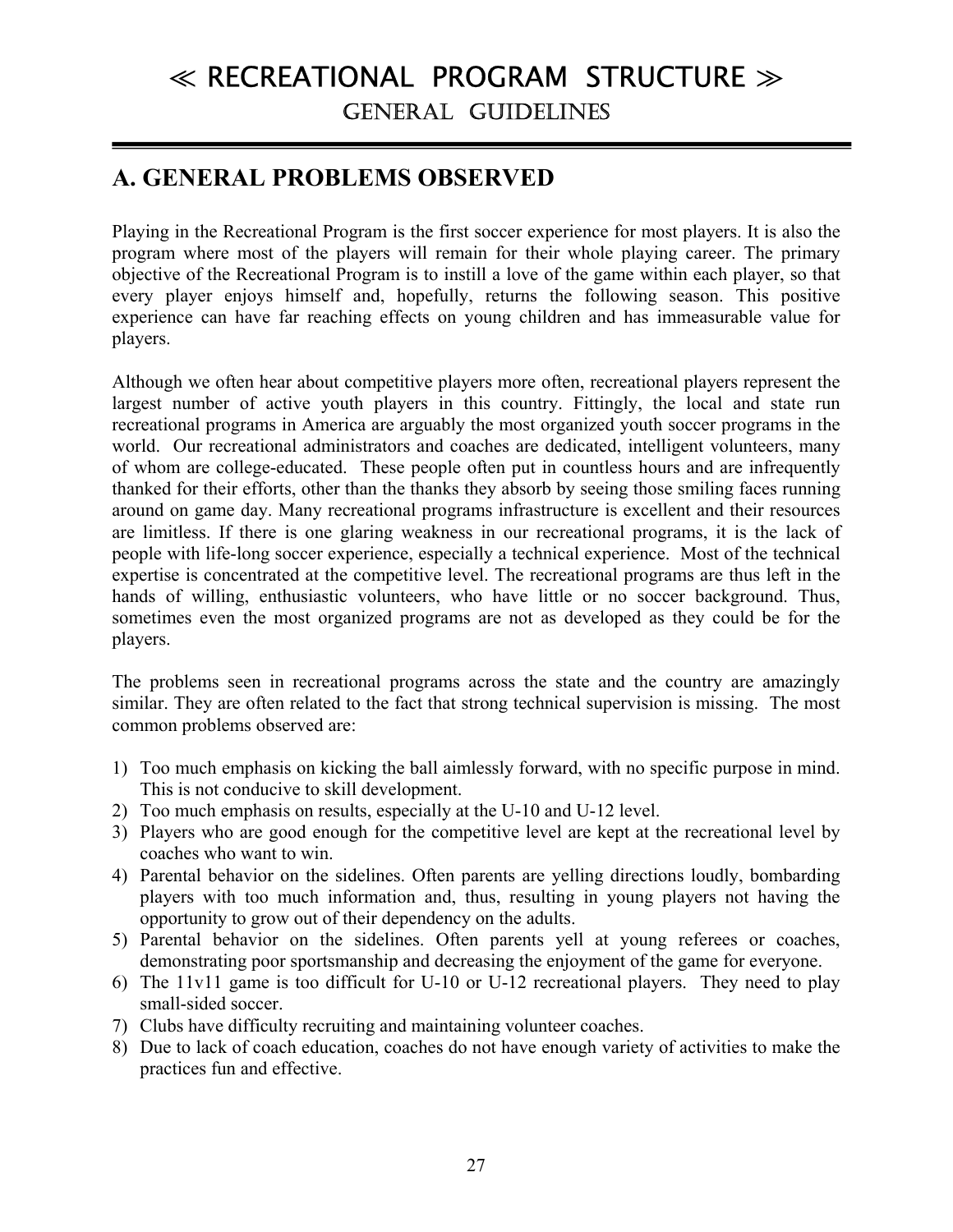# ≪ RECREATIONAL PROGRAM STRUCTURE ≫

## GENERAL GUIDELINES

---

## A. GENERAL PROBLEMS OBSERVED

Playing in the Recreational Program is the first soccer experience for most players. It is also the program where most of the players will remain for their whole playing career. The primary objective of the Recreational Program is to instill a love of the game within each player, so that every player enjoys himself and, hopefully, returns the following season. This positive experience can have far reaching effects on young children and has immeasurable value for players.

Although we often hear about competitive players more often, recreational players represent the largest number of active youth players in this country. Fittingly, the local and state run recreational programs in America are arguably the most organized youth soccer programs in the world. Our recreational administrators and coaches are dedicated, intelligent volunteers, many of whom are college-educated. These people often put in countless hours and are infrequently thanked for their efforts, other than the thanks they absorb by seeing those smiling faces running around on game day. Many recreational programs infrastructure is excellent and their resources are limitless. If there is one glaring weakness in our recreational programs, it is the lack of people with life-long soccer experience, especially a technical experience. Most of the technical expertise is concentrated at the competitive level. The recreational programs are thus left in the hands of willing, enthusiastic volunteers, who have little or no soccer background. Thus, sometimes even the most organized programs are not as developed as they could be for the players.

The problems seen in recreational programs across the state and the country are amazingly similar. They are often related to the fact that strong technical supervision is missing. The most common problems observed are:

1) Too much emphasis on kicking the ball aimlessly forward, with no specific purpose in mind. This is not conducive to skill development.
2) Too much emphasis on results, especially at the U-10 and U-12 level.
3) Players who are good enough for the competitive level are kept at the recreational level by coaches who want to win.
4) Parental behavior on the sidelines. Often parents are yelling directions loudly, bombarding players with too much information and, thus, resulting in young players not having the opportunity to grow out of their dependency on the adults.
5) Parental behavior on the sidelines. Often parents yell at young referees or coaches, demonstrating poor sportsmanship and decreasing the enjoyment of the game for everyone.
6) The 11v11 game is too difficult for U-10 or U-12 recreational players. They need to play small-sided soccer.
7) Clubs have difficulty recruiting and maintaining volunteer coaches.
8) Due to lack of coach education, coaches do not have enough variety of activities to make the practices fun and effective.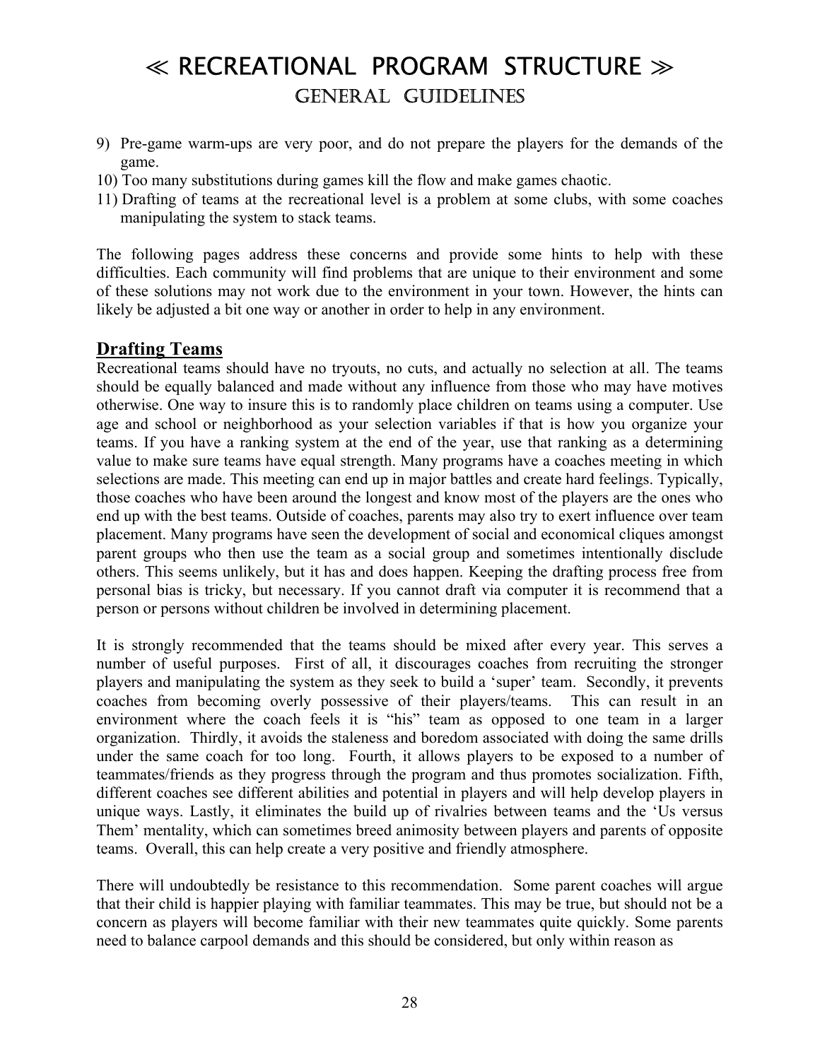# ≪ RECREATIONAL PROGRAM STRUCTURE ≫
## GENERAL GUIDELINES

9) Pre-game warm-ups are very poor, and do not prepare the players for the demands of the game.
10) Too many substitutions during games kill the flow and make games chaotic.
11) Drafting of teams at the recreational level is a problem at some clubs, with some coaches manipulating the system to stack teams.

The following pages address these concerns and provide some hints to help with these difficulties. Each community will find problems that are unique to their environment and some of these solutions may not work due to the environment in your town. However, the hints can likely be adjusted a bit one way or another in order to help in any environment.

### Drafting Teams

Recreational teams should have no tryouts, no cuts, and actually no selection at all. The teams should be equally balanced and made without any influence from those who may have motives otherwise. One way to insure this is to randomly place children on teams using a computer. Use age and school or neighborhood as your selection variables if that is how you organize your teams. If you have a ranking system at the end of the year, use that ranking as a determining value to make sure teams have equal strength. Many programs have a coaches meeting in which selections are made. This meeting can end up in major battles and create hard feelings. Typically, those coaches who have been around the longest and know most of the players are the ones who end up with the best teams. Outside of coaches, parents may also try to exert influence over team placement. Many programs have seen the development of social and economical cliques amongst parent groups who then use the team as a social group and sometimes intentionally disclude others. This seems unlikely, but it has and does happen. Keeping the drafting process free from personal bias is tricky, but necessary. If you cannot draft via computer it is recommend that a person or persons without children be involved in determining placement.

It is strongly recommended that the teams should be mixed after every year. This serves a number of useful purposes. First of all, it discourages coaches from recruiting the stronger players and manipulating the system as they seek to build a 'super' team. Secondly, it prevents coaches from becoming overly possessive of their players/teams. This can result in an environment where the coach feels it is "his" team as opposed to one team in a larger organization. Thirdly, it avoids the staleness and boredom associated with doing the same drills under the same coach for too long. Fourth, it allows players to be exposed to a number of teammates/friends as they progress through the program and thus promotes socialization. Fifth, different coaches see different abilities and potential in players and will help develop players in unique ways. Lastly, it eliminates the build up of rivalries between teams and the 'Us versus Them' mentality, which can sometimes breed animosity between players and parents of opposite teams. Overall, this can help create a very positive and friendly atmosphere.

There will undoubtedly be resistance to this recommendation. Some parent coaches will argue that their child is happier playing with familiar teammates. This may be true, but should not be a concern as players will become familiar with their new teammates quite quickly. Some parents need to balance carpool demands and this should be considered, but only within reason as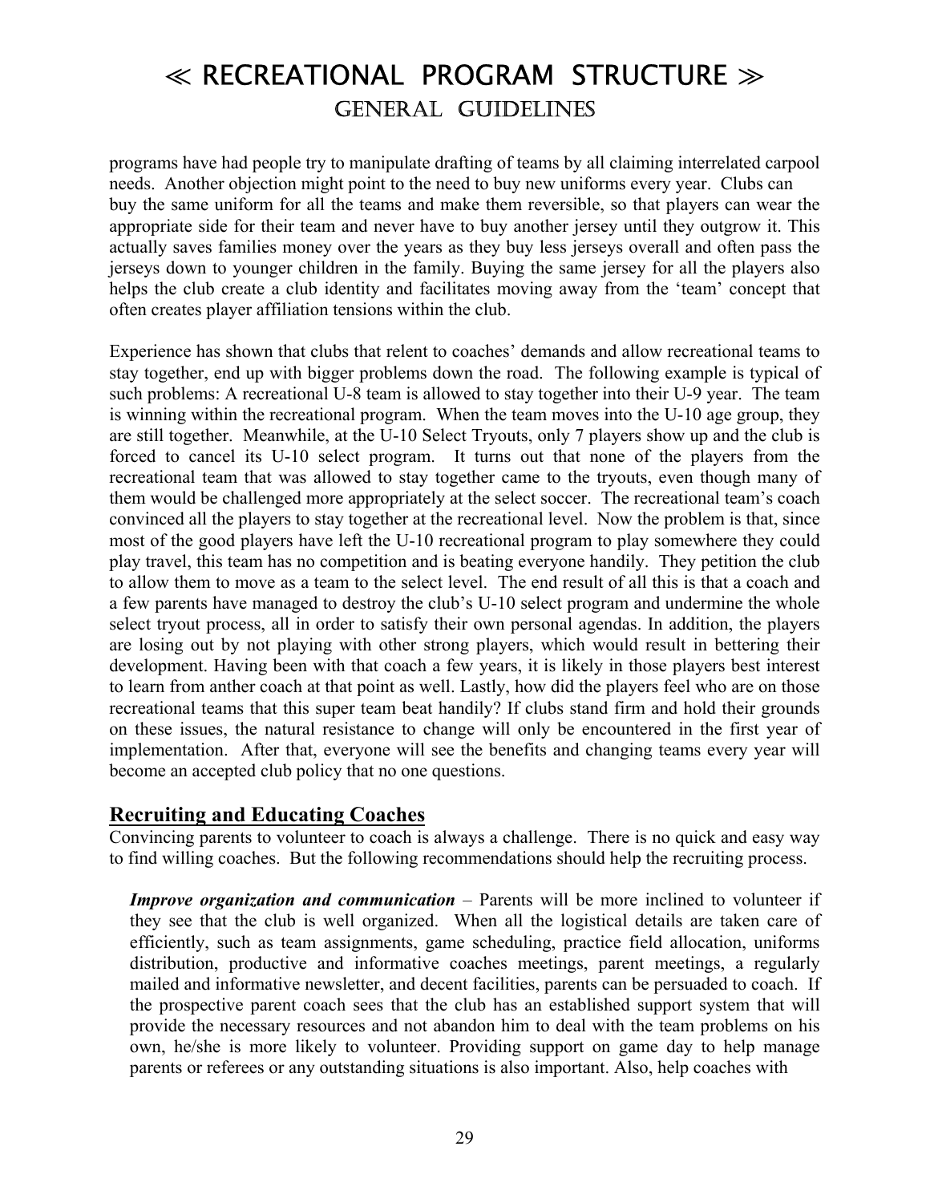programs have had people try to manipulate drafting of teams by all claiming interrelated carpool needs. Another objection might point to the need to buy new uniforms every year. Clubs can buy the same uniform for all the teams and make them reversible, so that players can wear the appropriate side for their team and never have to buy another jersey until they outgrow it. This actually saves families money over the years as they buy less jerseys overall and often pass the jerseys down to younger children in the family. Buying the same jersey for all the players also helps the club create a club identity and facilitates moving away from the 'team' concept that often creates player affiliation tensions within the club.

Experience has shown that clubs that relent to coaches' demands and allow recreational teams to stay together, end up with bigger problems down the road. The following example is typical of such problems: A recreational U-8 team is allowed to stay together into their U-9 year. The team is winning within the recreational program. When the team moves into the U-10 age group, they are still together. Meanwhile, at the U-10 Select Tryouts, only 7 players show up and the club is forced to cancel its U-10 select program. It turns out that none of the players from the recreational team that was allowed to stay together came to the tryouts, even though many of them would be challenged more appropriately at the select soccer. The recreational team's coach convinced all the players to stay together at the recreational level. Now the problem is that, since most of the good players have left the U-10 recreational program to play somewhere they could play travel, this team has no competition and is beating everyone handily. They petition the club to allow them to move as a team to the select level. The end result of all this is that a coach and a few parents have managed to destroy the club's U-10 select program and undermine the whole select tryout process, all in order to satisfy their own personal agendas. In addition, the players are losing out by not playing with other strong players, which would result in bettering their development. Having been with that coach a few years, it is likely in those players best interest to learn from anther coach at that point as well. Lastly, how did the players feel who are on those recreational teams that this super team beat handily? If clubs stand firm and hold their grounds on these issues, the natural resistance to change will only be encountered in the first year of implementation. After that, everyone will see the benefits and changing teams every year will become an accepted club policy that no one questions.

## Recruiting and Educating Coaches

Convincing parents to volunteer to coach is always a challenge. There is no quick and easy way to find willing coaches. But the following recommendations should help the recruiting process.

***Improve organization and communication*** – Parents will be more inclined to volunteer if they see that the club is well organized. When all the logistical details are taken care of efficiently, such as team assignments, game scheduling, practice field allocation, uniforms distribution, productive and informative coaches meetings, parent meetings, a regularly mailed and informative newsletter, and decent facilities, parents can be persuaded to coach. If the prospective parent coach sees that the club has an established support system that will provide the necessary resources and not abandon him to deal with the team problems on his own, he/she is more likely to volunteer. Providing support on game day to help manage parents or referees or any outstanding situations is also important. Also, help coaches with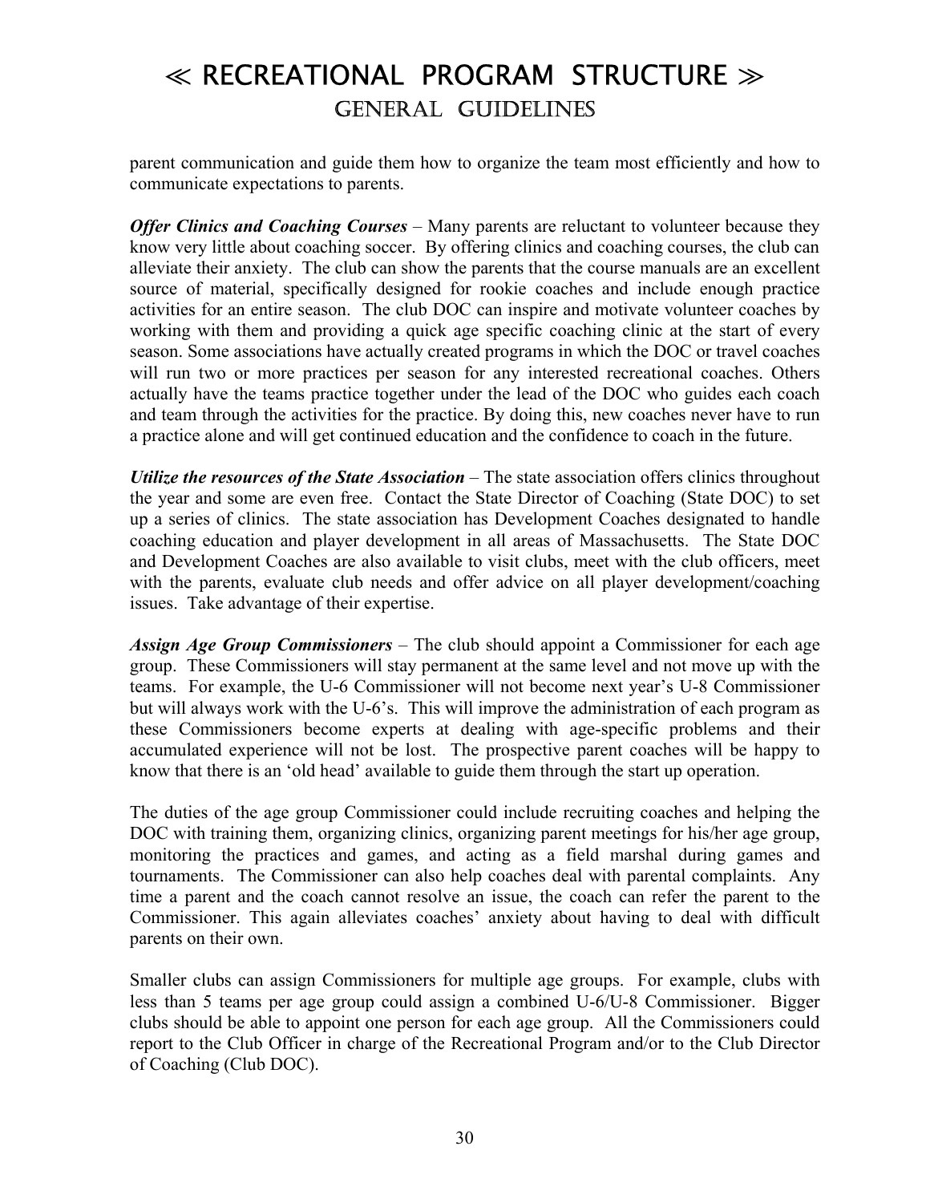# ≪ RECREATIONAL PROGRAM STRUCTURE ≫

## GENERAL GUIDELINES

parent communication and guide them how to organize the team most efficiently and how to communicate expectations to parents.

***Offer Clinics and Coaching Courses*** – Many parents are reluctant to volunteer because they know very little about coaching soccer. By offering clinics and coaching courses, the club can alleviate their anxiety. The club can show the parents that the course manuals are an excellent source of material, specifically designed for rookie coaches and include enough practice activities for an entire season. The club DOC can inspire and motivate volunteer coaches by working with them and providing a quick age specific coaching clinic at the start of every season. Some associations have actually created programs in which the DOC or travel coaches will run two or more practices per season for any interested recreational coaches. Others actually have the teams practice together under the lead of the DOC who guides each coach and team through the activities for the practice. By doing this, new coaches never have to run a practice alone and will get continued education and the confidence to coach in the future.

***Utilize the resources of the State Association*** – The state association offers clinics throughout the year and some are even free. Contact the State Director of Coaching (State DOC) to set up a series of clinics. The state association has Development Coaches designated to handle coaching education and player development in all areas of Massachusetts. The State DOC and Development Coaches are also available to visit clubs, meet with the club officers, meet with the parents, evaluate club needs and offer advice on all player development/coaching issues. Take advantage of their expertise.

***Assign Age Group Commissioners*** – The club should appoint a Commissioner for each age group. These Commissioners will stay permanent at the same level and not move up with the teams. For example, the U-6 Commissioner will not become next year's U-8 Commissioner but will always work with the U-6's. This will improve the administration of each program as these Commissioners become experts at dealing with age-specific problems and their accumulated experience will not be lost. The prospective parent coaches will be happy to know that there is an 'old head' available to guide them through the start up operation.

The duties of the age group Commissioner could include recruiting coaches and helping the DOC with training them, organizing clinics, organizing parent meetings for his/her age group, monitoring the practices and games, and acting as a field marshal during games and tournaments. The Commissioner can also help coaches deal with parental complaints. Any time a parent and the coach cannot resolve an issue, the coach can refer the parent to the Commissioner. This again alleviates coaches' anxiety about having to deal with difficult parents on their own.

Smaller clubs can assign Commissioners for multiple age groups. For example, clubs with less than 5 teams per age group could assign a combined U-6/U-8 Commissioner. Bigger clubs should be able to appoint one person for each age group. All the Commissioners could report to the Club Officer in charge of the Recreational Program and/or to the Club Director of Coaching (Club DOC).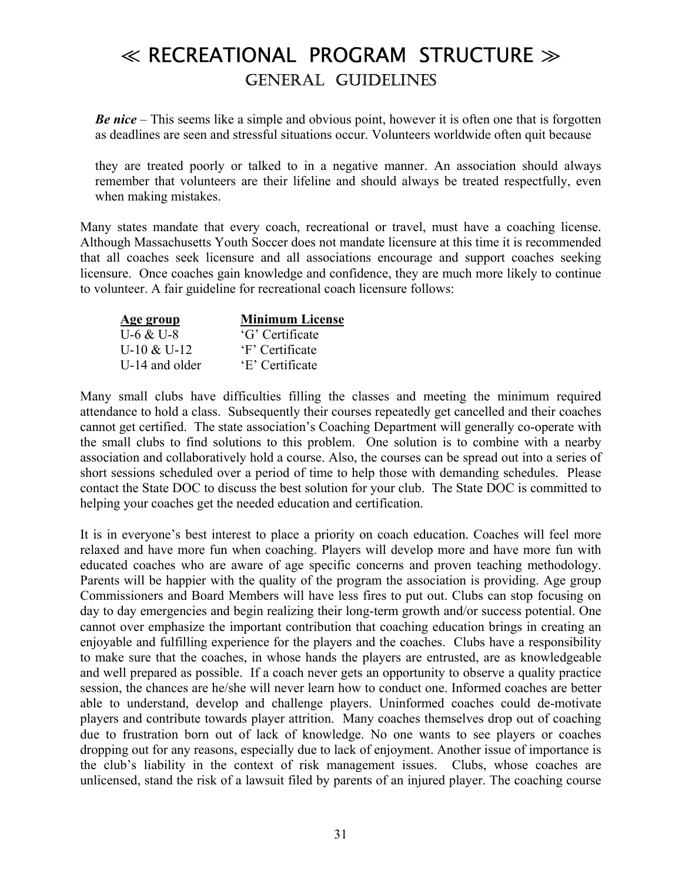# ≪ RECREATIONAL PROGRAM STRUCTURE ≫

## GENERAL GUIDELINES

***Be nice*** – This seems like a simple and obvious point, however it is often one that is forgotten as deadlines are seen and stressful situations occur. Volunteers worldwide often quit because they are treated poorly or talked to in a negative manner. An association should always remember that volunteers are their lifeline and should always be treated respectfully, even when making mistakes.

Many states mandate that every coach, recreational or travel, must have a coaching license. Although Massachusetts Youth Soccer does not mandate licensure at this time it is recommended that all coaches seek licensure and all associations encourage and support coaches seeking licensure. Once coaches gain knowledge and confidence, they are much more likely to continue to volunteer. A fair guideline for recreational coach licensure follows:

| Age group | Minimum License |
|---|---|
| U-6 & U-8 | 'G' Certificate |
| U-10 & U-12 | 'F' Certificate |
| U-14 and older | 'E' Certificate |

Many small clubs have difficulties filling the classes and meeting the minimum required attendance to hold a class. Subsequently their courses repeatedly get cancelled and their coaches cannot get certified. The state association's Coaching Department will generally co-operate with the small clubs to find solutions to this problem. One solution is to combine with a nearby association and collaboratively hold a course. Also, the courses can be spread out into a series of short sessions scheduled over a period of time to help those with demanding schedules. Please contact the State DOC to discuss the best solution for your club. The State DOC is committed to helping your coaches get the needed education and certification.

It is in everyone's best interest to place a priority on coach education. Coaches will feel more relaxed and have more fun when coaching. Players will develop more and have more fun with educated coaches who are aware of age specific concerns and proven teaching methodology. Parents will be happier with the quality of the program the association is providing. Age group Commissioners and Board Members will have less fires to put out. Clubs can stop focusing on day to day emergencies and begin realizing their long-term growth and/or success potential. One cannot over emphasize the important contribution that coaching education brings in creating an enjoyable and fulfilling experience for the players and the coaches. Clubs have a responsibility to make sure that the coaches, in whose hands the players are entrusted, are as knowledgeable and well prepared as possible. If a coach never gets an opportunity to observe a quality practice session, the chances are he/she will never learn how to conduct one. Informed coaches are better able to understand, develop and challenge players. Uninformed coaches could de-motivate players and contribute towards player attrition. Many coaches themselves drop out of coaching due to frustration born out of lack of knowledge. No one wants to see players or coaches dropping out for any reasons, especially due to lack of enjoyment. Another issue of importance is the club's liability in the context of risk management issues. Clubs, whose coaches are unlicensed, stand the risk of a lawsuit filed by parents of an injured player. The coaching course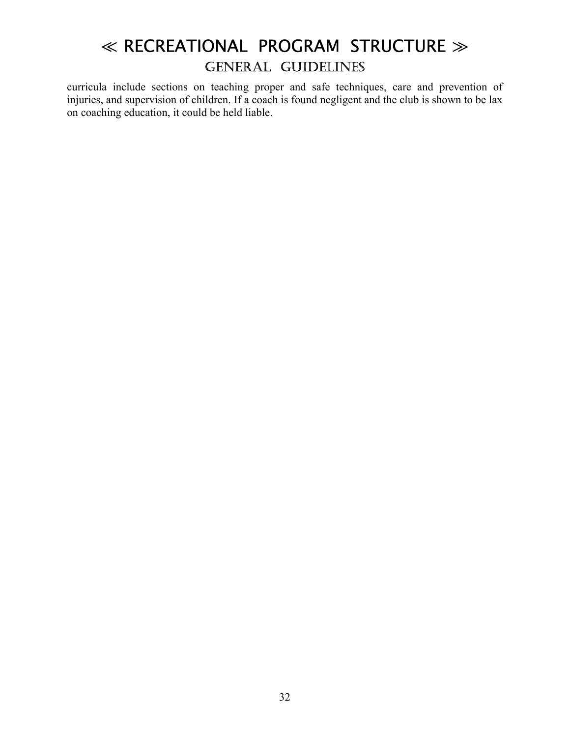curricula include sections on teaching proper and safe techniques, care and prevention of injuries, and supervision of children. If a coach is found negligent and the club is shown to be lax on coaching education, it could be held liable.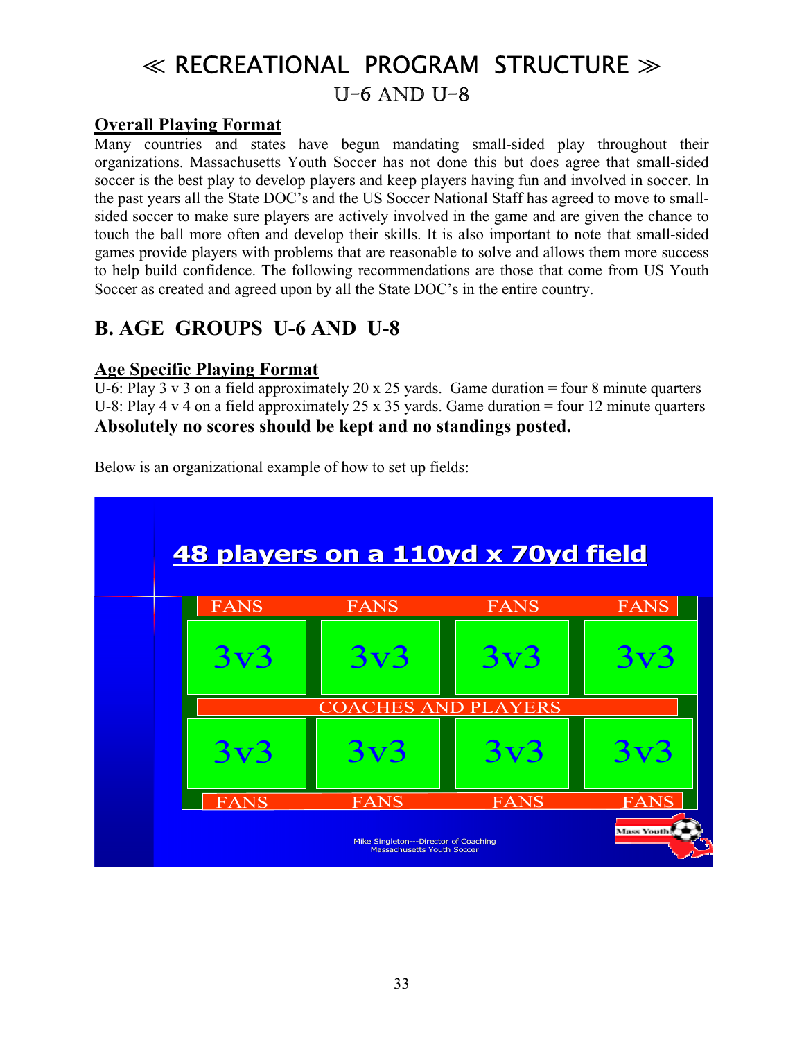# ≪ RECREATIONAL PROGRAM STRUCTURE ≫

## U-6 AND U-8

**Overall Playing Format**

Many countries and states have begun mandating small-sided play throughout their organizations. Massachusetts Youth Soccer has not done this but does agree that small-sided soccer is the best play to develop players and keep players having fun and involved in soccer. In the past years all the State DOC's and the US Soccer National Staff has agreed to move to small-sided soccer to make sure players are actively involved in the game and are given the chance to touch the ball more often and develop their skills. It is also important to note that small-sided games provide players with problems that are reasonable to solve and allows them more success to help build confidence. The following recommendations are those that come from US Youth Soccer as created and agreed upon by all the State DOC's in the entire country.

## B. AGE GROUPS U-6 AND U-8

**Age Specific Playing Format**

U-6: Play 3 v 3 on a field approximately 20 x 25 yards. Game duration = four 8 minute quarters
U-8: Play 4 v 4 on a field approximately 25 x 35 yards. Game duration = four 12 minute quarters

**Absolutely no scores should be kept and no standings posted.**

Below is an organizational example of how to set up fields:

**48 players on a 110yd x 70yd field**

| FANS | FANS | FANS | FANS |
|---|---|---|---|
| 3v3 | 3v3 | 3v3 | 3v3 |
| COACHES AND PLAYERS | | | |
| 3v3 | 3v3 | 3v3 | 3v3 |
| FANS | FANS | FANS | FANS |

Mike Singleton---Director of Coaching
Massachusetts Youth Soccer

Mass Youth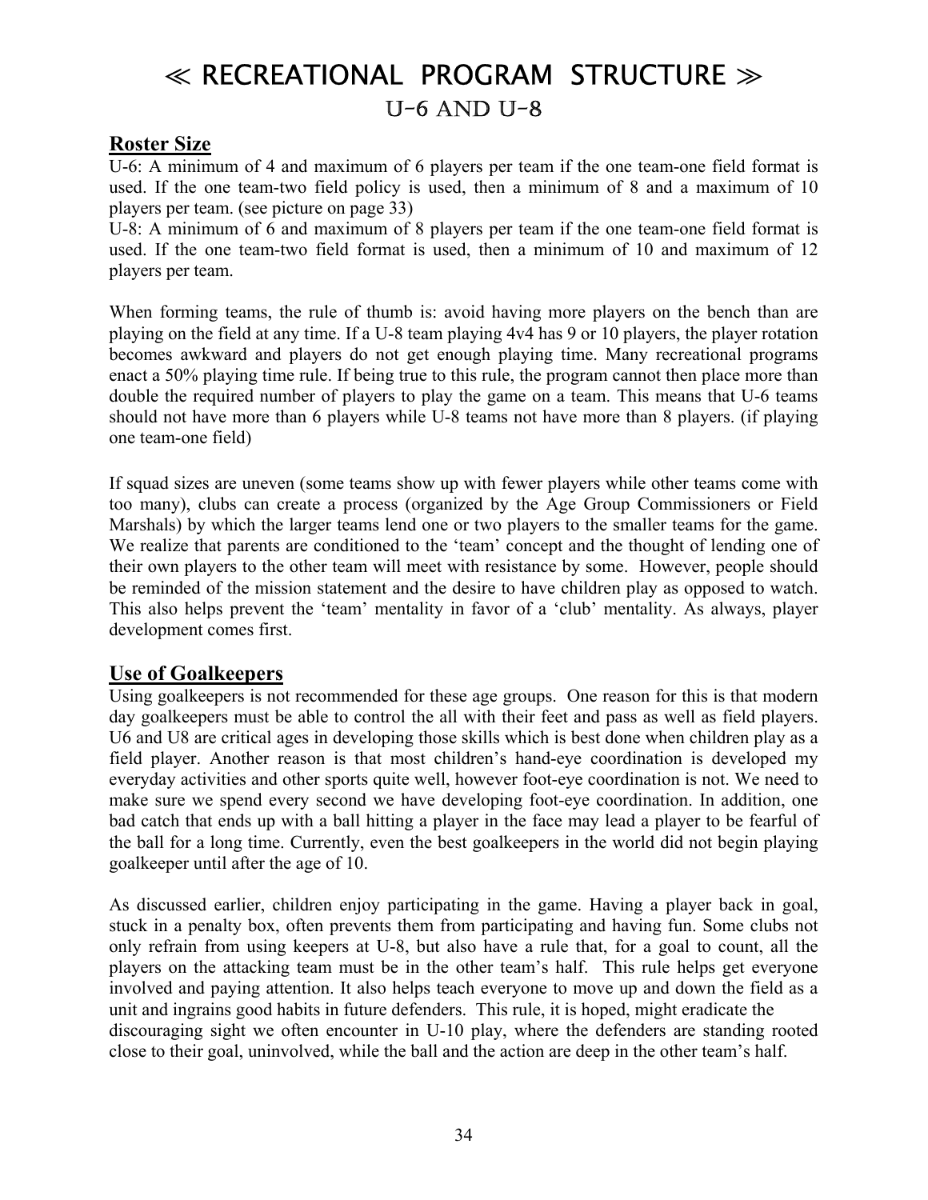# ≪ RECREATIONAL PROGRAM STRUCTURE ≫

## U-6 AND U-8

### Roster Size

U-6: A minimum of 4 and maximum of 6 players per team if the one team-one field format is used. If the one team-two field policy is used, then a minimum of 8 and a maximum of 10 players per team. (see picture on page 33)

U-8: A minimum of 6 and maximum of 8 players per team if the one team-one field format is used. If the one team-two field format is used, then a minimum of 10 and maximum of 12 players per team.

When forming teams, the rule of thumb is: avoid having more players on the bench than are playing on the field at any time. If a U-8 team playing 4v4 has 9 or 10 players, the player rotation becomes awkward and players do not get enough playing time. Many recreational programs enact a 50% playing time rule. If being true to this rule, the program cannot then place more than double the required number of players to play the game on a team. This means that U-6 teams should not have more than 6 players while U-8 teams not have more than 8 players. (if playing one team-one field)

If squad sizes are uneven (some teams show up with fewer players while other teams come with too many), clubs can create a process (organized by the Age Group Commissioners or Field Marshals) by which the larger teams lend one or two players to the smaller teams for the game. We realize that parents are conditioned to the 'team' concept and the thought of lending one of their own players to the other team will meet with resistance by some. However, people should be reminded of the mission statement and the desire to have children play as opposed to watch. This also helps prevent the 'team' mentality in favor of a 'club' mentality. As always, player development comes first.

### Use of Goalkeepers

Using goalkeepers is not recommended for these age groups. One reason for this is that modern day goalkeepers must be able to control the all with their feet and pass as well as field players. U6 and U8 are critical ages in developing those skills which is best done when children play as a field player. Another reason is that most children's hand-eye coordination is developed my everyday activities and other sports quite well, however foot-eye coordination is not. We need to make sure we spend every second we have developing foot-eye coordination. In addition, one bad catch that ends up with a ball hitting a player in the face may lead a player to be fearful of the ball for a long time. Currently, even the best goalkeepers in the world did not begin playing goalkeeper until after the age of 10.

As discussed earlier, children enjoy participating in the game. Having a player back in goal, stuck in a penalty box, often prevents them from participating and having fun. Some clubs not only refrain from using keepers at U-8, but also have a rule that, for a goal to count, all the players on the attacking team must be in the other team's half. This rule helps get everyone involved and paying attention. It also helps teach everyone to move up and down the field as a unit and ingrains good habits in future defenders. This rule, it is hoped, might eradicate the discouraging sight we often encounter in U-10 play, where the defenders are standing rooted close to their goal, uninvolved, while the ball and the action are deep in the other team's half.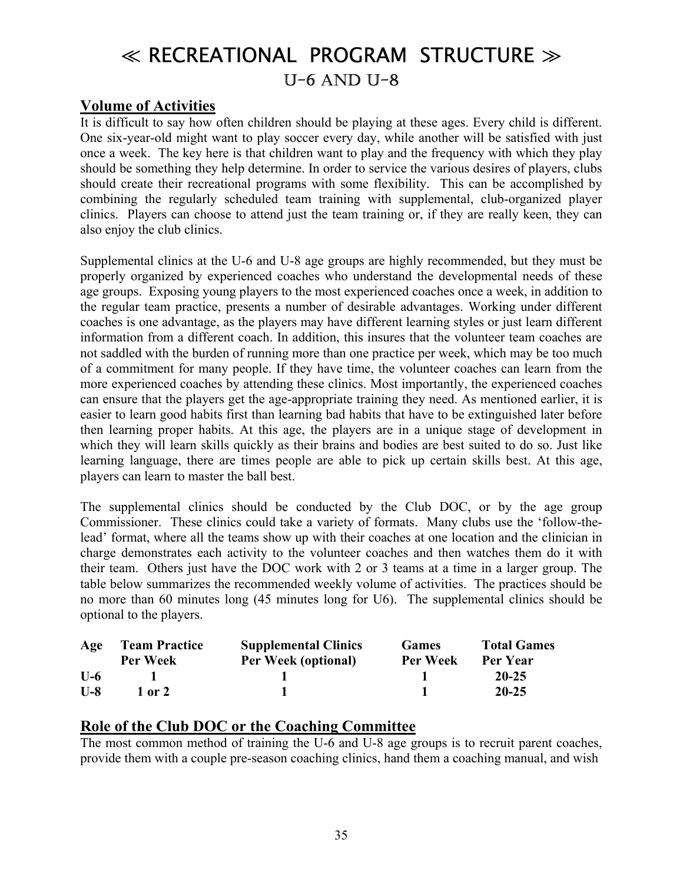# ≪ RECREATIONAL PROGRAM STRUCTURE ≫

## U-6 AND U-8

### Volume of Activities

It is difficult to say how often children should be playing at these ages. Every child is different. One six-year-old might want to play soccer every day, while another will be satisfied with just once a week. The key here is that children want to play and the frequency with which they play should be something they help determine. In order to service the various desires of players, clubs should create their recreational programs with some flexibility. This can be accomplished by combining the regularly scheduled team training with supplemental, club-organized player clinics. Players can choose to attend just the team training or, if they are really keen, they can also enjoy the club clinics.

Supplemental clinics at the U-6 and U-8 age groups are highly recommended, but they must be properly organized by experienced coaches who understand the developmental needs of these age groups. Exposing young players to the most experienced coaches once a week, in addition to the regular team practice, presents a number of desirable advantages. Working under different coaches is one advantage, as the players may have different learning styles or just learn different information from a different coach. In addition, this insures that the volunteer team coaches are not saddled with the burden of running more than one practice per week, which may be too much of a commitment for many people. If they have time, the volunteer coaches can learn from the more experienced coaches by attending these clinics. Most importantly, the experienced coaches can ensure that the players get the age-appropriate training they need. As mentioned earlier, it is easier to learn good habits first than learning bad habits that have to be extinguished later before then learning proper habits. At this age, the players are in a unique stage of development in which they will learn skills quickly as their brains and bodies are best suited to do so. Just like learning language, there are times people are able to pick up certain skills best. At this age, players can learn to master the ball best.

The supplemental clinics should be conducted by the Club DOC, or by the age group Commissioner. These clinics could take a variety of formats. Many clubs use the 'follow-the-lead' format, where all the teams show up with their coaches at one location and the clinician in charge demonstrates each activity to the volunteer coaches and then watches them do it with their team. Others just have the DOC work with 2 or 3 teams at a time in a larger group. The table below summarizes the recommended weekly volume of activities. The practices should be no more than 60 minutes long (45 minutes long for U6). The supplemental clinics should be optional to the players.

| Age | Team Practice Per Week | Supplemental Clinics Per Week (optional) | Games Per Week | Total Games Per Year |
|---|---|---|---|---|
| U-6 | 1 | 1 | 1 | 20-25 |
| U-8 | 1 or 2 | 1 | 1 | 20-25 |

### Role of the Club DOC or the Coaching Committee

The most common method of training the U-6 and U-8 age groups is to recruit parent coaches, provide them with a couple pre-season coaching clinics, hand them a coaching manual, and wish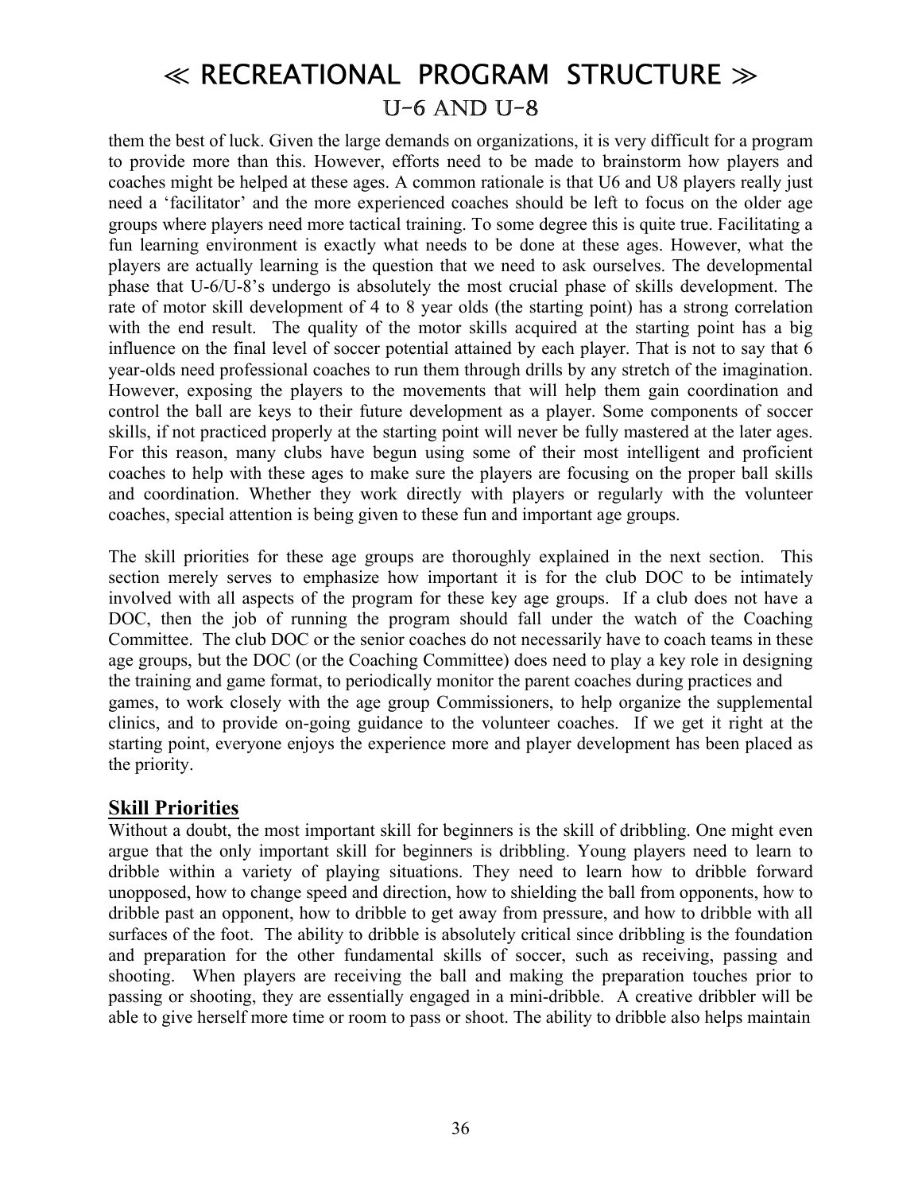// RECREATIONAL PROGRAM STRUCTURE //
U-6 AND U-8

them the best of luck. Given the large demands on organizations, it is very difficult for a program to provide more than this. However, efforts need to be made to brainstorm how players and coaches might be helped at these ages. A common rationale is that U6 and U8 players really just need a 'facilitator' and the more experienced coaches should be left to focus on the older age groups where players need more tactical training. To some degree this is quite true. Facilitating a fun learning environment is exactly what needs to be done at these ages. However, what the players are actually learning is the question that we need to ask ourselves. The developmental phase that U-6/U-8's undergo is absolutely the most crucial phase of skills development. The rate of motor skill development of 4 to 8 year olds (the starting point) has a strong correlation with the end result. The quality of the motor skills acquired at the starting point has a big influence on the final level of soccer potential attained by each player. That is not to say that 6 year-olds need professional coaches to run them through drills by any stretch of the imagination. However, exposing the players to the movements that will help them gain coordination and control the ball are keys to their future development as a player. Some components of soccer skills, if not practiced properly at the starting point will never be fully mastered at the later ages. For this reason, many clubs have begun using some of their most intelligent and proficient coaches to help with these ages to make sure the players are focusing on the proper ball skills and coordination. Whether they work directly with players or regularly with the volunteer coaches, special attention is being given to these fun and important age groups.

The skill priorities for these age groups are thoroughly explained in the next section. This section merely serves to emphasize how important it is for the club DOC to be intimately involved with all aspects of the program for these key age groups. If a club does not have a DOC, then the job of running the program should fall under the watch of the Coaching Committee. The club DOC or the senior coaches do not necessarily have to coach teams in these age groups, but the DOC (or the Coaching Committee) does need to play a key role in designing the training and game format, to periodically monitor the parent coaches during practices and games, to work closely with the age group Commissioners, to help organize the supplemental clinics, and to provide on-going guidance to the volunteer coaches. If we get it right at the starting point, everyone enjoys the experience more and player development has been placed as the priority.

## Skill Priorities

Without a doubt, the most important skill for beginners is the skill of dribbling. One might even argue that the only important skill for beginners is dribbling. Young players need to learn to dribble within a variety of playing situations. They need to learn how to dribble forward unopposed, how to change speed and direction, how to shielding the ball from opponents, how to dribble past an opponent, how to dribble to get away from pressure, and how to dribble with all surfaces of the foot. The ability to dribble is absolutely critical since dribbling is the foundation and preparation for the other fundamental skills of soccer, such as receiving, passing and shooting. When players are receiving the ball and making the preparation touches prior to passing or shooting, they are essentially engaged in a mini-dribble. A creative dribbler will be able to give herself more time or room to pass or shoot. The ability to dribble also helps maintain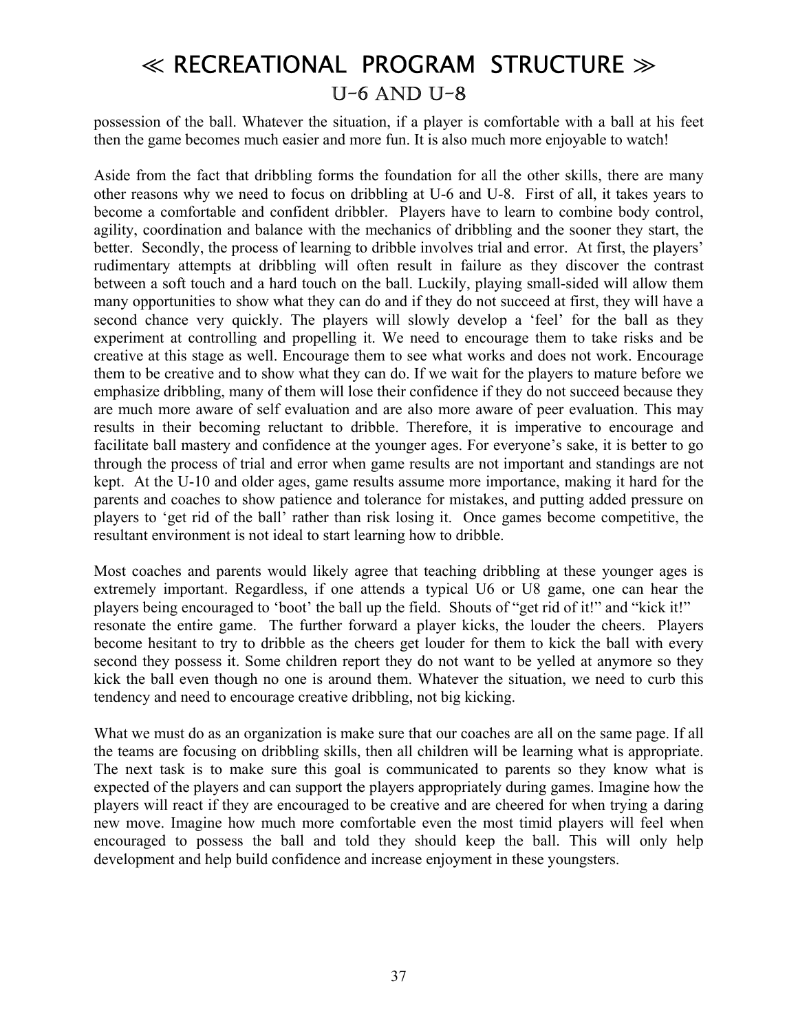possession of the ball. Whatever the situation, if a player is comfortable with a ball at his feet then the game becomes much easier and more fun. It is also much more enjoyable to watch!

Aside from the fact that dribbling forms the foundation for all the other skills, there are many other reasons why we need to focus on dribbling at U-6 and U-8. First of all, it takes years to become a comfortable and confident dribbler. Players have to learn to combine body control, agility, coordination and balance with the mechanics of dribbling and the sooner they start, the better. Secondly, the process of learning to dribble involves trial and error. At first, the players' rudimentary attempts at dribbling will often result in failure as they discover the contrast between a soft touch and a hard touch on the ball. Luckily, playing small-sided will allow them many opportunities to show what they can do and if they do not succeed at first, they will have a second chance very quickly. The players will slowly develop a 'feel' for the ball as they experiment at controlling and propelling it. We need to encourage them to take risks and be creative at this stage as well. Encourage them to see what works and does not work. Encourage them to be creative and to show what they can do. If we wait for the players to mature before we emphasize dribbling, many of them will lose their confidence if they do not succeed because they are much more aware of self evaluation and are also more aware of peer evaluation. This may results in their becoming reluctant to dribble. Therefore, it is imperative to encourage and facilitate ball mastery and confidence at the younger ages. For everyone's sake, it is better to go through the process of trial and error when game results are not important and standings are not kept. At the U-10 and older ages, game results assume more importance, making it hard for the parents and coaches to show patience and tolerance for mistakes, and putting added pressure on players to 'get rid of the ball' rather than risk losing it. Once games become competitive, the resultant environment is not ideal to start learning how to dribble.

Most coaches and parents would likely agree that teaching dribbling at these younger ages is extremely important. Regardless, if one attends a typical U6 or U8 game, one can hear the players being encouraged to 'boot' the ball up the field. Shouts of "get rid of it!" and "kick it!" resonate the entire game. The further forward a player kicks, the louder the cheers. Players become hesitant to try to dribble as the cheers get louder for them to kick the ball with every second they possess it. Some children report they do not want to be yelled at anymore so they kick the ball even though no one is around them. Whatever the situation, we need to curb this tendency and need to encourage creative dribbling, not big kicking.

What we must do as an organization is make sure that our coaches are all on the same page. If all the teams are focusing on dribbling skills, then all children will be learning what is appropriate. The next task is to make sure this goal is communicated to parents so they know what is expected of the players and can support the players appropriately during games. Imagine how the players will react if they are encouraged to be creative and are cheered for when trying a daring new move. Imagine how much more comfortable even the most timid players will feel when encouraged to possess the ball and told they should keep the ball. This will only help development and help build confidence and increase enjoyment in these youngsters.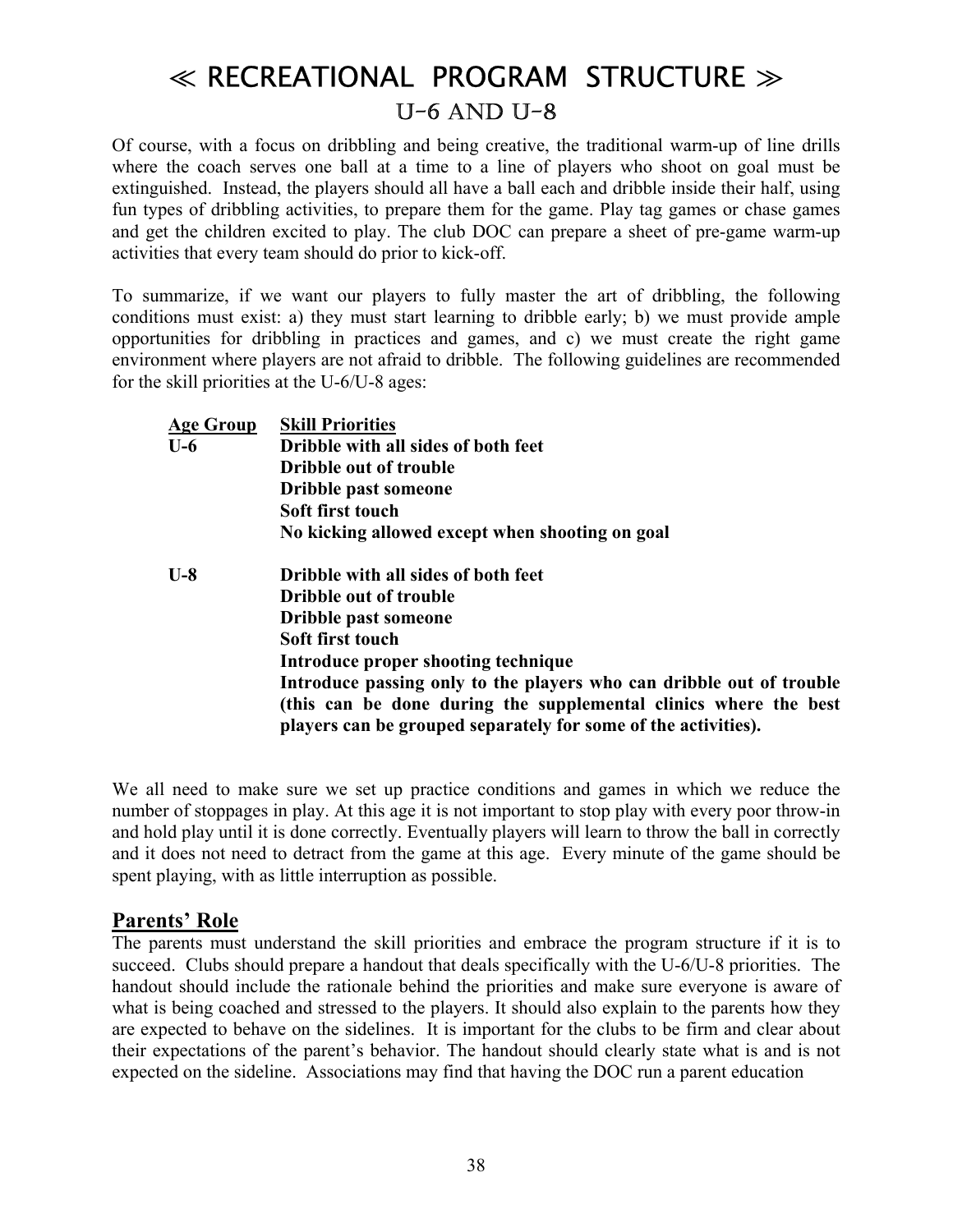# ≪ RECREATIONAL PROGRAM STRUCTURE ≫

## U-6 AND U-8

Of course, with a focus on dribbling and being creative, the traditional warm-up of line drills where the coach serves one ball at a time to a line of players who shoot on goal must be extinguished. Instead, the players should all have a ball each and dribble inside their half, using fun types of dribbling activities, to prepare them for the game. Play tag games or chase games and get the children excited to play. The club DOC can prepare a sheet of pre-game warm-up activities that every team should do prior to kick-off.

To summarize, if we want our players to fully master the art of dribbling, the following conditions must exist: a) they must start learning to dribble early; b) we must provide ample opportunities for dribbling in practices and games, and c) we must create the right game environment where players are not afraid to dribble. The following guidelines are recommended for the skill priorities at the U-6/U-8 ages:

| Age Group | Skill Priorities |
|---|---|
| **U-6** | **Dribble with all sides of both feet**<br>**Dribble out of trouble**<br>**Dribble past someone**<br>**Soft first touch**<br>**No kicking allowed except when shooting on goal** |
| **U-8** | **Dribble with all sides of both feet**<br>**Dribble out of trouble**<br>**Dribble past someone**<br>**Soft first touch**<br>**Introduce proper shooting technique**<br>**Introduce passing only to the players who can dribble out of trouble (this can be done during the supplemental clinics where the best players can be grouped separately for some of the activities).** |

We all need to make sure we set up practice conditions and games in which we reduce the number of stoppages in play. At this age it is not important to stop play with every poor throw-in and hold play until it is done correctly. Eventually players will learn to throw the ball in correctly and it does not need to detract from the game at this age. Every minute of the game should be spent playing, with as little interruption as possible.

### Parents' Role

The parents must understand the skill priorities and embrace the program structure if it is to succeed. Clubs should prepare a handout that deals specifically with the U-6/U-8 priorities. The handout should include the rationale behind the priorities and make sure everyone is aware of what is being coached and stressed to the players. It should also explain to the parents how they are expected to behave on the sidelines. It is important for the clubs to be firm and clear about their expectations of the parent's behavior. The handout should clearly state what is and is not expected on the sideline. Associations may find that having the DOC run a parent education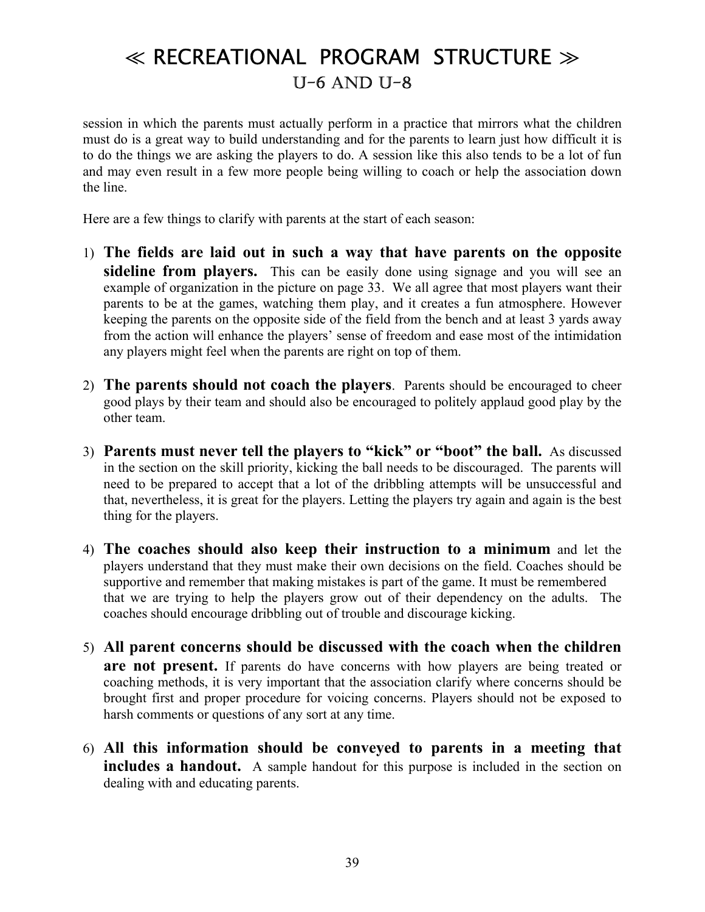# ≪ RECREATIONAL PROGRAM STRUCTURE ≫

## U-6 AND U-8

session in which the parents must actually perform in a practice that mirrors what the children must do is a great way to build understanding and for the parents to learn just how difficult it is to do the things we are asking the players to do. A session like this also tends to be a lot of fun and may even result in a few more people being willing to coach or help the association down the line.

Here are a few things to clarify with parents at the start of each season:

1) **The fields are laid out in such a way that have parents on the opposite sideline from players.** This can be easily done using signage and you will see an example of organization in the picture on page 33. We all agree that most players want their parents to be at the games, watching them play, and it creates a fun atmosphere. However keeping the parents on the opposite side of the field from the bench and at least 3 yards away from the action will enhance the players' sense of freedom and ease most of the intimidation any players might feel when the parents are right on top of them.

2) **The parents should not coach the players**. Parents should be encouraged to cheer good plays by their team and should also be encouraged to politely applaud good play by the other team.

3) **Parents must never tell the players to "kick" or "boot" the ball.** As discussed in the section on the skill priority, kicking the ball needs to be discouraged. The parents will need to be prepared to accept that a lot of the dribbling attempts will be unsuccessful and that, nevertheless, it is great for the players. Letting the players try again and again is the best thing for the players.

4) **The coaches should also keep their instruction to a minimum** and let the players understand that they must make their own decisions on the field. Coaches should be supportive and remember that making mistakes is part of the game. It must be remembered that we are trying to help the players grow out of their dependency on the adults. The coaches should encourage dribbling out of trouble and discourage kicking.

5) **All parent concerns should be discussed with the coach when the children are not present.** If parents do have concerns with how players are being treated or coaching methods, it is very important that the association clarify where concerns should be brought first and proper procedure for voicing concerns. Players should not be exposed to harsh comments or questions of any sort at any time.

6) **All this information should be conveyed to parents in a meeting that includes a handout.** A sample handout for this purpose is included in the section on dealing with and educating parents.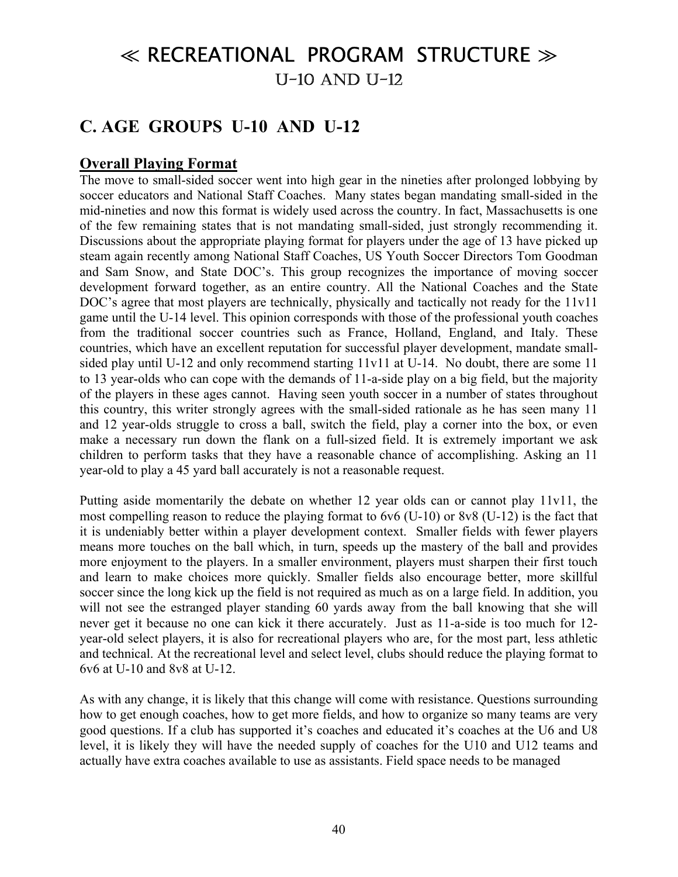# ≪ RECREATIONAL PROGRAM STRUCTURE ≫

## U-10 AND U-12

## C. AGE GROUPS U-10 AND U-12

### Overall Playing Format

The move to small-sided soccer went into high gear in the nineties after prolonged lobbying by soccer educators and National Staff Coaches. Many states began mandating small-sided in the mid-nineties and now this format is widely used across the country. In fact, Massachusetts is one of the few remaining states that is not mandating small-sided, just strongly recommending it. Discussions about the appropriate playing format for players under the age of 13 have picked up steam again recently among National Staff Coaches, US Youth Soccer Directors Tom Goodman and Sam Snow, and State DOC's. This group recognizes the importance of moving soccer development forward together, as an entire country. All the National Coaches and the State DOC's agree that most players are technically, physically and tactically not ready for the 11v11 game until the U-14 level. This opinion corresponds with those of the professional youth coaches from the traditional soccer countries such as France, Holland, England, and Italy. These countries, which have an excellent reputation for successful player development, mandate small-sided play until U-12 and only recommend starting 11v11 at U-14. No doubt, there are some 11 to 13 year-olds who can cope with the demands of 11-a-side play on a big field, but the majority of the players in these ages cannot. Having seen youth soccer in a number of states throughout this country, this writer strongly agrees with the small-sided rationale as he has seen many 11 and 12 year-olds struggle to cross a ball, switch the field, play a corner into the box, or even make a necessary run down the flank on a full-sized field. It is extremely important we ask children to perform tasks that they have a reasonable chance of accomplishing. Asking an 11 year-old to play a 45 yard ball accurately is not a reasonable request.

Putting aside momentarily the debate on whether 12 year olds can or cannot play 11v11, the most compelling reason to reduce the playing format to 6v6 (U-10) or 8v8 (U-12) is the fact that it is undeniably better within a player development context. Smaller fields with fewer players means more touches on the ball which, in turn, speeds up the mastery of the ball and provides more enjoyment to the players. In a smaller environment, players must sharpen their first touch and learn to make choices more quickly. Smaller fields also encourage better, more skillful soccer since the long kick up the field is not required as much as on a large field. In addition, you will not see the estranged player standing 60 yards away from the ball knowing that she will never get it because no one can kick it there accurately. Just as 11-a-side is too much for 12-year-old select players, it is also for recreational players who are, for the most part, less athletic and technical. At the recreational level and select level, clubs should reduce the playing format to 6v6 at U-10 and 8v8 at U-12.

As with any change, it is likely that this change will come with resistance. Questions surrounding how to get enough coaches, how to get more fields, and how to organize so many teams are very good questions. If a club has supported it's coaches and educated it's coaches at the U6 and U8 level, it is likely they will have the needed supply of coaches for the U10 and U12 teams and actually have extra coaches available to use as assistants. Field space needs to be managed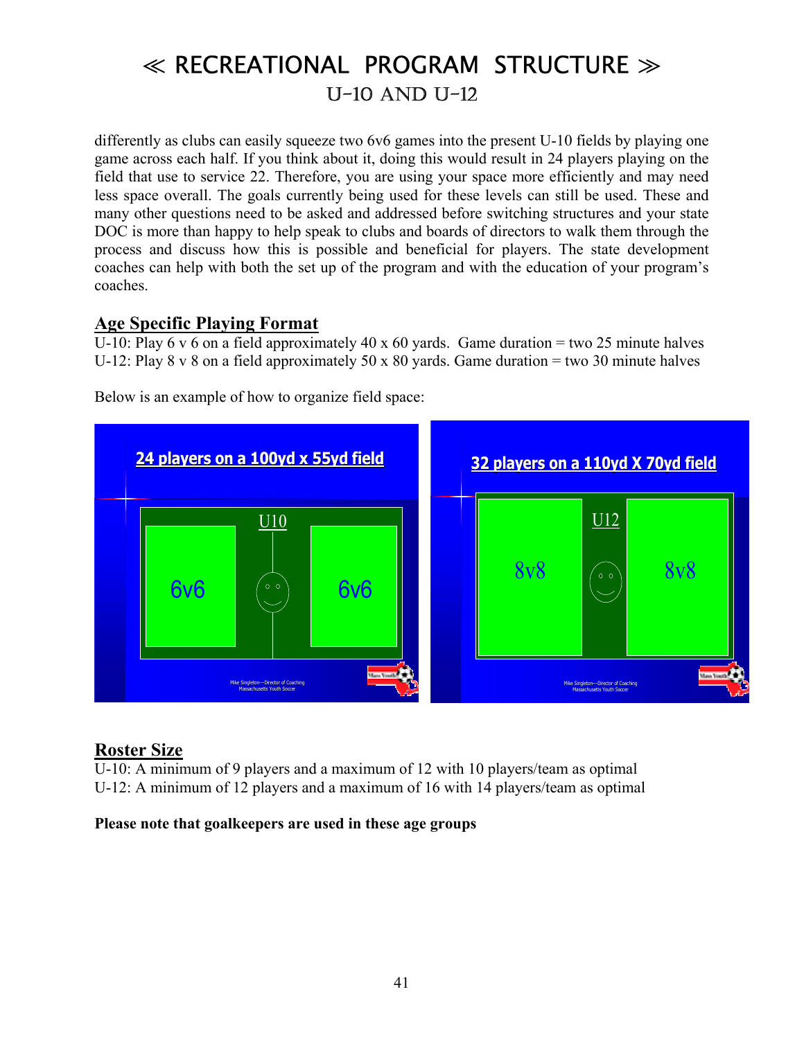# ≪ RECREATIONAL PROGRAM STRUCTURE ≫

## U-10 AND U-12

differently as clubs can easily squeeze two 6v6 games into the present U-10 fields by playing one game across each half. If you think about it, doing this would result in 24 players playing on the field that use to service 22. Therefore, you are using your space more efficiently and may need less space overall. The goals currently being used for these levels can still be used. These and many other questions need to be asked and addressed before switching structures and your state DOC is more than happy to help speak to clubs and boards of directors to walk them through the process and discuss how this is possible and beneficial for players. The state development coaches can help with both the set up of the program and with the education of your program's coaches.

### Age Specific Playing Format

U-10: Play 6 v 6 on a field approximately 40 x 60 yards. Game duration = two 25 minute halves
U-12: Play 8 v 8 on a field approximately 50 x 80 yards. Game duration = two 30 minute halves

Below is an example of how to organize field space:

24 players on a 100yd x 55yd field

U10

6v6 6v6

Mike Singleton—Director of Coaching
Massachusetts Youth Soccer

32 players on a 110yd X 70yd field

U12

8v8 8v8

Mike Singleton—Director of Coaching
Massachusetts Youth Soccer

### Roster Size

U-10: A minimum of 9 players and a maximum of 12 with 10 players/team as optimal
U-12: A minimum of 12 players and a maximum of 16 with 14 players/team as optimal

**Please note that goalkeepers are used in these age groups**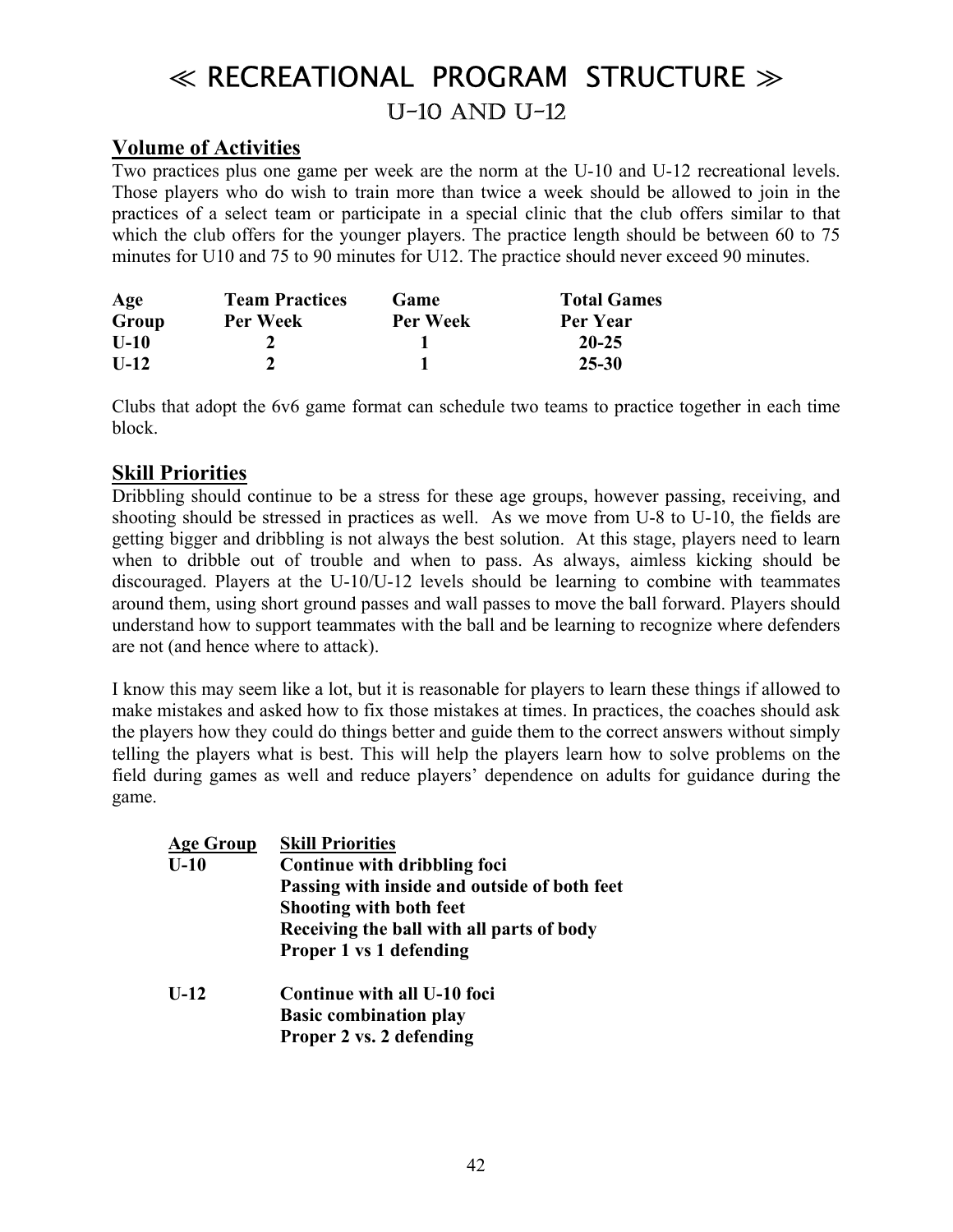# ≪ RECREATIONAL PROGRAM STRUCTURE ≫

## U-10 AND U-12

### Volume of Activities

Two practices plus one game per week are the norm at the U-10 and U-12 recreational levels. Those players who do wish to train more than twice a week should be allowed to join in the practices of a select team or participate in a special clinic that the club offers similar to that which the club offers for the younger players. The practice length should be between 60 to 75 minutes for U10 and 75 to 90 minutes for U12. The practice should never exceed 90 minutes.

| Age Group | Team Practices Per Week | Game Per Week | Total Games Per Year |
|---|---|---|---|
| U-10 | 2 | 1 | 20-25 |
| U-12 | 2 | 1 | 25-30 |

Clubs that adopt the 6v6 game format can schedule two teams to practice together in each time block.

### Skill Priorities

Dribbling should continue to be a stress for these age groups, however passing, receiving, and shooting should be stressed in practices as well. As we move from U-8 to U-10, the fields are getting bigger and dribbling is not always the best solution. At this stage, players need to learn when to dribble out of trouble and when to pass. As always, aimless kicking should be discouraged. Players at the U-10/U-12 levels should be learning to combine with teammates around them, using short ground passes and wall passes to move the ball forward. Players should understand how to support teammates with the ball and be learning to recognize where defenders are not (and hence where to attack).

I know this may seem like a lot, but it is reasonable for players to learn these things if allowed to make mistakes and asked how to fix those mistakes at times. In practices, the coaches should ask the players how they could do things better and guide them to the correct answers without simply telling the players what is best. This will help the players learn how to solve problems on the field during games as well and reduce players' dependence on adults for guidance during the game.

| Age Group | Skill Priorities |
|---|---|
| U-10 | Continue with dribbling foci<br>Passing with inside and outside of both feet<br>Shooting with both feet<br>Receiving the ball with all parts of body<br>Proper 1 vs 1 defending |
| U-12 | Continue with all U-10 foci<br>Basic combination play<br>Proper 2 vs. 2 defending |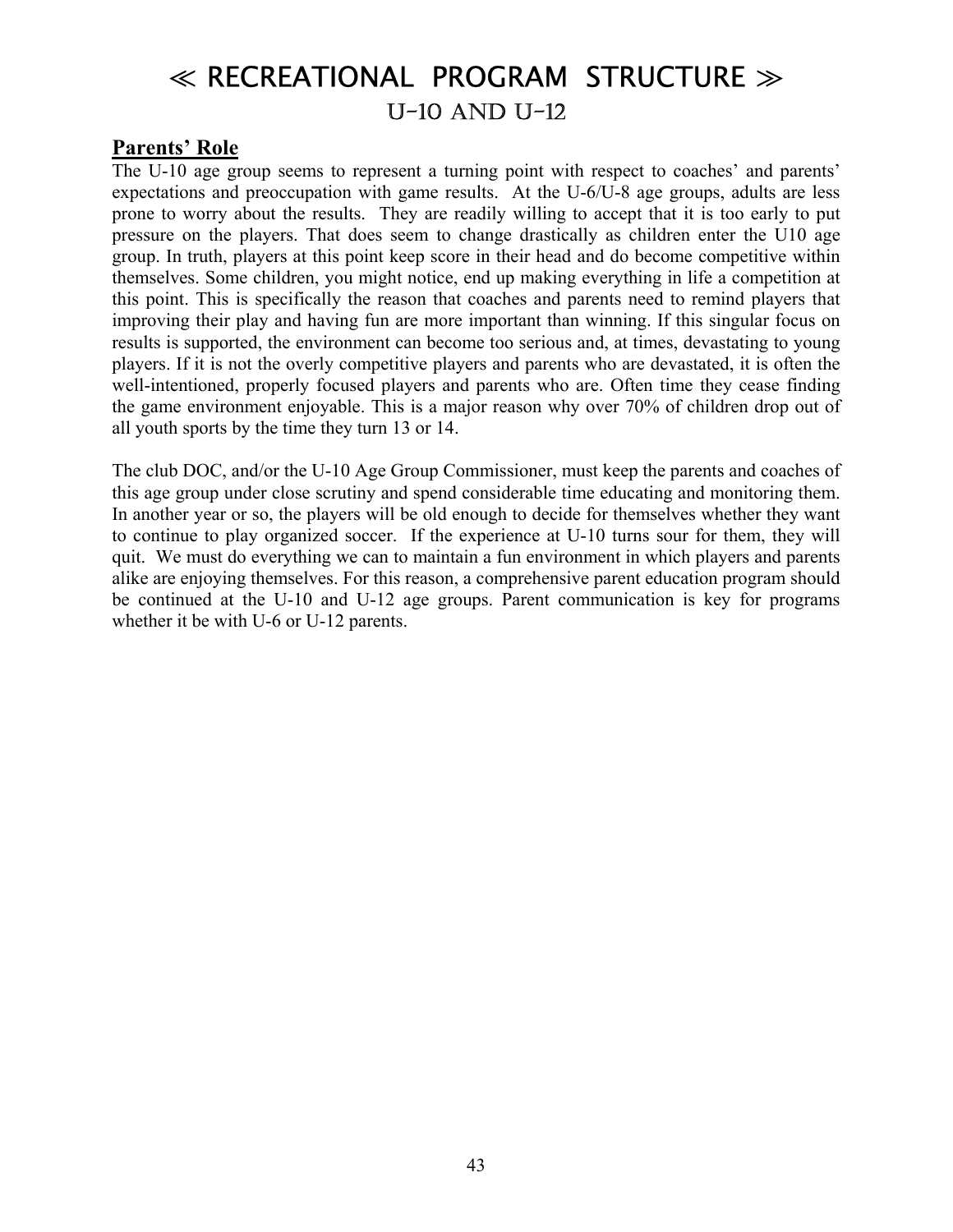# ≪ RECREATIONAL PROGRAM STRUCTURE ≫

## U-10 AND U-12

### Parents' Role

The U-10 age group seems to represent a turning point with respect to coaches' and parents' expectations and preoccupation with game results. At the U-6/U-8 age groups, adults are less prone to worry about the results. They are readily willing to accept that it is too early to put pressure on the players. That does seem to change drastically as children enter the U10 age group. In truth, players at this point keep score in their head and do become competitive within themselves. Some children, you might notice, end up making everything in life a competition at this point. This is specifically the reason that coaches and parents need to remind players that improving their play and having fun are more important than winning. If this singular focus on results is supported, the environment can become too serious and, at times, devastating to young players. If it is not the overly competitive players and parents who are devastated, it is often the well-intentioned, properly focused players and parents who are. Often time they cease finding the game environment enjoyable. This is a major reason why over 70% of children drop out of all youth sports by the time they turn 13 or 14.

The club DOC, and/or the U-10 Age Group Commissioner, must keep the parents and coaches of this age group under close scrutiny and spend considerable time educating and monitoring them. In another year or so, the players will be old enough to decide for themselves whether they want to continue to play organized soccer. If the experience at U-10 turns sour for them, they will quit. We must do everything we can to maintain a fun environment in which players and parents alike are enjoying themselves. For this reason, a comprehensive parent education program should be continued at the U-10 and U-12 age groups. Parent communication is key for programs whether it be with U-6 or U-12 parents.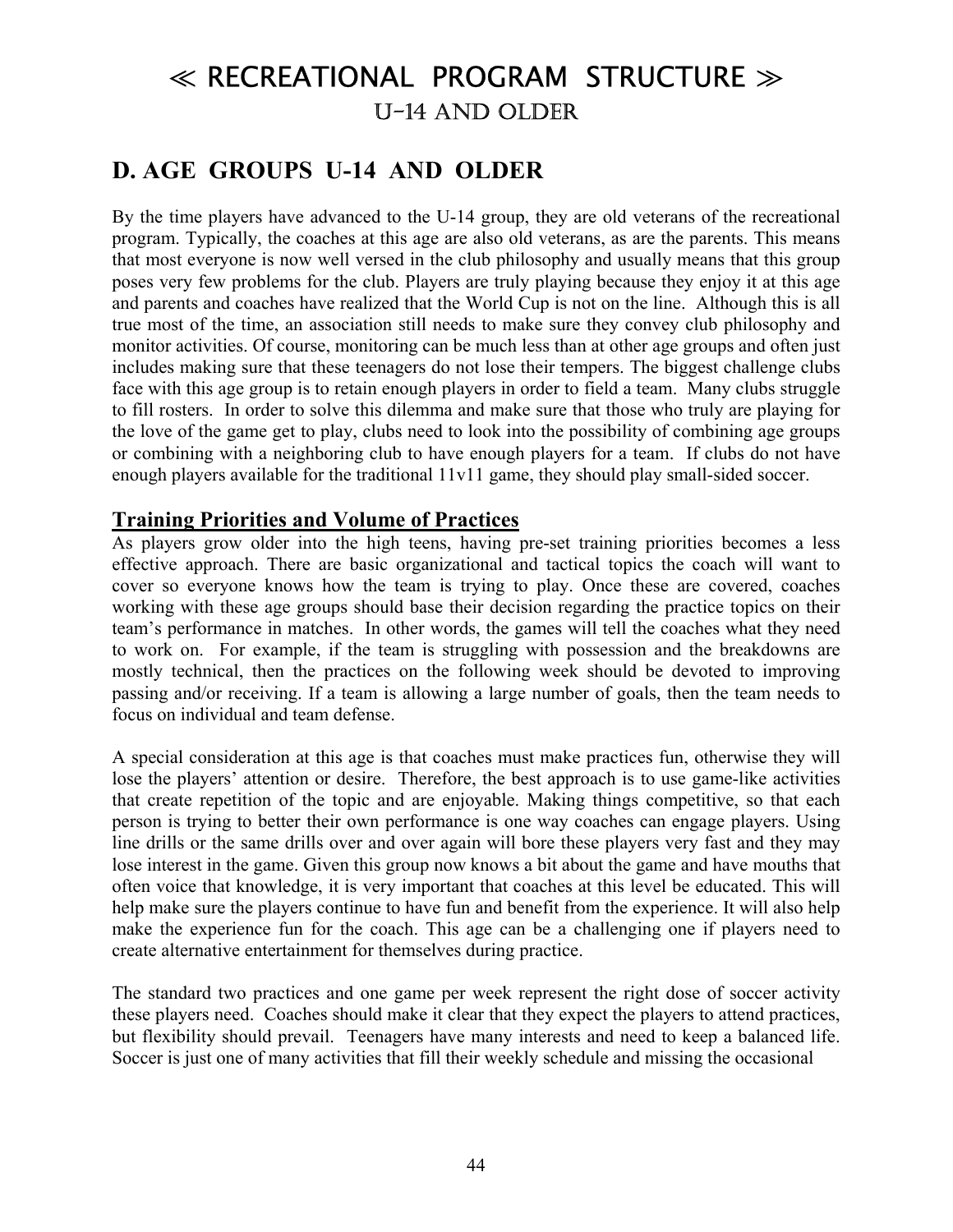# ≪ RECREATIONAL PROGRAM STRUCTURE ≫

## U-14 AND OLDER

## D. AGE GROUPS U-14 AND OLDER

By the time players have advanced to the U-14 group, they are old veterans of the recreational program. Typically, the coaches at this age are also old veterans, as are the parents. This means that most everyone is now well versed in the club philosophy and usually means that this group poses very few problems for the club. Players are truly playing because they enjoy it at this age and parents and coaches have realized that the World Cup is not on the line. Although this is all true most of the time, an association still needs to make sure they convey club philosophy and monitor activities. Of course, monitoring can be much less than at other age groups and often just includes making sure that these teenagers do not lose their tempers. The biggest challenge clubs face with this age group is to retain enough players in order to field a team. Many clubs struggle to fill rosters. In order to solve this dilemma and make sure that those who truly are playing for the love of the game get to play, clubs need to look into the possibility of combining age groups or combining with a neighboring club to have enough players for a team. If clubs do not have enough players available for the traditional 11v11 game, they should play small-sided soccer.

### Training Priorities and Volume of Practices

As players grow older into the high teens, having pre-set training priorities becomes a less effective approach. There are basic organizational and tactical topics the coach will want to cover so everyone knows how the team is trying to play. Once these are covered, coaches working with these age groups should base their decision regarding the practice topics on their team's performance in matches. In other words, the games will tell the coaches what they need to work on. For example, if the team is struggling with possession and the breakdowns are mostly technical, then the practices on the following week should be devoted to improving passing and/or receiving. If a team is allowing a large number of goals, then the team needs to focus on individual and team defense.

A special consideration at this age is that coaches must make practices fun, otherwise they will lose the players' attention or desire. Therefore, the best approach is to use game-like activities that create repetition of the topic and are enjoyable. Making things competitive, so that each person is trying to better their own performance is one way coaches can engage players. Using line drills or the same drills over and over again will bore these players very fast and they may lose interest in the game. Given this group now knows a bit about the game and have mouths that often voice that knowledge, it is very important that coaches at this level be educated. This will help make sure the players continue to have fun and benefit from the experience. It will also help make the experience fun for the coach. This age can be a challenging one if players need to create alternative entertainment for themselves during practice.

The standard two practices and one game per week represent the right dose of soccer activity these players need. Coaches should make it clear that they expect the players to attend practices, but flexibility should prevail. Teenagers have many interests and need to keep a balanced life. Soccer is just one of many activities that fill their weekly schedule and missing the occasional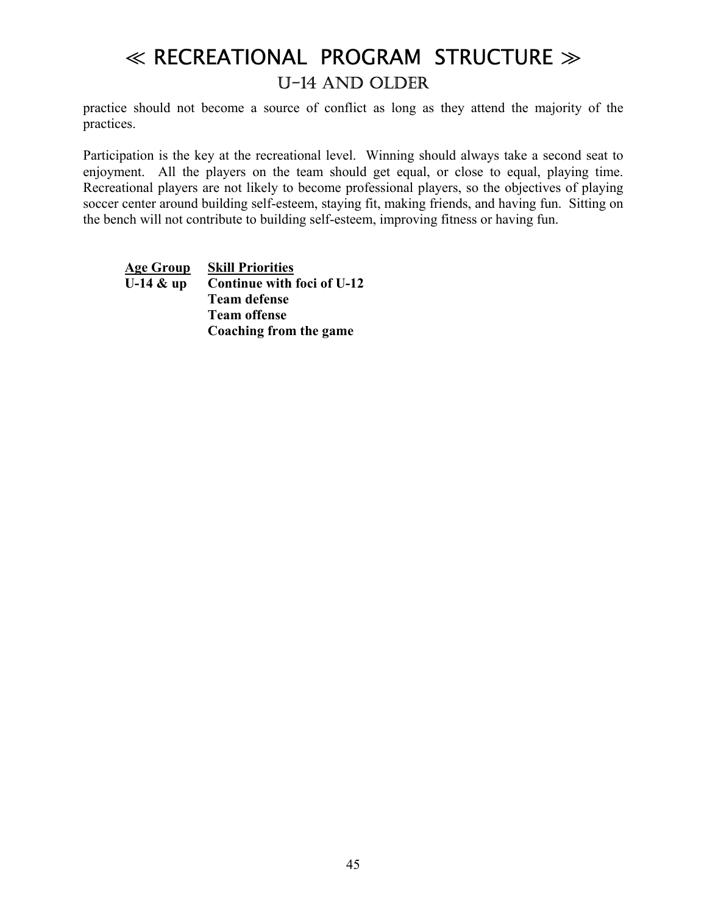# ≪ RECREATIONAL PROGRAM STRUCTURE ≫

## U-14 AND OLDER

practice should not become a source of conflict as long as they attend the majority of the practices.

Participation is the key at the recreational level. Winning should always take a second seat to enjoyment. All the players on the team should get equal, or close to equal, playing time. Recreational players are not likely to become professional players, so the objectives of playing soccer center around building self-esteem, staying fit, making friends, and having fun. Sitting on the bench will not contribute to building self-esteem, improving fitness or having fun.

| Age Group | Skill Priorities |
|---|---|
| **U-14 & up** | **Continue with foci of U-12** |
| | **Team defense** |
| | **Team offense** |
| | **Coaching from the game** |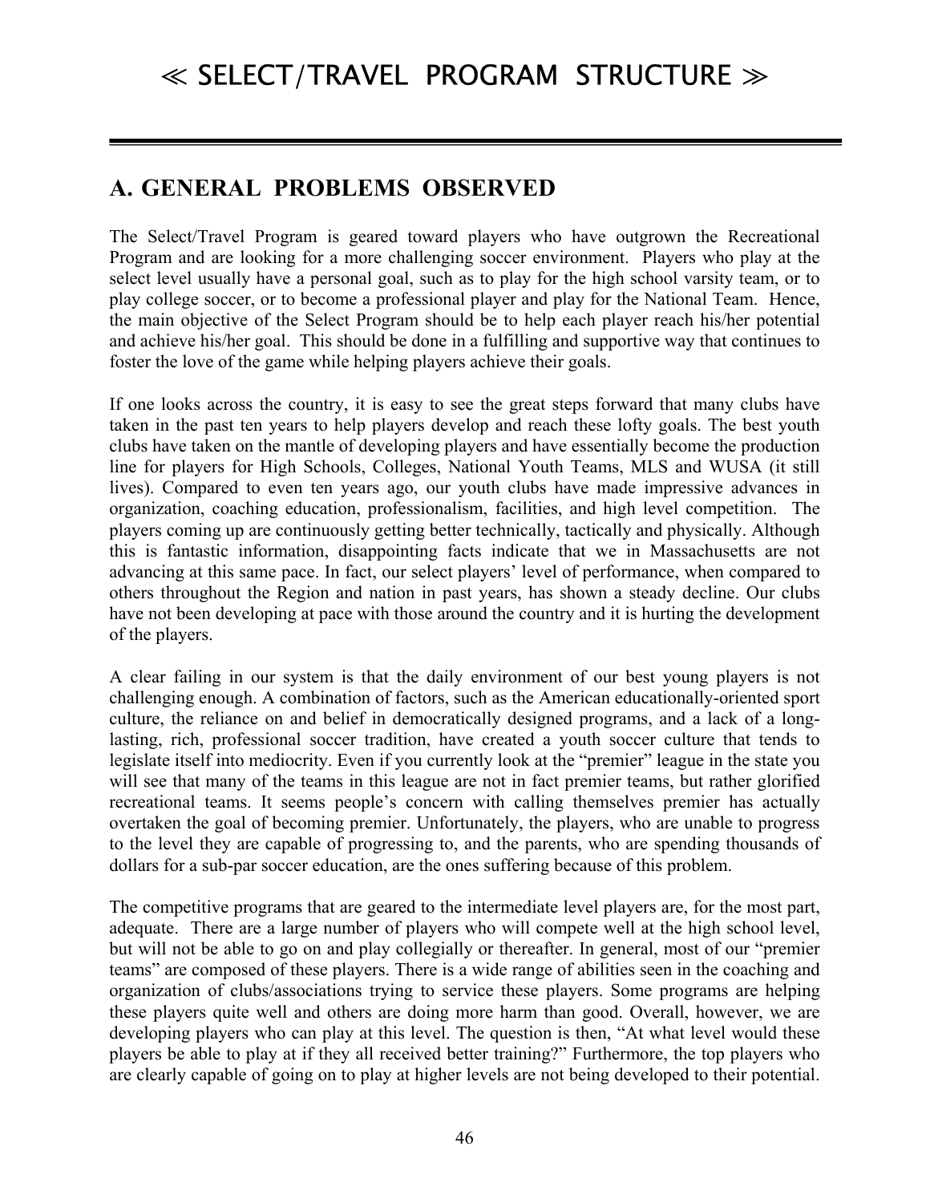# ≪ SELECT/TRAVEL PROGRAM STRUCTURE ≫

## A. GENERAL PROBLEMS OBSERVED

The Select/Travel Program is geared toward players who have outgrown the Recreational Program and are looking for a more challenging soccer environment. Players who play at the select level usually have a personal goal, such as to play for the high school varsity team, or to play college soccer, or to become a professional player and play for the National Team. Hence, the main objective of the Select Program should be to help each player reach his/her potential and achieve his/her goal. This should be done in a fulfilling and supportive way that continues to foster the love of the game while helping players achieve their goals.

If one looks across the country, it is easy to see the great steps forward that many clubs have taken in the past ten years to help players develop and reach these lofty goals. The best youth clubs have taken on the mantle of developing players and have essentially become the production line for players for High Schools, Colleges, National Youth Teams, MLS and WUSA (it still lives). Compared to even ten years ago, our youth clubs have made impressive advances in organization, coaching education, professionalism, facilities, and high level competition. The players coming up are continuously getting better technically, tactically and physically. Although this is fantastic information, disappointing facts indicate that we in Massachusetts are not advancing at this same pace. In fact, our select players' level of performance, when compared to others throughout the Region and nation in past years, has shown a steady decline. Our clubs have not been developing at pace with those around the country and it is hurting the development of the players.

A clear failing in our system is that the daily environment of our best young players is not challenging enough. A combination of factors, such as the American educationally-oriented sport culture, the reliance on and belief in democratically designed programs, and a lack of a long-lasting, rich, professional soccer tradition, have created a youth soccer culture that tends to legislate itself into mediocrity. Even if you currently look at the "premier" league in the state you will see that many of the teams in this league are not in fact premier teams, but rather glorified recreational teams. It seems people's concern with calling themselves premier has actually overtaken the goal of becoming premier. Unfortunately, the players, who are unable to progress to the level they are capable of progressing to, and the parents, who are spending thousands of dollars for a sub-par soccer education, are the ones suffering because of this problem.

The competitive programs that are geared to the intermediate level players are, for the most part, adequate. There are a large number of players who will compete well at the high school level, but will not be able to go on and play collegially or thereafter. In general, most of our "premier teams" are composed of these players. There is a wide range of abilities seen in the coaching and organization of clubs/associations trying to service these players. Some programs are helping these players quite well and others are doing more harm than good. Overall, however, we are developing players who can play at this level. The question is then, "At what level would these players be able to play at if they all received better training?" Furthermore, the top players who are clearly capable of going on to play at higher levels are not being developed to their potential.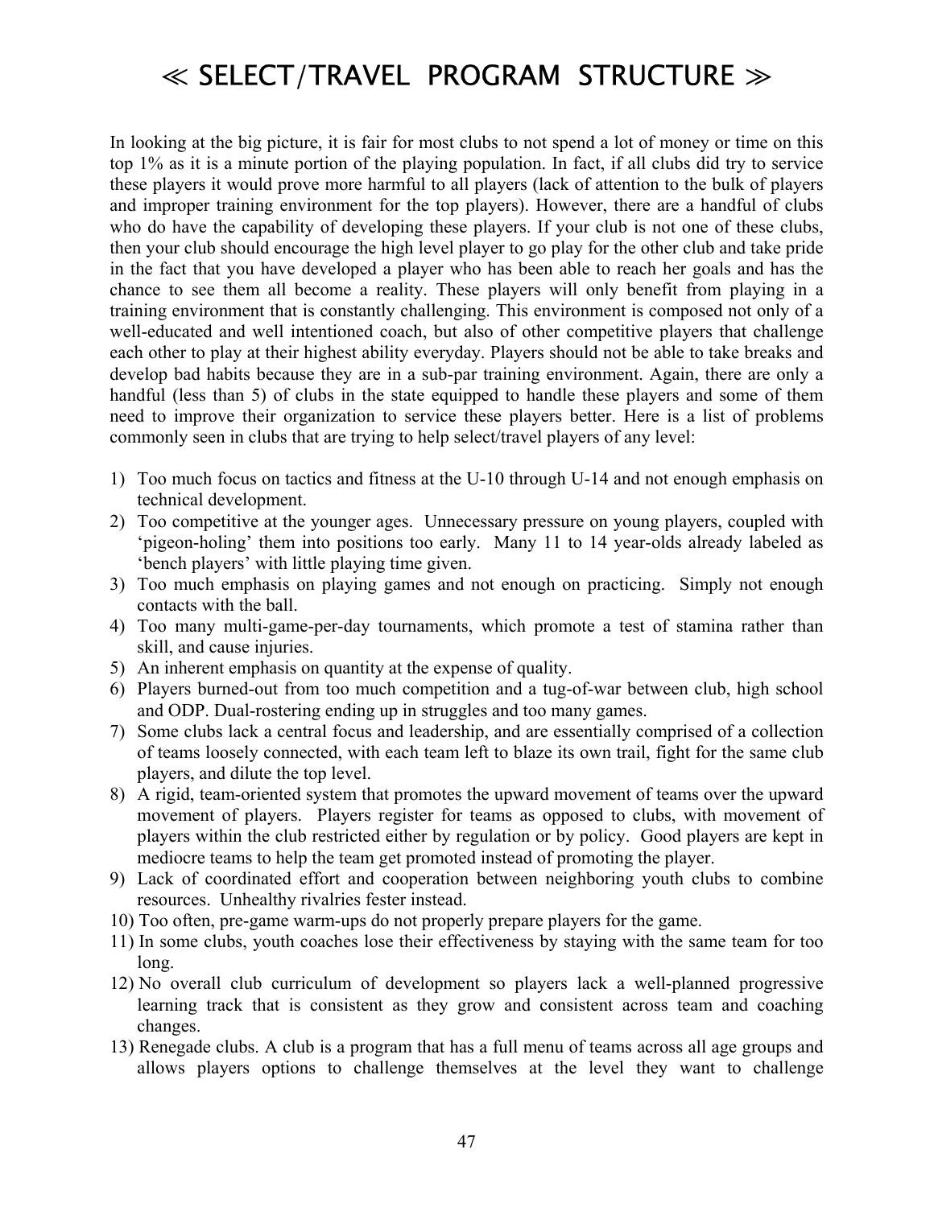# ≪ SELECT/TRAVEL PROGRAM STRUCTURE ≫

In looking at the big picture, it is fair for most clubs to not spend a lot of money or time on this top 1% as it is a minute portion of the playing population. In fact, if all clubs did try to service these players it would prove more harmful to all players (lack of attention to the bulk of players and improper training environment for the top players). However, there are a handful of clubs who do have the capability of developing these players. If your club is not one of these clubs, then your club should encourage the high level player to go play for the other club and take pride in the fact that you have developed a player who has been able to reach her goals and has the chance to see them all become a reality. These players will only benefit from playing in a training environment that is constantly challenging. This environment is composed not only of a well-educated and well intentioned coach, but also of other competitive players that challenge each other to play at their highest ability everyday. Players should not be able to take breaks and develop bad habits because they are in a sub-par training environment. Again, there are only a handful (less than 5) of clubs in the state equipped to handle these players and some of them need to improve their organization to service these players better. Here is a list of problems commonly seen in clubs that are trying to help select/travel players of any level:

1) Too much focus on tactics and fitness at the U-10 through U-14 and not enough emphasis on technical development.
2) Too competitive at the younger ages. Unnecessary pressure on young players, coupled with 'pigeon-holing' them into positions too early. Many 11 to 14 year-olds already labeled as 'bench players' with little playing time given.
3) Too much emphasis on playing games and not enough on practicing. Simply not enough contacts with the ball.
4) Too many multi-game-per-day tournaments, which promote a test of stamina rather than skill, and cause injuries.
5) An inherent emphasis on quantity at the expense of quality.
6) Players burned-out from too much competition and a tug-of-war between club, high school and ODP. Dual-rostering ending up in struggles and too many games.
7) Some clubs lack a central focus and leadership, and are essentially comprised of a collection of teams loosely connected, with each team left to blaze its own trail, fight for the same club players, and dilute the top level.
8) A rigid, team-oriented system that promotes the upward movement of teams over the upward movement of players. Players register for teams as opposed to clubs, with movement of players within the club restricted either by regulation or by policy. Good players are kept in mediocre teams to help the team get promoted instead of promoting the player.
9) Lack of coordinated effort and cooperation between neighboring youth clubs to combine resources. Unhealthy rivalries fester instead.
10) Too often, pre-game warm-ups do not properly prepare players for the game.
11) In some clubs, youth coaches lose their effectiveness by staying with the same team for too long.
12) No overall club curriculum of development so players lack a well-planned progressive learning track that is consistent as they grow and consistent across team and coaching changes.
13) Renegade clubs. A club is a program that has a full menu of teams across all age groups and allows players options to challenge themselves at the level they want to challenge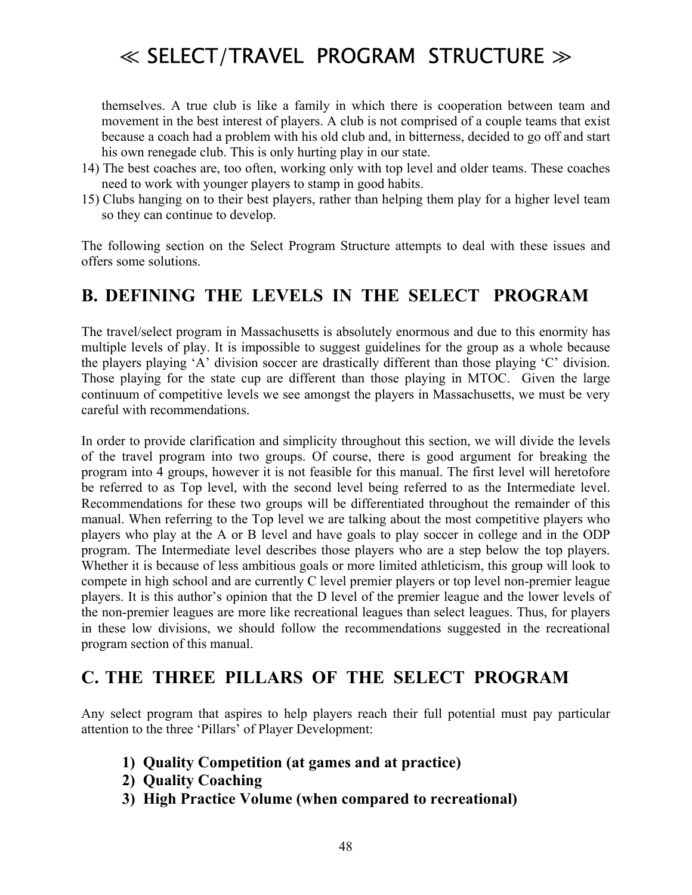themselves. A true club is like a family in which there is cooperation between team and movement in the best interest of players. A club is not comprised of a couple teams that exist because a coach had a problem with his old club and, in bitterness, decided to go off and start his own renegade club. This is only hurting play in our state.

14) The best coaches are, too often, working only with top level and older teams. These coaches need to work with younger players to stamp in good habits.
15) Clubs hanging on to their best players, rather than helping them play for a higher level team so they can continue to develop.

The following section on the Select Program Structure attempts to deal with these issues and offers some solutions.

## B. DEFINING THE LEVELS IN THE SELECT PROGRAM

The travel/select program in Massachusetts is absolutely enormous and due to this enormity has multiple levels of play. It is impossible to suggest guidelines for the group as a whole because the players playing 'A' division soccer are drastically different than those playing 'C' division. Those playing for the state cup are different than those playing in MTOC. Given the large continuum of competitive levels we see amongst the players in Massachusetts, we must be very careful with recommendations.

In order to provide clarification and simplicity throughout this section, we will divide the levels of the travel program into two groups. Of course, there is good argument for breaking the program into 4 groups, however it is not feasible for this manual. The first level will heretofore be referred to as Top level, with the second level being referred to as the Intermediate level. Recommendations for these two groups will be differentiated throughout the remainder of this manual. When referring to the Top level we are talking about the most competitive players who players who play at the A or B level and have goals to play soccer in college and in the ODP program. The Intermediate level describes those players who are a step below the top players. Whether it is because of less ambitious goals or more limited athleticism, this group will look to compete in high school and are currently C level premier players or top level non-premier league players. It is this author's opinion that the D level of the premier league and the lower levels of the non-premier leagues are more like recreational leagues than select leagues. Thus, for players in these low divisions, we should follow the recommendations suggested in the recreational program section of this manual.

## C. THE THREE PILLARS OF THE SELECT PROGRAM

Any select program that aspires to help players reach their full potential must pay particular attention to the three 'Pillars' of Player Development:

1) **Quality Competition (at games and at practice)**
2) **Quality Coaching**
3) **High Practice Volume (when compared to recreational)**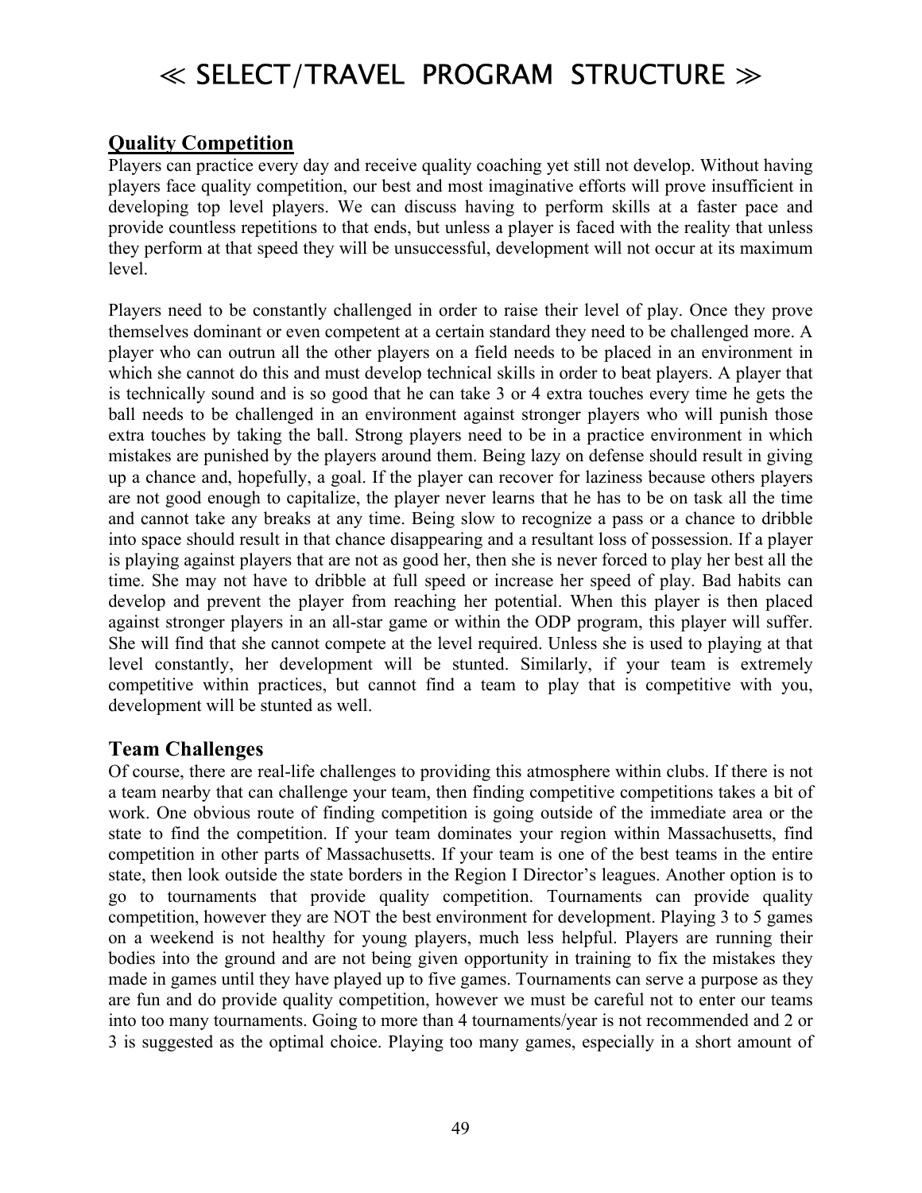# ≪ SELECT/TRAVEL PROGRAM STRUCTURE ≫

## Quality Competition

Players can practice every day and receive quality coaching yet still not develop. Without having players face quality competition, our best and most imaginative efforts will prove insufficient in developing top level players. We can discuss having to perform skills at a faster pace and provide countless repetitions to that ends, but unless a player is faced with the reality that unless they perform at that speed they will be unsuccessful, development will not occur at its maximum level.

Players need to be constantly challenged in order to raise their level of play. Once they prove themselves dominant or even competent at a certain standard they need to be challenged more. A player who can outrun all the other players on a field needs to be placed in an environment in which she cannot do this and must develop technical skills in order to beat players. A player that is technically sound and is so good that he can take 3 or 4 extra touches every time he gets the ball needs to be challenged in an environment against stronger players who will punish those extra touches by taking the ball. Strong players need to be in a practice environment in which mistakes are punished by the players around them. Being lazy on defense should result in giving up a chance and, hopefully, a goal. If the player can recover for laziness because others players are not good enough to capitalize, the player never learns that he has to be on task all the time and cannot take any breaks at any time. Being slow to recognize a pass or a chance to dribble into space should result in that chance disappearing and a resultant loss of possession. If a player is playing against players that are not as good her, then she is never forced to play her best all the time. She may not have to dribble at full speed or increase her speed of play. Bad habits can develop and prevent the player from reaching her potential. When this player is then placed against stronger players in an all-star game or within the ODP program, this player will suffer. She will find that she cannot compete at the level required. Unless she is used to playing at that level constantly, her development will be stunted. Similarly, if your team is extremely competitive within practices, but cannot find a team to play that is competitive with you, development will be stunted as well.

## Team Challenges

Of course, there are real-life challenges to providing this atmosphere within clubs. If there is not a team nearby that can challenge your team, then finding competitive competitions takes a bit of work. One obvious route of finding competition is going outside of the immediate area or the state to find the competition. If your team dominates your region within Massachusetts, find competition in other parts of Massachusetts. If your team is one of the best teams in the entire state, then look outside the state borders in the Region I Director's leagues. Another option is to go to tournaments that provide quality competition. Tournaments can provide quality competition, however they are NOT the best environment for development. Playing 3 to 5 games on a weekend is not healthy for young players, much less helpful. Players are running their bodies into the ground and are not being given opportunity in training to fix the mistakes they made in games until they have played up to five games. Tournaments can serve a purpose as they are fun and do provide quality competition, however we must be careful not to enter our teams into too many tournaments. Going to more than 4 tournaments/year is not recommended and 2 or 3 is suggested as the optimal choice. Playing too many games, especially in a short amount of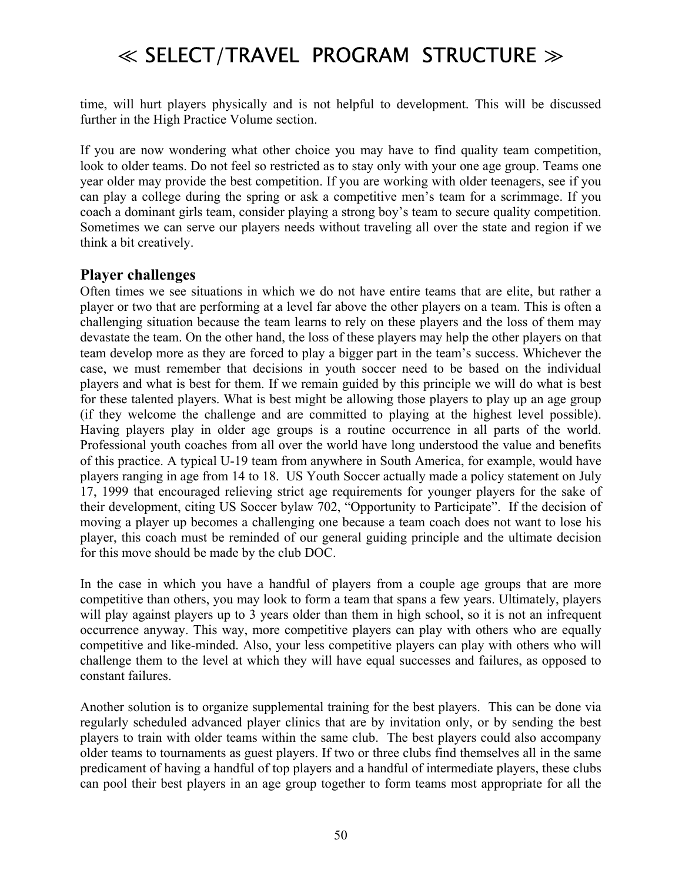time, will hurt players physically and is not helpful to development. This will be discussed further in the High Practice Volume section.

If you are now wondering what other choice you may have to find quality team competition, look to older teams. Do not feel so restricted as to stay only with your one age group. Teams one year older may provide the best competition. If you are working with older teenagers, see if you can play a college during the spring or ask a competitive men's team for a scrimmage. If you coach a dominant girls team, consider playing a strong boy's team to secure quality competition. Sometimes we can serve our players needs without traveling all over the state and region if we think a bit creatively.

### Player challenges

Often times we see situations in which we do not have entire teams that are elite, but rather a player or two that are performing at a level far above the other players on a team. This is often a challenging situation because the team learns to rely on these players and the loss of them may devastate the team. On the other hand, the loss of these players may help the other players on that team develop more as they are forced to play a bigger part in the team's success. Whichever the case, we must remember that decisions in youth soccer need to be based on the individual players and what is best for them. If we remain guided by this principle we will do what is best for these talented players. What is best might be allowing those players to play up an age group (if they welcome the challenge and are committed to playing at the highest level possible). Having players play in older age groups is a routine occurrence in all parts of the world. Professional youth coaches from all over the world have long understood the value and benefits of this practice. A typical U-19 team from anywhere in South America, for example, would have players ranging in age from 14 to 18. US Youth Soccer actually made a policy statement on July 17, 1999 that encouraged relieving strict age requirements for younger players for the sake of their development, citing US Soccer bylaw 702, "Opportunity to Participate". If the decision of moving a player up becomes a challenging one because a team coach does not want to lose his player, this coach must be reminded of our general guiding principle and the ultimate decision for this move should be made by the club DOC.

In the case in which you have a handful of players from a couple age groups that are more competitive than others, you may look to form a team that spans a few years. Ultimately, players will play against players up to 3 years older than them in high school, so it is not an infrequent occurrence anyway. This way, more competitive players can play with others who are equally competitive and like-minded. Also, your less competitive players can play with others who will challenge them to the level at which they will have equal successes and failures, as opposed to constant failures.

Another solution is to organize supplemental training for the best players. This can be done via regularly scheduled advanced player clinics that are by invitation only, or by sending the best players to train with older teams within the same club. The best players could also accompany older teams to tournaments as guest players. If two or three clubs find themselves all in the same predicament of having a handful of top players and a handful of intermediate players, these clubs can pool their best players in an age group together to form teams most appropriate for all the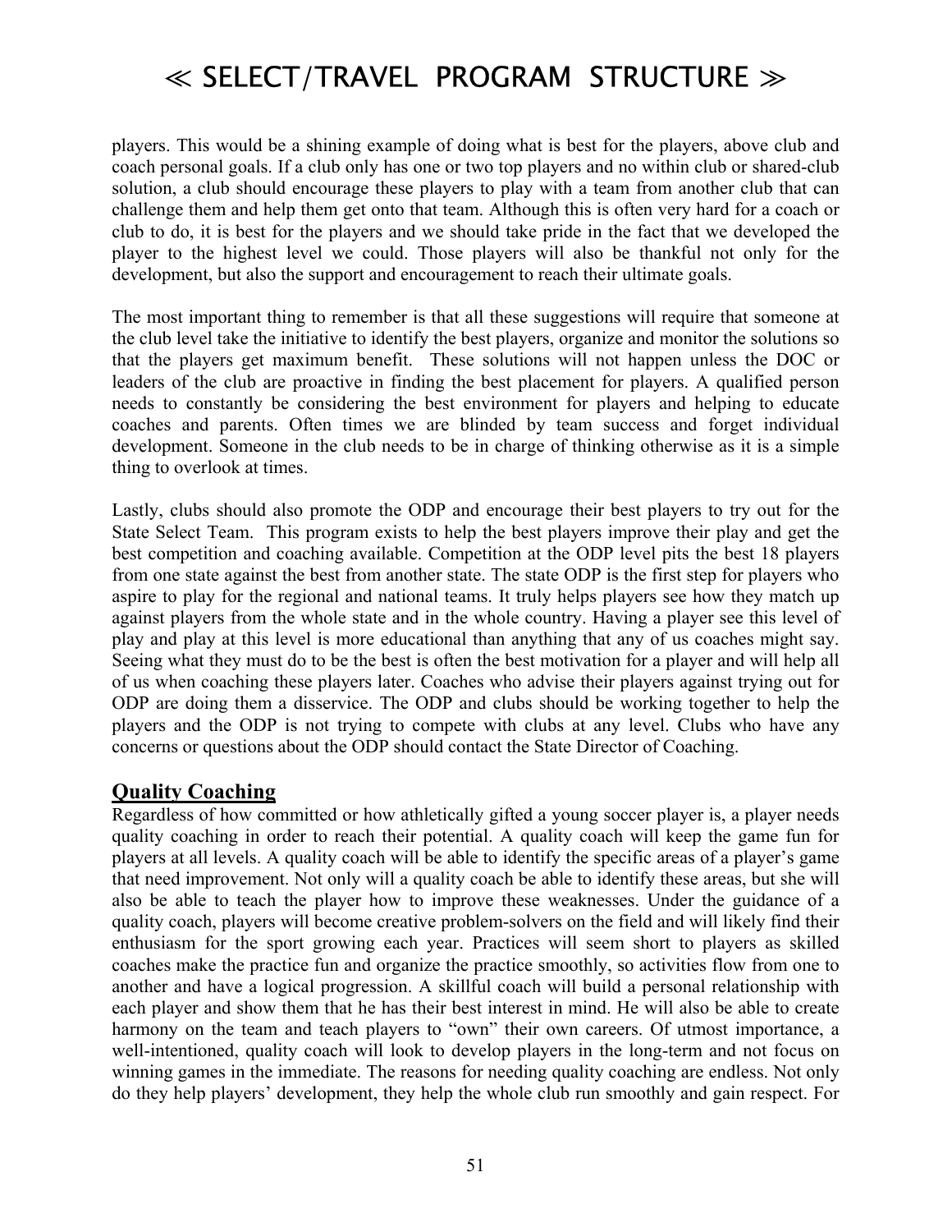players. This would be a shining example of doing what is best for the players, above club and coach personal goals. If a club only has one or two top players and no within club or shared-club solution, a club should encourage these players to play with a team from another club that can challenge them and help them get onto that team. Although this is often very hard for a coach or club to do, it is best for the players and we should take pride in the fact that we developed the player to the highest level we could. Those players will also be thankful not only for the development, but also the support and encouragement to reach their ultimate goals.

The most important thing to remember is that all these suggestions will require that someone at the club level take the initiative to identify the best players, organize and monitor the solutions so that the players get maximum benefit. These solutions will not happen unless the DOC or leaders of the club are proactive in finding the best placement for players. A qualified person needs to constantly be considering the best environment for players and helping to educate coaches and parents. Often times we are blinded by team success and forget individual development. Someone in the club needs to be in charge of thinking otherwise as it is a simple thing to overlook at times.

Lastly, clubs should also promote the ODP and encourage their best players to try out for the State Select Team. This program exists to help the best players improve their play and get the best competition and coaching available. Competition at the ODP level pits the best 18 players from one state against the best from another state. The state ODP is the first step for players who aspire to play for the regional and national teams. It truly helps players see how they match up against players from the whole state and in the whole country. Having a player see this level of play and play at this level is more educational than anything that any of us coaches might say. Seeing what they must do to be the best is often the best motivation for a player and will help all of us when coaching these players later. Coaches who advise their players against trying out for ODP are doing them a disservice. The ODP and clubs should be working together to help the players and the ODP is not trying to compete with clubs at any level. Clubs who have any concerns or questions about the ODP should contact the State Director of Coaching.

## Quality Coaching

Regardless of how committed or how athletically gifted a young soccer player is, a player needs quality coaching in order to reach their potential. A quality coach will keep the game fun for players at all levels. A quality coach will be able to identify the specific areas of a player's game that need improvement. Not only will a quality coach be able to identify these areas, but she will also be able to teach the player how to improve these weaknesses. Under the guidance of a quality coach, players will become creative problem-solvers on the field and will likely find their enthusiasm for the sport growing each year. Practices will seem short to players as skilled coaches make the practice fun and organize the practice smoothly, so activities flow from one to another and have a logical progression. A skillful coach will build a personal relationship with each player and show them that he has their best interest in mind. He will also be able to create harmony on the team and teach players to "own" their own careers. Of utmost importance, a well-intentioned, quality coach will look to develop players in the long-term and not focus on winning games in the immediate. The reasons for needing quality coaching are endless. Not only do they help players' development, they help the whole club run smoothly and gain respect. For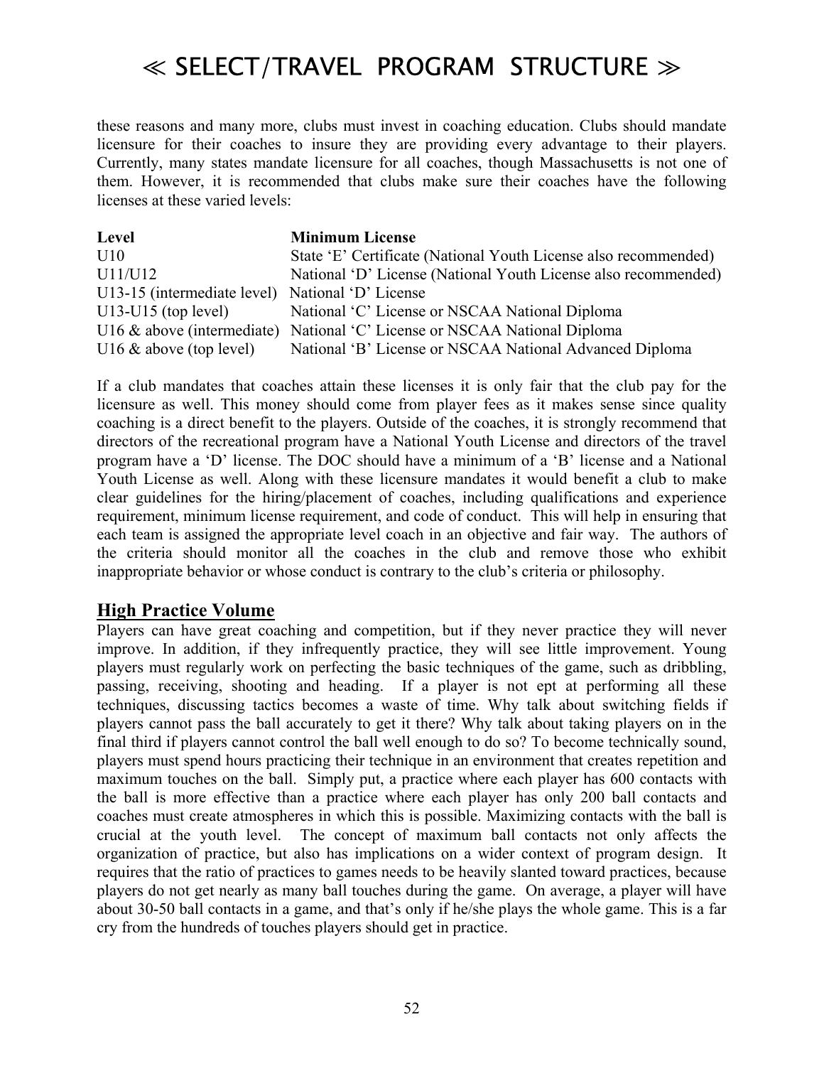these reasons and many more, clubs must invest in coaching education. Clubs should mandate licensure for their coaches to insure they are providing every advantage to their players. Currently, many states mandate licensure for all coaches, though Massachusetts is not one of them. However, it is recommended that clubs make sure their coaches have the following licenses at these varied levels:

| Level | Minimum License |
|---|---|
| U10 | State 'E' Certificate (National Youth License also recommended) |
| U11/U12 | National 'D' License (National Youth License also recommended) |
| U13-15 (intermediate level) | National 'D' License |
| U13-U15 (top level) | National 'C' License or NSCAA National Diploma |
| U16 & above (intermediate) | National 'C' License or NSCAA National Diploma |
| U16 & above (top level) | National 'B' License or NSCAA National Advanced Diploma |

If a club mandates that coaches attain these licenses it is only fair that the club pay for the licensure as well. This money should come from player fees as it makes sense since quality coaching is a direct benefit to the players. Outside of the coaches, it is strongly recommend that directors of the recreational program have a National Youth License and directors of the travel program have a 'D' license. The DOC should have a minimum of a 'B' license and a National Youth License as well. Along with these licensure mandates it would benefit a club to make clear guidelines for the hiring/placement of coaches, including qualifications and experience requirement, minimum license requirement, and code of conduct. This will help in ensuring that each team is assigned the appropriate level coach in an objective and fair way. The authors of the criteria should monitor all the coaches in the club and remove those who exhibit inappropriate behavior or whose conduct is contrary to the club's criteria or philosophy.

## High Practice Volume

Players can have great coaching and competition, but if they never practice they will never improve. In addition, if they infrequently practice, they will see little improvement. Young players must regularly work on perfecting the basic techniques of the game, such as dribbling, passing, receiving, shooting and heading. If a player is not ept at performing all these techniques, discussing tactics becomes a waste of time. Why talk about switching fields if players cannot pass the ball accurately to get it there? Why talk about taking players on in the final third if players cannot control the ball well enough to do so? To become technically sound, players must spend hours practicing their technique in an environment that creates repetition and maximum touches on the ball. Simply put, a practice where each player has 600 contacts with the ball is more effective than a practice where each player has only 200 ball contacts and coaches must create atmospheres in which this is possible. Maximizing contacts with the ball is crucial at the youth level. The concept of maximum ball contacts not only affects the organization of practice, but also has implications on a wider context of program design. It requires that the ratio of practices to games needs to be heavily slanted toward practices, because players do not get nearly as many ball touches during the game. On average, a player will have about 30-50 ball contacts in a game, and that's only if he/she plays the whole game. This is a far cry from the hundreds of touches players should get in practice.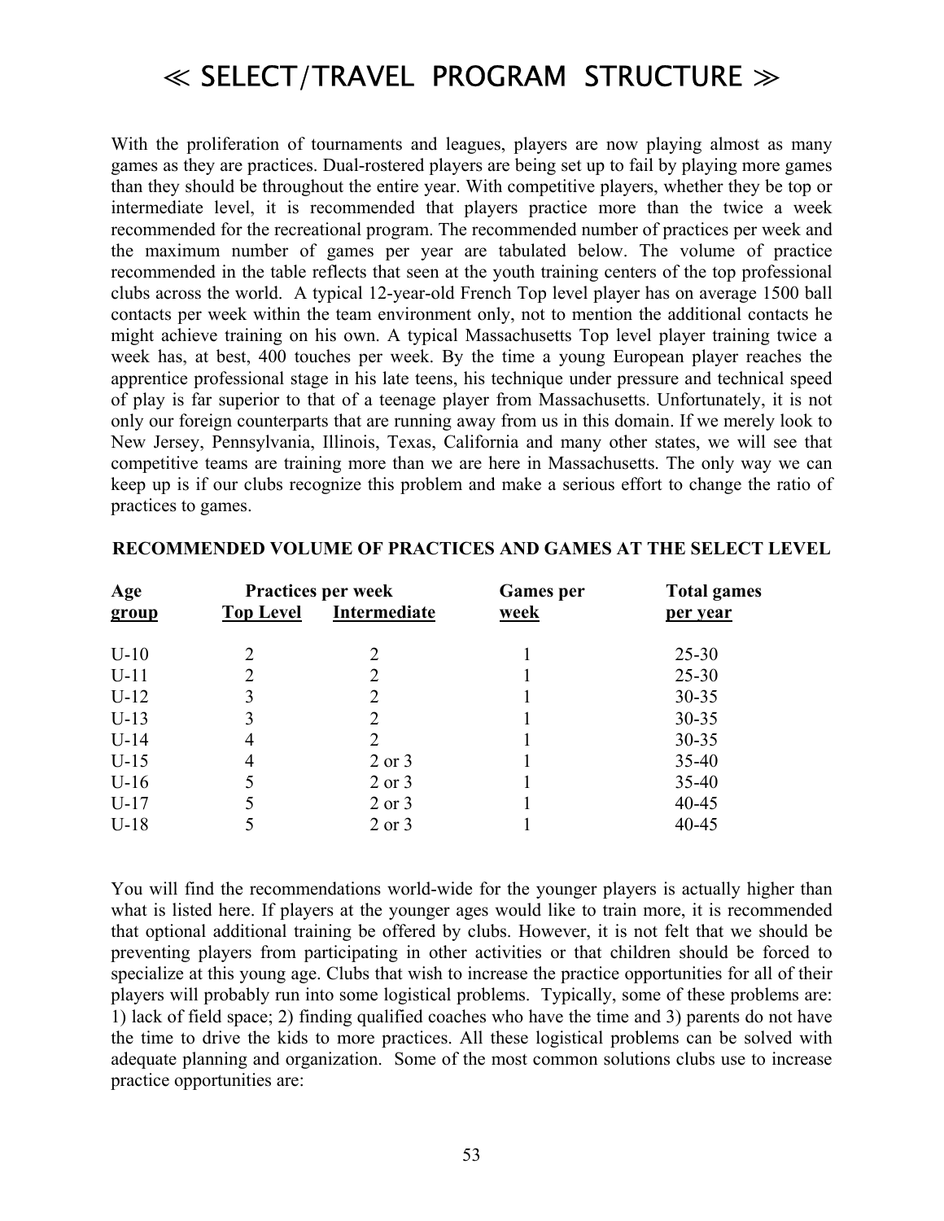# ≪ SELECT/TRAVEL PROGRAM STRUCTURE ≫

With the proliferation of tournaments and leagues, players are now playing almost as many games as they are practices. Dual-rostered players are being set up to fail by playing more games than they should be throughout the entire year. With competitive players, whether they be top or intermediate level, it is recommended that players practice more than the twice a week recommended for the recreational program. The recommended number of practices per week and the maximum number of games per year are tabulated below. The volume of practice recommended in the table reflects that seen at the youth training centers of the top professional clubs across the world. A typical 12-year-old French Top level player has on average 1500 ball contacts per week within the team environment only, not to mention the additional contacts he might achieve training on his own. A typical Massachusetts Top level player training twice a week has, at best, 400 touches per week. By the time a young European player reaches the apprentice professional stage in his late teens, his technique under pressure and technical speed of play is far superior to that of a teenage player from Massachusetts. Unfortunately, it is not only our foreign counterparts that are running away from us in this domain. If we merely look to New Jersey, Pennsylvania, Illinois, Texas, California and many other states, we will see that competitive teams are training more than we are here in Massachusetts. The only way we can keep up is if our clubs recognize this problem and make a serious effort to change the ratio of practices to games.

**RECOMMENDED VOLUME OF PRACTICES AND GAMES AT THE SELECT LEVEL**

| Age group | Practices per week | | Games per week | Total games per year |
|---|---|---|---|---|
| | Top Level | Intermediate | | |
| U-10 | 2 | 2 | 1 | 25-30 |
| U-11 | 2 | 2 | 1 | 25-30 |
| U-12 | 3 | 2 | 1 | 30-35 |
| U-13 | 3 | 2 | 1 | 30-35 |
| U-14 | 4 | 2 | 1 | 30-35 |
| U-15 | 4 | 2 or 3 | 1 | 35-40 |
| U-16 | 5 | 2 or 3 | 1 | 35-40 |
| U-17 | 5 | 2 or 3 | 1 | 40-45 |
| U-18 | 5 | 2 or 3 | 1 | 40-45 |

You will find the recommendations world-wide for the younger players is actually higher than what is listed here. If players at the younger ages would like to train more, it is recommended that optional additional training be offered by clubs. However, it is not felt that we should be preventing players from participating in other activities or that children should be forced to specialize at this young age. Clubs that wish to increase the practice opportunities for all of their players will probably run into some logistical problems. Typically, some of these problems are: 1) lack of field space; 2) finding qualified coaches who have the time and 3) parents do not have the time to drive the kids to more practices. All these logistical problems can be solved with adequate planning and organization. Some of the most common solutions clubs use to increase practice opportunities are: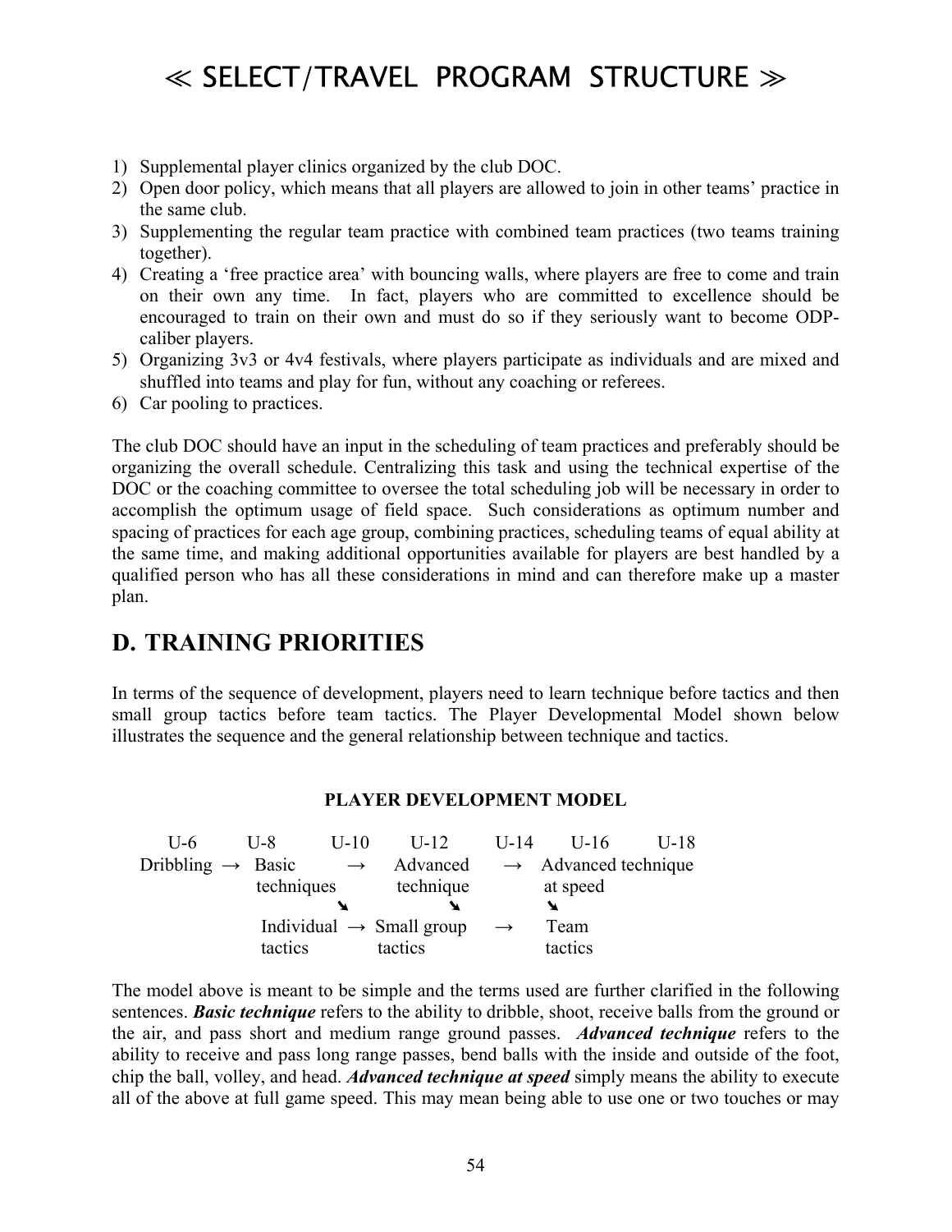1) Supplemental player clinics organized by the club DOC.
2) Open door policy, which means that all players are allowed to join in other teams' practice in the same club.
3) Supplementing the regular team practice with combined team practices (two teams training together).
4) Creating a 'free practice area' with bouncing walls, where players are free to come and train on their own any time. In fact, players who are committed to excellence should be encouraged to train on their own and must do so if they seriously want to become ODP-caliber players.
5) Organizing 3v3 or 4v4 festivals, where players participate as individuals and are mixed and shuffled into teams and play for fun, without any coaching or referees.
6) Car pooling to practices.

The club DOC should have an input in the scheduling of team practices and preferably should be organizing the overall schedule. Centralizing this task and using the technical expertise of the DOC or the coaching committee to oversee the total scheduling job will be necessary in order to accomplish the optimum usage of field space. Such considerations as optimum number and spacing of practices for each age group, combining practices, scheduling teams of equal ability at the same time, and making additional opportunities available for players are best handled by a qualified person who has all these considerations in mind and can therefore make up a master plan.

## D. TRAINING PRIORITIES

In terms of the sequence of development, players need to learn technique before tactics and then small group tactics before team tactics. The Player Developmental Model shown below illustrates the sequence and the general relationship between technique and tactics.

**PLAYER DEVELOPMENT MODEL**

```
 U-6        U-8        U-10      U-12       U-14      U-16       U-18
Dribbling →  Basic       →    Advanced    →   Advanced technique
             techniques        technique         at speed
                       ↘           ↘              ↘
              Individual  →  Small group   →     Team
              tactics        tactics             tactics
```

The model above is meant to be simple and the terms used are further clarified in the following sentences. ***Basic technique*** refers to the ability to dribble, shoot, receive balls from the ground or the air, and pass short and medium range ground passes. ***Advanced technique*** refers to the ability to receive and pass long range passes, bend balls with the inside and outside of the foot, chip the ball, volley, and head. ***Advanced technique at speed*** simply means the ability to execute all of the above at full game speed. This may mean being able to use one or two touches or may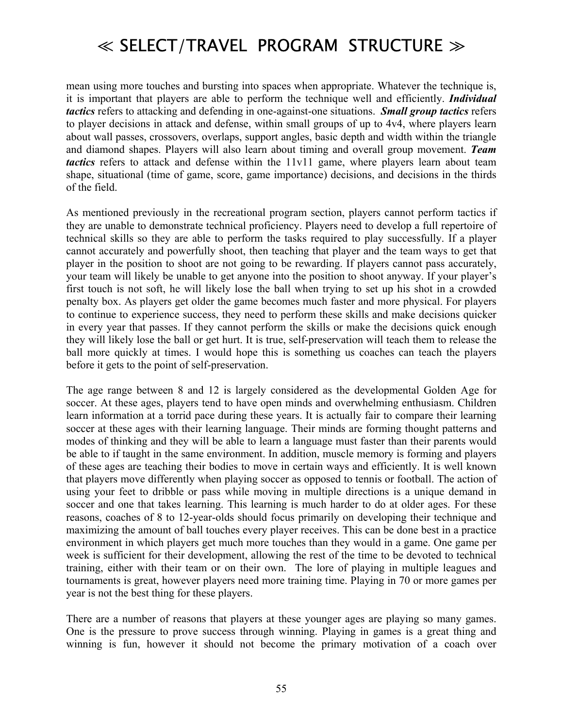mean using more touches and bursting into spaces when appropriate. Whatever the technique is, it is important that players are able to perform the technique well and efficiently. ***Individual tactics*** refers to attacking and defending in one-against-one situations. ***Small group tactics*** refers to player decisions in attack and defense, within small groups of up to 4v4, where players learn about wall passes, crossovers, overlaps, support angles, basic depth and width within the triangle and diamond shapes. Players will also learn about timing and overall group movement. ***Team tactics*** refers to attack and defense within the 11v11 game, where players learn about team shape, situational (time of game, score, game importance) decisions, and decisions in the thirds of the field.

As mentioned previously in the recreational program section, players cannot perform tactics if they are unable to demonstrate technical proficiency. Players need to develop a full repertoire of technical skills so they are able to perform the tasks required to play successfully. If a player cannot accurately and powerfully shoot, then teaching that player and the team ways to get that player in the position to shoot are not going to be rewarding. If players cannot pass accurately, your team will likely be unable to get anyone into the position to shoot anyway. If your player's first touch is not soft, he will likely lose the ball when trying to set up his shot in a crowded penalty box. As players get older the game becomes much faster and more physical. For players to continue to experience success, they need to perform these skills and make decisions quicker in every year that passes. If they cannot perform the skills or make the decisions quick enough they will likely lose the ball or get hurt. It is true, self-preservation will teach them to release the ball more quickly at times. I would hope this is something us coaches can teach the players before it gets to the point of self-preservation.

The age range between 8 and 12 is largely considered as the developmental Golden Age for soccer. At these ages, players tend to have open minds and overwhelming enthusiasm. Children learn information at a torrid pace during these years. It is actually fair to compare their learning soccer at these ages with their learning language. Their minds are forming thought patterns and modes of thinking and they will be able to learn a language must faster than their parents would be able to if taught in the same environment. In addition, muscle memory is forming and players of these ages are teaching their bodies to move in certain ways and efficiently. It is well known that players move differently when playing soccer as opposed to tennis or football. The action of using your feet to dribble or pass while moving in multiple directions is a unique demand in soccer and one that takes learning. This learning is much harder to do at older ages. For these reasons, coaches of 8 to 12-year-olds should focus primarily on developing their technique and maximizing the amount of ball touches every player receives. This can be done best in a practice environment in which players get much more touches than they would in a game. One game per week is sufficient for their development, allowing the rest of the time to be devoted to technical training, either with their team or on their own. The lore of playing in multiple leagues and tournaments is great, however players need more training time. Playing in 70 or more games per year is not the best thing for these players.

There are a number of reasons that players at these younger ages are playing so many games. One is the pressure to prove success through winning. Playing in games is a great thing and winning is fun, however it should not become the primary motivation of a coach over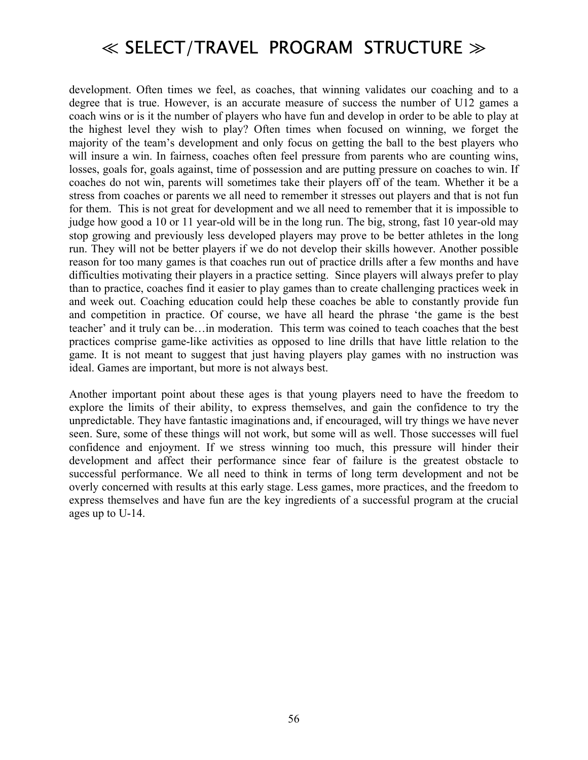development. Often times we feel, as coaches, that winning validates our coaching and to a degree that is true. However, is an accurate measure of success the number of U12 games a coach wins or is it the number of players who have fun and develop in order to be able to play at the highest level they wish to play? Often times when focused on winning, we forget the majority of the team's development and only focus on getting the ball to the best players who will insure a win. In fairness, coaches often feel pressure from parents who are counting wins, losses, goals for, goals against, time of possession and are putting pressure on coaches to win. If coaches do not win, parents will sometimes take their players off of the team. Whether it be a stress from coaches or parents we all need to remember it stresses out players and that is not fun for them. This is not great for development and we all need to remember that it is impossible to judge how good a 10 or 11 year-old will be in the long run. The big, strong, fast 10 year-old may stop growing and previously less developed players may prove to be better athletes in the long run. They will not be better players if we do not develop their skills however. Another possible reason for too many games is that coaches run out of practice drills after a few months and have difficulties motivating their players in a practice setting. Since players will always prefer to play than to practice, coaches find it easier to play games than to create challenging practices week in and week out. Coaching education could help these coaches be able to constantly provide fun and competition in practice. Of course, we have all heard the phrase 'the game is the best teacher' and it truly can be…in moderation. This term was coined to teach coaches that the best practices comprise game-like activities as opposed to line drills that have little relation to the game. It is not meant to suggest that just having players play games with no instruction was ideal. Games are important, but more is not always best.

Another important point about these ages is that young players need to have the freedom to explore the limits of their ability, to express themselves, and gain the confidence to try the unpredictable. They have fantastic imaginations and, if encouraged, will try things we have never seen. Sure, some of these things will not work, but some will as well. Those successes will fuel confidence and enjoyment. If we stress winning too much, this pressure will hinder their development and affect their performance since fear of failure is the greatest obstacle to successful performance. We all need to think in terms of long term development and not be overly concerned with results at this early stage. Less games, more practices, and the freedom to express themselves and have fun are the key ingredients of a successful program at the crucial ages up to U-14.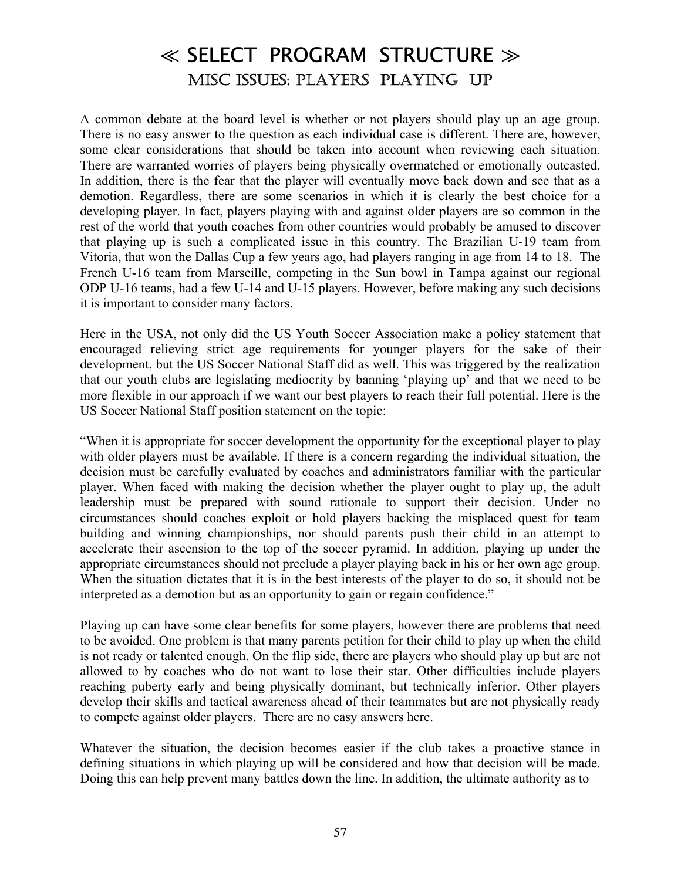# ≪ SELECT PROGRAM STRUCTURE ≫

## MISC ISSUES: PLAYERS PLAYING UP

A common debate at the board level is whether or not players should play up an age group. There is no easy answer to the question as each individual case is different. There are, however, some clear considerations that should be taken into account when reviewing each situation. There are warranted worries of players being physically overmatched or emotionally outcasted. In addition, there is the fear that the player will eventually move back down and see that as a demotion. Regardless, there are some scenarios in which it is clearly the best choice for a developing player. In fact, players playing with and against older players are so common in the rest of the world that youth coaches from other countries would probably be amused to discover that playing up is such a complicated issue in this country. The Brazilian U-19 team from Vitoria, that won the Dallas Cup a few years ago, had players ranging in age from 14 to 18. The French U-16 team from Marseille, competing in the Sun bowl in Tampa against our regional ODP U-16 teams, had a few U-14 and U-15 players. However, before making any such decisions it is important to consider many factors.

Here in the USA, not only did the US Youth Soccer Association make a policy statement that encouraged relieving strict age requirements for younger players for the sake of their development, but the US Soccer National Staff did as well. This was triggered by the realization that our youth clubs are legislating mediocrity by banning 'playing up' and that we need to be more flexible in our approach if we want our best players to reach their full potential. Here is the US Soccer National Staff position statement on the topic:

"When it is appropriate for soccer development the opportunity for the exceptional player to play with older players must be available. If there is a concern regarding the individual situation, the decision must be carefully evaluated by coaches and administrators familiar with the particular player. When faced with making the decision whether the player ought to play up, the adult leadership must be prepared with sound rationale to support their decision. Under no circumstances should coaches exploit or hold players backing the misplaced quest for team building and winning championships, nor should parents push their child in an attempt to accelerate their ascension to the top of the soccer pyramid. In addition, playing up under the appropriate circumstances should not preclude a player playing back in his or her own age group. When the situation dictates that it is in the best interests of the player to do so, it should not be interpreted as a demotion but as an opportunity to gain or regain confidence."

Playing up can have some clear benefits for some players, however there are problems that need to be avoided. One problem is that many parents petition for their child to play up when the child is not ready or talented enough. On the flip side, there are players who should play up but are not allowed to by coaches who do not want to lose their star. Other difficulties include players reaching puberty early and being physically dominant, but technically inferior. Other players develop their skills and tactical awareness ahead of their teammates but are not physically ready to compete against older players. There are no easy answers here.

Whatever the situation, the decision becomes easier if the club takes a proactive stance in defining situations in which playing up will be considered and how that decision will be made. Doing this can help prevent many battles down the line. In addition, the ultimate authority as to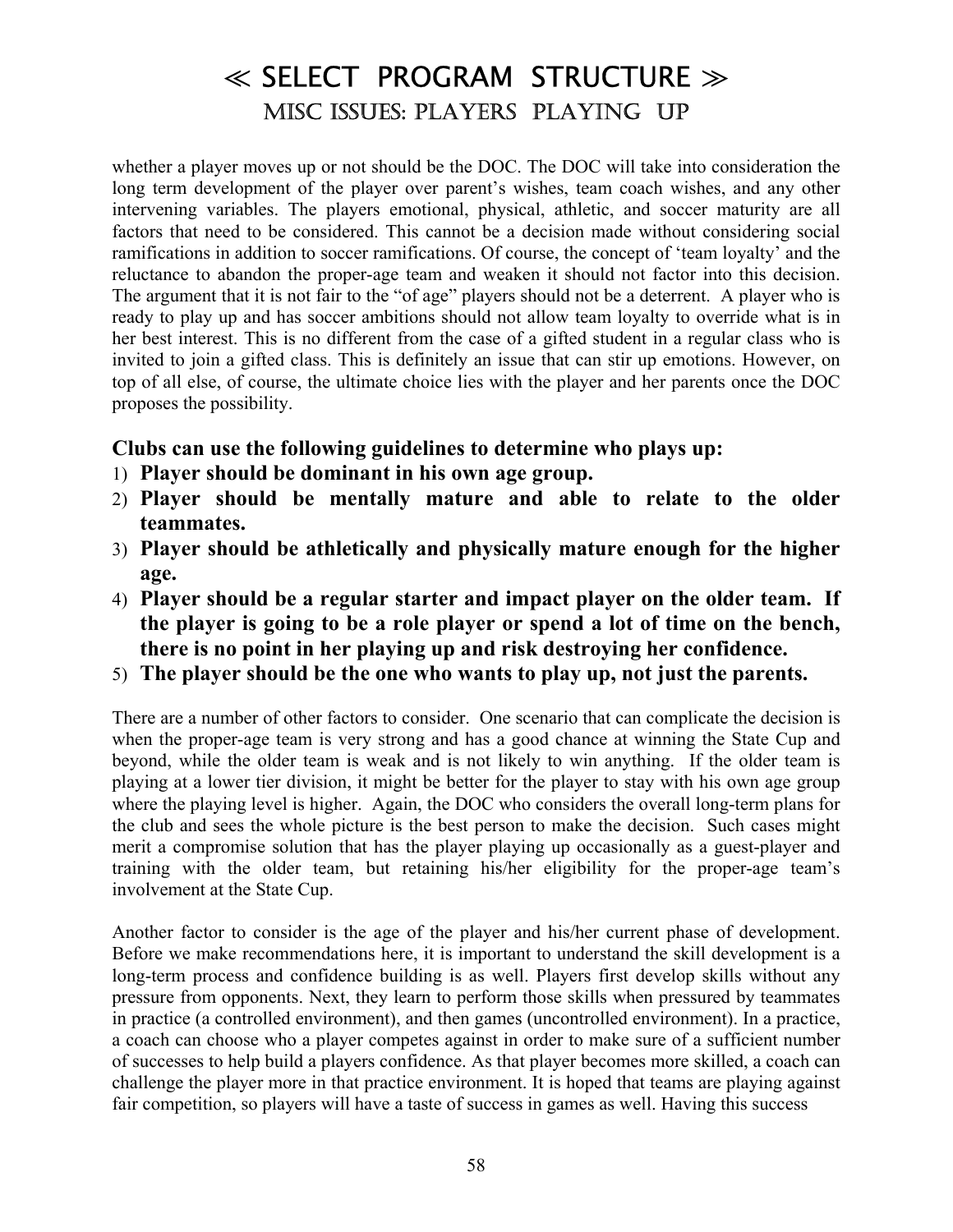# ≪ SELECT PROGRAM STRUCTURE ≫

## MISC ISSUES: PLAYERS PLAYING UP

whether a player moves up or not should be the DOC. The DOC will take into consideration the long term development of the player over parent's wishes, team coach wishes, and any other intervening variables. The players emotional, physical, athletic, and soccer maturity are all factors that need to be considered. This cannot be a decision made without considering social ramifications in addition to soccer ramifications. Of course, the concept of 'team loyalty' and the reluctance to abandon the proper-age team and weaken it should not factor into this decision. The argument that it is not fair to the "of age" players should not be a deterrent. A player who is ready to play up and has soccer ambitions should not allow team loyalty to override what is in her best interest. This is no different from the case of a gifted student in a regular class who is invited to join a gifted class. This is definitely an issue that can stir up emotions. However, on top of all else, of course, the ultimate choice lies with the player and her parents once the DOC proposes the possibility.

### Clubs can use the following guidelines to determine who plays up:

1) **Player should be dominant in his own age group.**
2) **Player should be mentally mature and able to relate to the older teammates.**
3) **Player should be athletically and physically mature enough for the higher age.**
4) **Player should be a regular starter and impact player on the older team. If the player is going to be a role player or spend a lot of time on the bench, there is no point in her playing up and risk destroying her confidence.**
5) **The player should be the one who wants to play up, not just the parents.**

There are a number of other factors to consider. One scenario that can complicate the decision is when the proper-age team is very strong and has a good chance at winning the State Cup and beyond, while the older team is weak and is not likely to win anything. If the older team is playing at a lower tier division, it might be better for the player to stay with his own age group where the playing level is higher. Again, the DOC who considers the overall long-term plans for the club and sees the whole picture is the best person to make the decision. Such cases might merit a compromise solution that has the player playing up occasionally as a guest-player and training with the older team, but retaining his/her eligibility for the proper-age team's involvement at the State Cup.

Another factor to consider is the age of the player and his/her current phase of development. Before we make recommendations here, it is important to understand the skill development is a long-term process and confidence building is as well. Players first develop skills without any pressure from opponents. Next, they learn to perform those skills when pressured by teammates in practice (a controlled environment), and then games (uncontrolled environment). In a practice, a coach can choose who a player competes against in order to make sure of a sufficient number of successes to help build a players confidence. As that player becomes more skilled, a coach can challenge the player more in that practice environment. It is hoped that teams are playing against fair competition, so players will have a taste of success in games as well. Having this success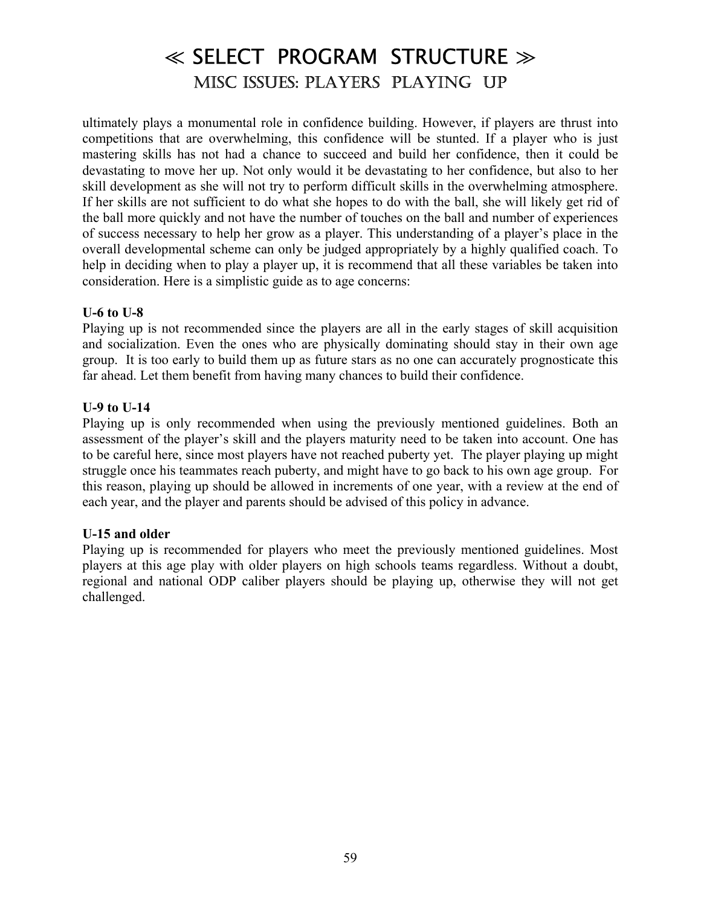# ≪ SELECT PROGRAM STRUCTURE ≫

## MISC ISSUES: PLAYERS PLAYING UP

ultimately plays a monumental role in confidence building. However, if players are thrust into competitions that are overwhelming, this confidence will be stunted. If a player who is just mastering skills has not had a chance to succeed and build her confidence, then it could be devastating to move her up. Not only would it be devastating to her confidence, but also to her skill development as she will not try to perform difficult skills in the overwhelming atmosphere. If her skills are not sufficient to do what she hopes to do with the ball, she will likely get rid of the ball more quickly and not have the number of touches on the ball and number of experiences of success necessary to help her grow as a player. This understanding of a player's place in the overall developmental scheme can only be judged appropriately by a highly qualified coach. To help in deciding when to play a player up, it is recommend that all these variables be taken into consideration. Here is a simplistic guide as to age concerns:

**U-6 to U-8**
Playing up is not recommended since the players are all in the early stages of skill acquisition and socialization. Even the ones who are physically dominating should stay in their own age group. It is too early to build them up as future stars as no one can accurately prognosticate this far ahead. Let them benefit from having many chances to build their confidence.

**U-9 to U-14**
Playing up is only recommended when using the previously mentioned guidelines. Both an assessment of the player's skill and the players maturity need to be taken into account. One has to be careful here, since most players have not reached puberty yet. The player playing up might struggle once his teammates reach puberty, and might have to go back to his own age group. For this reason, playing up should be allowed in increments of one year, with a review at the end of each year, and the player and parents should be advised of this policy in advance.

**U-15 and older**
Playing up is recommended for players who meet the previously mentioned guidelines. Most players at this age play with older players on high schools teams regardless. Without a doubt, regional and national ODP caliber players should be playing up, otherwise they will not get challenged.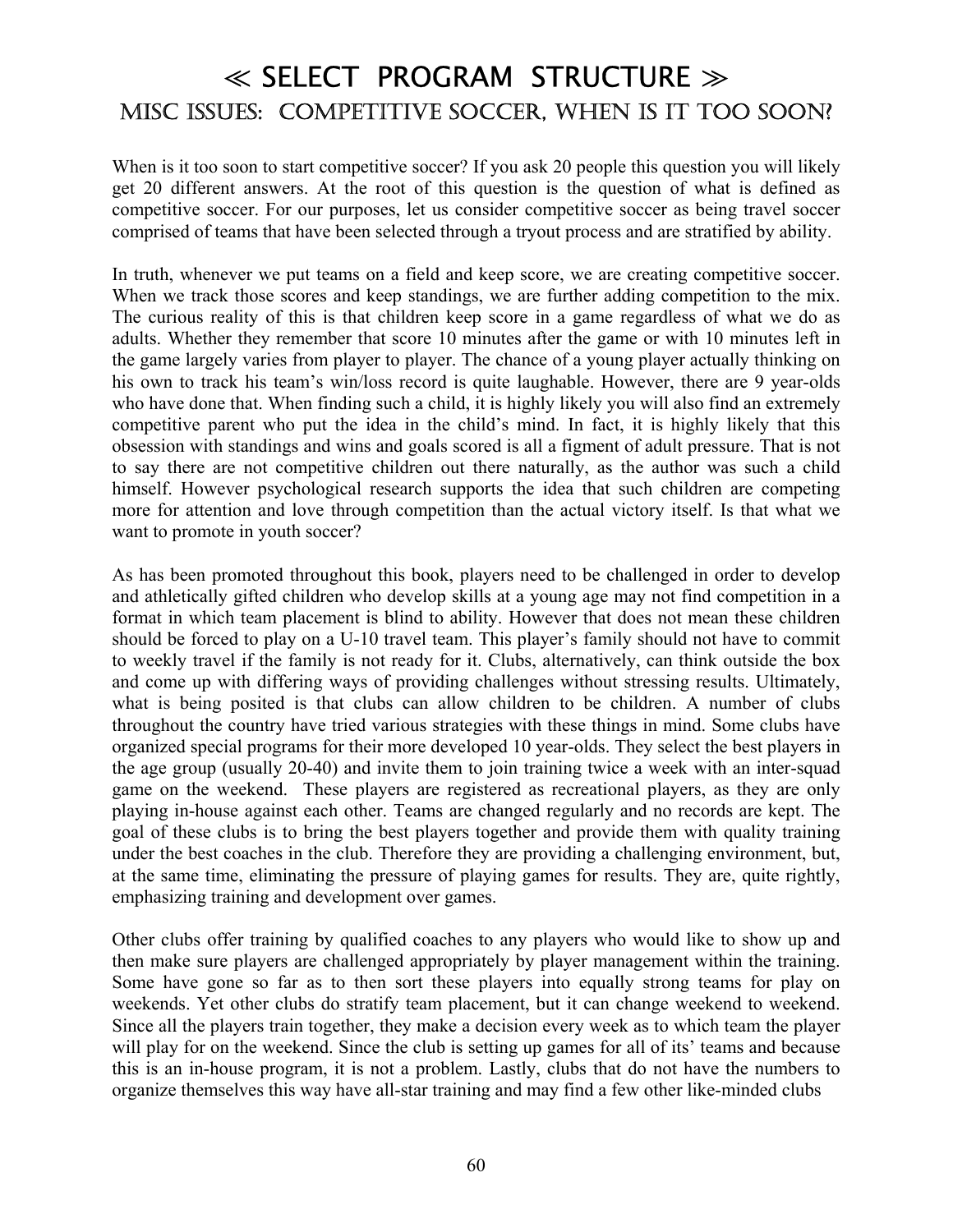# ≪ SELECT PROGRAM STRUCTURE ≫

## MISC ISSUES: COMPETITIVE SOCCER, WHEN IS IT TOO SOON?

When is it too soon to start competitive soccer? If you ask 20 people this question you will likely get 20 different answers. At the root of this question is the question of what is defined as competitive soccer. For our purposes, let us consider competitive soccer as being travel soccer comprised of teams that have been selected through a tryout process and are stratified by ability.

In truth, whenever we put teams on a field and keep score, we are creating competitive soccer. When we track those scores and keep standings, we are further adding competition to the mix. The curious reality of this is that children keep score in a game regardless of what we do as adults. Whether they remember that score 10 minutes after the game or with 10 minutes left in the game largely varies from player to player. The chance of a young player actually thinking on his own to track his team's win/loss record is quite laughable. However, there are 9 year-olds who have done that. When finding such a child, it is highly likely you will also find an extremely competitive parent who put the idea in the child's mind. In fact, it is highly likely that this obsession with standings and wins and goals scored is all a figment of adult pressure. That is not to say there are not competitive children out there naturally, as the author was such a child himself. However psychological research supports the idea that such children are competing more for attention and love through competition than the actual victory itself. Is that what we want to promote in youth soccer?

As has been promoted throughout this book, players need to be challenged in order to develop and athletically gifted children who develop skills at a young age may not find competition in a format in which team placement is blind to ability. However that does not mean these children should be forced to play on a U-10 travel team. This player's family should not have to commit to weekly travel if the family is not ready for it. Clubs, alternatively, can think outside the box and come up with differing ways of providing challenges without stressing results. Ultimately, what is being posited is that clubs can allow children to be children. A number of clubs throughout the country have tried various strategies with these things in mind. Some clubs have organized special programs for their more developed 10 year-olds. They select the best players in the age group (usually 20-40) and invite them to join training twice a week with an inter-squad game on the weekend. These players are registered as recreational players, as they are only playing in-house against each other. Teams are changed regularly and no records are kept. The goal of these clubs is to bring the best players together and provide them with quality training under the best coaches in the club. Therefore they are providing a challenging environment, but, at the same time, eliminating the pressure of playing games for results. They are, quite rightly, emphasizing training and development over games.

Other clubs offer training by qualified coaches to any players who would like to show up and then make sure players are challenged appropriately by player management within the training. Some have gone so far as to then sort these players into equally strong teams for play on weekends. Yet other clubs do stratify team placement, but it can change weekend to weekend. Since all the players train together, they make a decision every week as to which team the player will play for on the weekend. Since the club is setting up games for all of its' teams and because this is an in-house program, it is not a problem. Lastly, clubs that do not have the numbers to organize themselves this way have all-star training and may find a few other like-minded clubs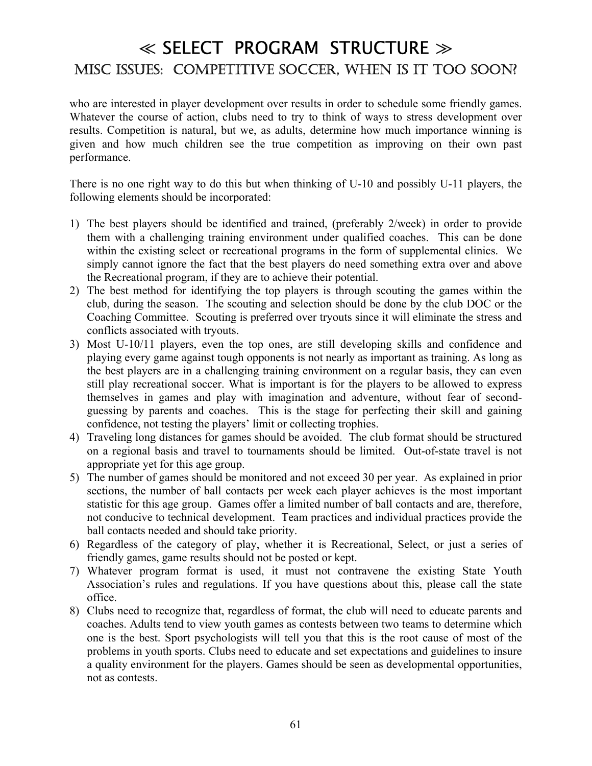# ≪ SELECT PROGRAM STRUCTURE ≫

## MISC ISSUES: COMPETITIVE SOCCER, WHEN IS IT TOO SOON?

who are interested in player development over results in order to schedule some friendly games. Whatever the course of action, clubs need to try to think of ways to stress development over results. Competition is natural, but we, as adults, determine how much importance winning is given and how much children see the true competition as improving on their own past performance.

There is no one right way to do this but when thinking of U-10 and possibly U-11 players, the following elements should be incorporated:

1) The best players should be identified and trained, (preferably 2/week) in order to provide them with a challenging training environment under qualified coaches. This can be done within the existing select or recreational programs in the form of supplemental clinics. We simply cannot ignore the fact that the best players do need something extra over and above the Recreational program, if they are to achieve their potential.
2) The best method for identifying the top players is through scouting the games within the club, during the season. The scouting and selection should be done by the club DOC or the Coaching Committee. Scouting is preferred over tryouts since it will eliminate the stress and conflicts associated with tryouts.
3) Most U-10/11 players, even the top ones, are still developing skills and confidence and playing every game against tough opponents is not nearly as important as training. As long as the best players are in a challenging training environment on a regular basis, they can even still play recreational soccer. What is important is for the players to be allowed to express themselves in games and play with imagination and adventure, without fear of second-guessing by parents and coaches. This is the stage for perfecting their skill and gaining confidence, not testing the players' limit or collecting trophies.
4) Traveling long distances for games should be avoided. The club format should be structured on a regional basis and travel to tournaments should be limited. Out-of-state travel is not appropriate yet for this age group.
5) The number of games should be monitored and not exceed 30 per year. As explained in prior sections, the number of ball contacts per week each player achieves is the most important statistic for this age group. Games offer a limited number of ball contacts and are, therefore, not conducive to technical development. Team practices and individual practices provide the ball contacts needed and should take priority.
6) Regardless of the category of play, whether it is Recreational, Select, or just a series of friendly games, game results should not be posted or kept.
7) Whatever program format is used, it must not contravene the existing State Youth Association's rules and regulations. If you have questions about this, please call the state office.
8) Clubs need to recognize that, regardless of format, the club will need to educate parents and coaches. Adults tend to view youth games as contests between two teams to determine which one is the best. Sport psychologists will tell you that this is the root cause of most of the problems in youth sports. Clubs need to educate and set expectations and guidelines to insure a quality environment for the players. Games should be seen as developmental opportunities, not as contests.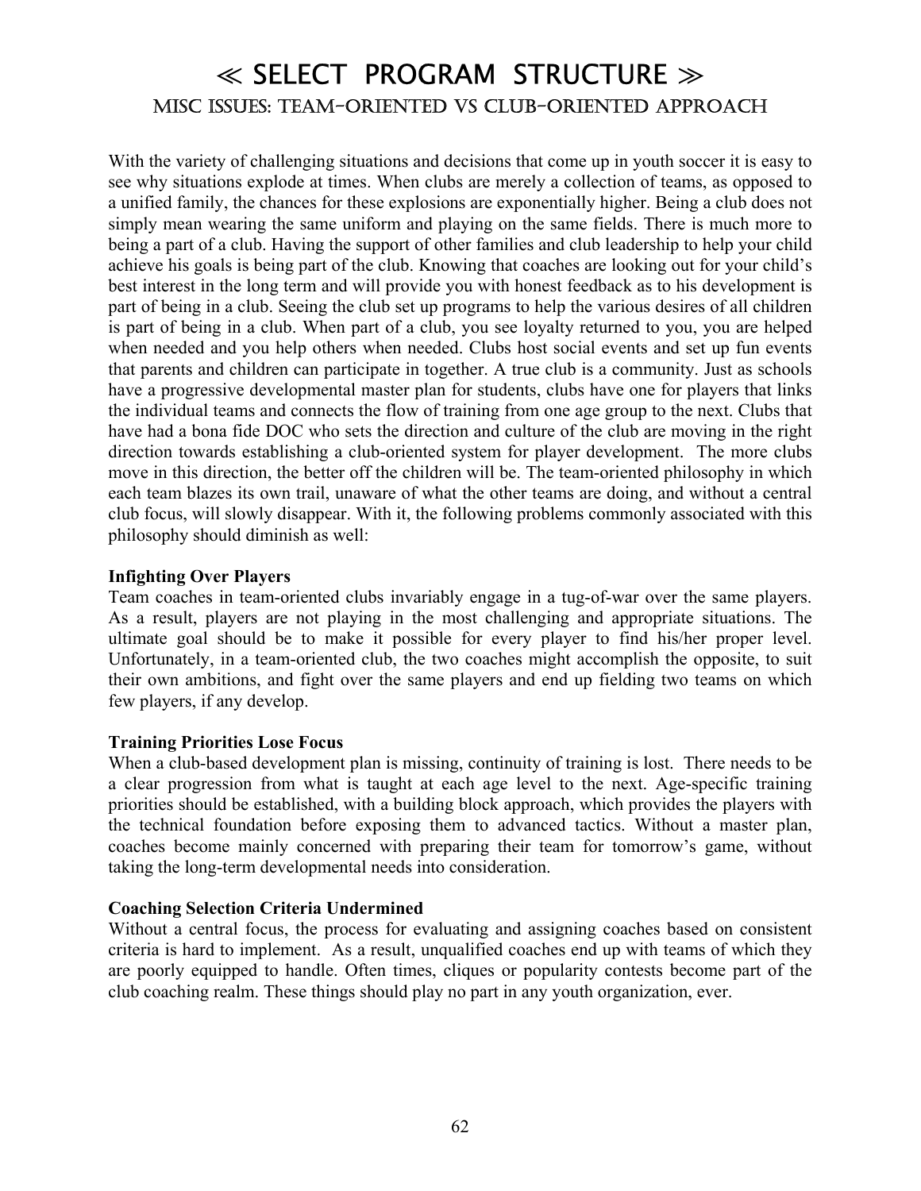# ≪ SELECT PROGRAM STRUCTURE ≫

## MISC ISSUES: TEAM-ORIENTED VS CLUB-ORIENTED APPROACH

With the variety of challenging situations and decisions that come up in youth soccer it is easy to see why situations explode at times. When clubs are merely a collection of teams, as opposed to a unified family, the chances for these explosions are exponentially higher. Being a club does not simply mean wearing the same uniform and playing on the same fields. There is much more to being a part of a club. Having the support of other families and club leadership to help your child achieve his goals is being part of the club. Knowing that coaches are looking out for your child's best interest in the long term and will provide you with honest feedback as to his development is part of being in a club. Seeing the club set up programs to help the various desires of all children is part of being in a club. When part of a club, you see loyalty returned to you, you are helped when needed and you help others when needed. Clubs host social events and set up fun events that parents and children can participate in together. A true club is a community. Just as schools have a progressive developmental master plan for students, clubs have one for players that links the individual teams and connects the flow of training from one age group to the next. Clubs that have had a bona fide DOC who sets the direction and culture of the club are moving in the right direction towards establishing a club-oriented system for player development. The more clubs move in this direction, the better off the children will be. The team-oriented philosophy in which each team blazes its own trail, unaware of what the other teams are doing, and without a central club focus, will slowly disappear. With it, the following problems commonly associated with this philosophy should diminish as well:

**Infighting Over Players**
Team coaches in team-oriented clubs invariably engage in a tug-of-war over the same players. As a result, players are not playing in the most challenging and appropriate situations. The ultimate goal should be to make it possible for every player to find his/her proper level. Unfortunately, in a team-oriented club, the two coaches might accomplish the opposite, to suit their own ambitions, and fight over the same players and end up fielding two teams on which few players, if any develop.

**Training Priorities Lose Focus**
When a club-based development plan is missing, continuity of training is lost. There needs to be a clear progression from what is taught at each age level to the next. Age-specific training priorities should be established, with a building block approach, which provides the players with the technical foundation before exposing them to advanced tactics. Without a master plan, coaches become mainly concerned with preparing their team for tomorrow's game, without taking the long-term developmental needs into consideration.

**Coaching Selection Criteria Undermined**
Without a central focus, the process for evaluating and assigning coaches based on consistent criteria is hard to implement. As a result, unqualified coaches end up with teams of which they are poorly equipped to handle. Often times, cliques or popularity contests become part of the club coaching realm. These things should play no part in any youth organization, ever.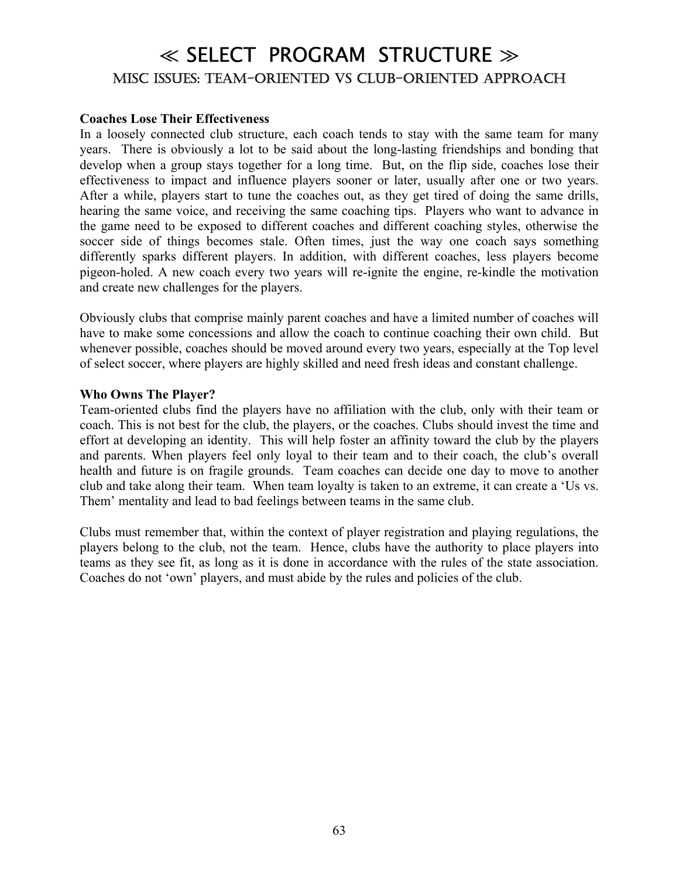# ≪ SELECT PROGRAM STRUCTURE ≫

## MISC ISSUES: TEAM-ORIENTED VS CLUB-ORIENTED APPROACH

**Coaches Lose Their Effectiveness**

In a loosely connected club structure, each coach tends to stay with the same team for many years. There is obviously a lot to be said about the long-lasting friendships and bonding that develop when a group stays together for a long time. But, on the flip side, coaches lose their effectiveness to impact and influence players sooner or later, usually after one or two years. After a while, players start to tune the coaches out, as they get tired of doing the same drills, hearing the same voice, and receiving the same coaching tips. Players who want to advance in the game need to be exposed to different coaches and different coaching styles, otherwise the soccer side of things becomes stale. Often times, just the way one coach says something differently sparks different players. In addition, with different coaches, less players become pigeon-holed. A new coach every two years will re-ignite the engine, re-kindle the motivation and create new challenges for the players.

Obviously clubs that comprise mainly parent coaches and have a limited number of coaches will have to make some concessions and allow the coach to continue coaching their own child. But whenever possible, coaches should be moved around every two years, especially at the Top level of select soccer, where players are highly skilled and need fresh ideas and constant challenge.

**Who Owns The Player?**

Team-oriented clubs find the players have no affiliation with the club, only with their team or coach. This is not best for the club, the players, or the coaches. Clubs should invest the time and effort at developing an identity. This will help foster an affinity toward the club by the players and parents. When players feel only loyal to their team and to their coach, the club's overall health and future is on fragile grounds. Team coaches can decide one day to move to another club and take along their team. When team loyalty is taken to an extreme, it can create a 'Us vs. Them' mentality and lead to bad feelings between teams in the same club.

Clubs must remember that, within the context of player registration and playing regulations, the players belong to the club, not the team. Hence, clubs have the authority to place players into teams as they see fit, as long as it is done in accordance with the rules of the state association. Coaches do not 'own' players, and must abide by the rules and policies of the club.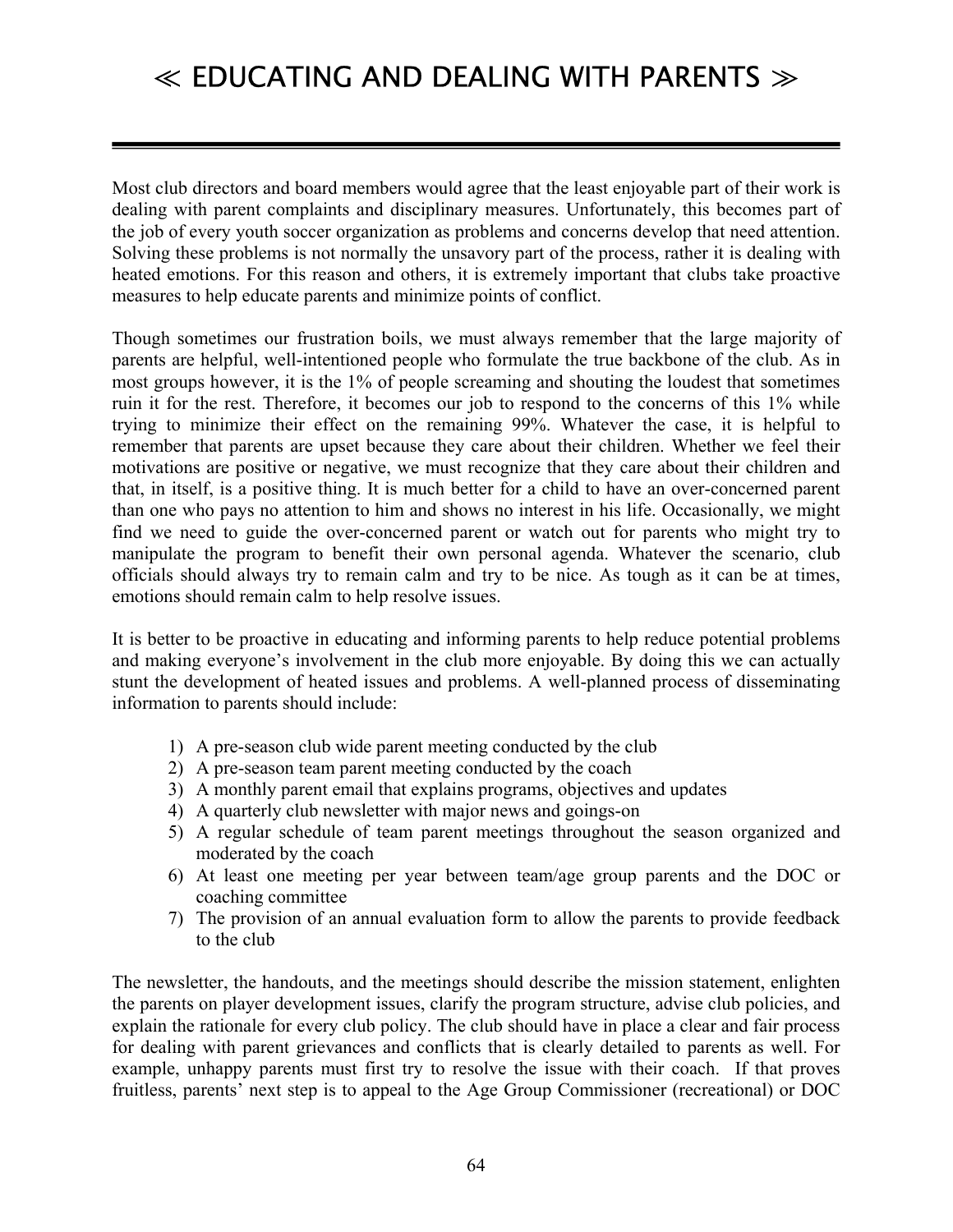# ≪ EDUCATING AND DEALING WITH PARENTS ≫

Most club directors and board members would agree that the least enjoyable part of their work is dealing with parent complaints and disciplinary measures. Unfortunately, this becomes part of the job of every youth soccer organization as problems and concerns develop that need attention. Solving these problems is not normally the unsavory part of the process, rather it is dealing with heated emotions. For this reason and others, it is extremely important that clubs take proactive measures to help educate parents and minimize points of conflict.

Though sometimes our frustration boils, we must always remember that the large majority of parents are helpful, well-intentioned people who formulate the true backbone of the club. As in most groups however, it is the 1% of people screaming and shouting the loudest that sometimes ruin it for the rest. Therefore, it becomes our job to respond to the concerns of this 1% while trying to minimize their effect on the remaining 99%. Whatever the case, it is helpful to remember that parents are upset because they care about their children. Whether we feel their motivations are positive or negative, we must recognize that they care about their children and that, in itself, is a positive thing. It is much better for a child to have an over-concerned parent than one who pays no attention to him and shows no interest in his life. Occasionally, we might find we need to guide the over-concerned parent or watch out for parents who might try to manipulate the program to benefit their own personal agenda. Whatever the scenario, club officials should always try to remain calm and try to be nice. As tough as it can be at times, emotions should remain calm to help resolve issues.

It is better to be proactive in educating and informing parents to help reduce potential problems and making everyone's involvement in the club more enjoyable. By doing this we can actually stunt the development of heated issues and problems. A well-planned process of disseminating information to parents should include:

1) A pre-season club wide parent meeting conducted by the club
2) A pre-season team parent meeting conducted by the coach
3) A monthly parent email that explains programs, objectives and updates
4) A quarterly club newsletter with major news and goings-on
5) A regular schedule of team parent meetings throughout the season organized and moderated by the coach
6) At least one meeting per year between team/age group parents and the DOC or coaching committee
7) The provision of an annual evaluation form to allow the parents to provide feedback to the club

The newsletter, the handouts, and the meetings should describe the mission statement, enlighten the parents on player development issues, clarify the program structure, advise club policies, and explain the rationale for every club policy. The club should have in place a clear and fair process for dealing with parent grievances and conflicts that is clearly detailed to parents as well. For example, unhappy parents must first try to resolve the issue with their coach. If that proves fruitless, parents' next step is to appeal to the Age Group Commissioner (recreational) or DOC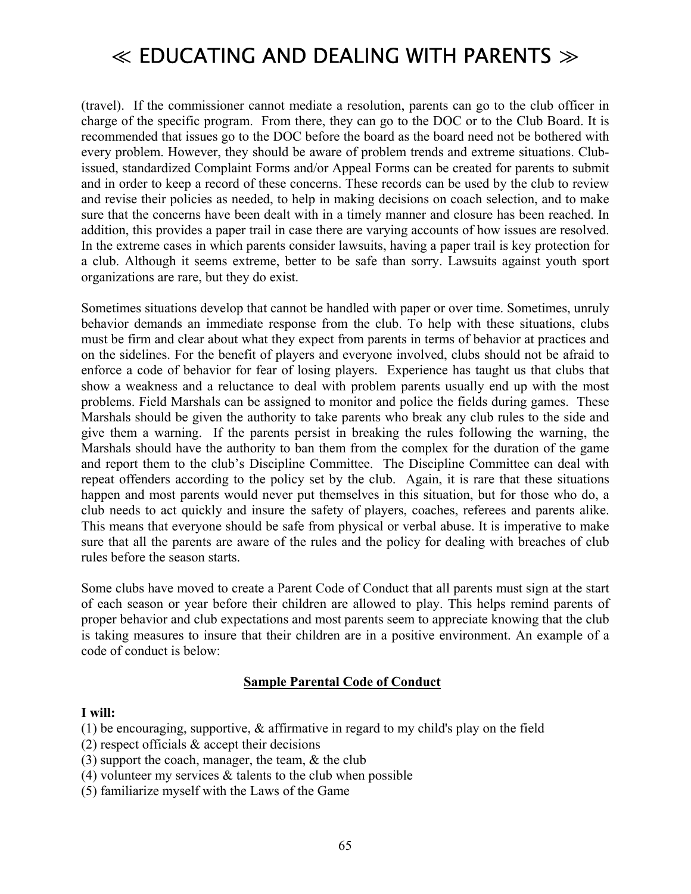(travel). If the commissioner cannot mediate a resolution, parents can go to the club officer in charge of the specific program. From there, they can go to the DOC or to the Club Board. It is recommended that issues go to the DOC before the board as the board need not be bothered with every problem. However, they should be aware of problem trends and extreme situations. Club-issued, standardized Complaint Forms and/or Appeal Forms can be created for parents to submit and in order to keep a record of these concerns. These records can be used by the club to review and revise their policies as needed, to help in making decisions on coach selection, and to make sure that the concerns have been dealt with in a timely manner and closure has been reached. In addition, this provides a paper trail in case there are varying accounts of how issues are resolved. In the extreme cases in which parents consider lawsuits, having a paper trail is key protection for a club. Although it seems extreme, better to be safe than sorry. Lawsuits against youth sport organizations are rare, but they do exist.

Sometimes situations develop that cannot be handled with paper or over time. Sometimes, unruly behavior demands an immediate response from the club. To help with these situations, clubs must be firm and clear about what they expect from parents in terms of behavior at practices and on the sidelines. For the benefit of players and everyone involved, clubs should not be afraid to enforce a code of behavior for fear of losing players. Experience has taught us that clubs that show a weakness and a reluctance to deal with problem parents usually end up with the most problems. Field Marshals can be assigned to monitor and police the fields during games. These Marshals should be given the authority to take parents who break any club rules to the side and give them a warning. If the parents persist in breaking the rules following the warning, the Marshals should have the authority to ban them from the complex for the duration of the game and report them to the club's Discipline Committee. The Discipline Committee can deal with repeat offenders according to the policy set by the club. Again, it is rare that these situations happen and most parents would never put themselves in this situation, but for those who do, a club needs to act quickly and insure the safety of players, coaches, referees and parents alike. This means that everyone should be safe from physical or verbal abuse. It is imperative to make sure that all the parents are aware of the rules and the policy for dealing with breaches of club rules before the season starts.

Some clubs have moved to create a Parent Code of Conduct that all parents must sign at the start of each season or year before their children are allowed to play. This helps remind parents of proper behavior and club expectations and most parents seem to appreciate knowing that the club is taking measures to insure that their children are in a positive environment. An example of a code of conduct is below:

### Sample Parental Code of Conduct

**I will:**

(1) be encouraging, supportive, & affirmative in regard to my child's play on the field
(2) respect officials & accept their decisions
(3) support the coach, manager, the team, & the club
(4) volunteer my services & talents to the club when possible
(5) familiarize myself with the Laws of the Game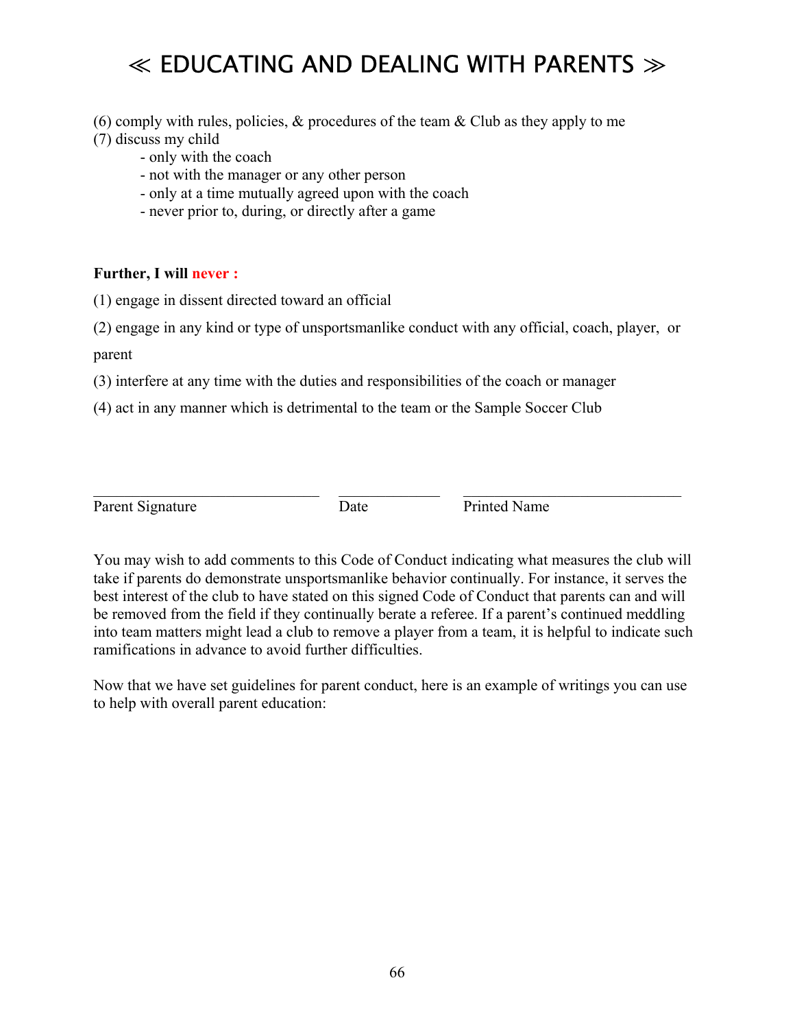# ≪ EDUCATING AND DEALING WITH PARENTS ≫

(6) comply with rules, policies, & procedures of the team & Club as they apply to me

(7) discuss my child
- only with the coach
- not with the manager or any other person
- only at a time mutually agreed upon with the coach
- never prior to, during, or directly after a game

**Further, I will never :**

(1) engage in dissent directed toward an official

(2) engage in any kind or type of unsportsmanlike conduct with any official, coach, player, or parent

(3) interfere at any time with the duties and responsibilities of the coach or manager

(4) act in any manner which is detrimental to the team or the Sample Soccer Club

______________________________ _____________ ______________________________

Parent Signature    Date    Printed Name

You may wish to add comments to this Code of Conduct indicating what measures the club will take if parents do demonstrate unsportsmanlike behavior continually. For instance, it serves the best interest of the club to have stated on this signed Code of Conduct that parents can and will be removed from the field if they continually berate a referee. If a parent's continued meddling into team matters might lead a club to remove a player from a team, it is helpful to indicate such ramifications in advance to avoid further difficulties.

Now that we have set guidelines for parent conduct, here is an example of writings you can use to help with overall parent education: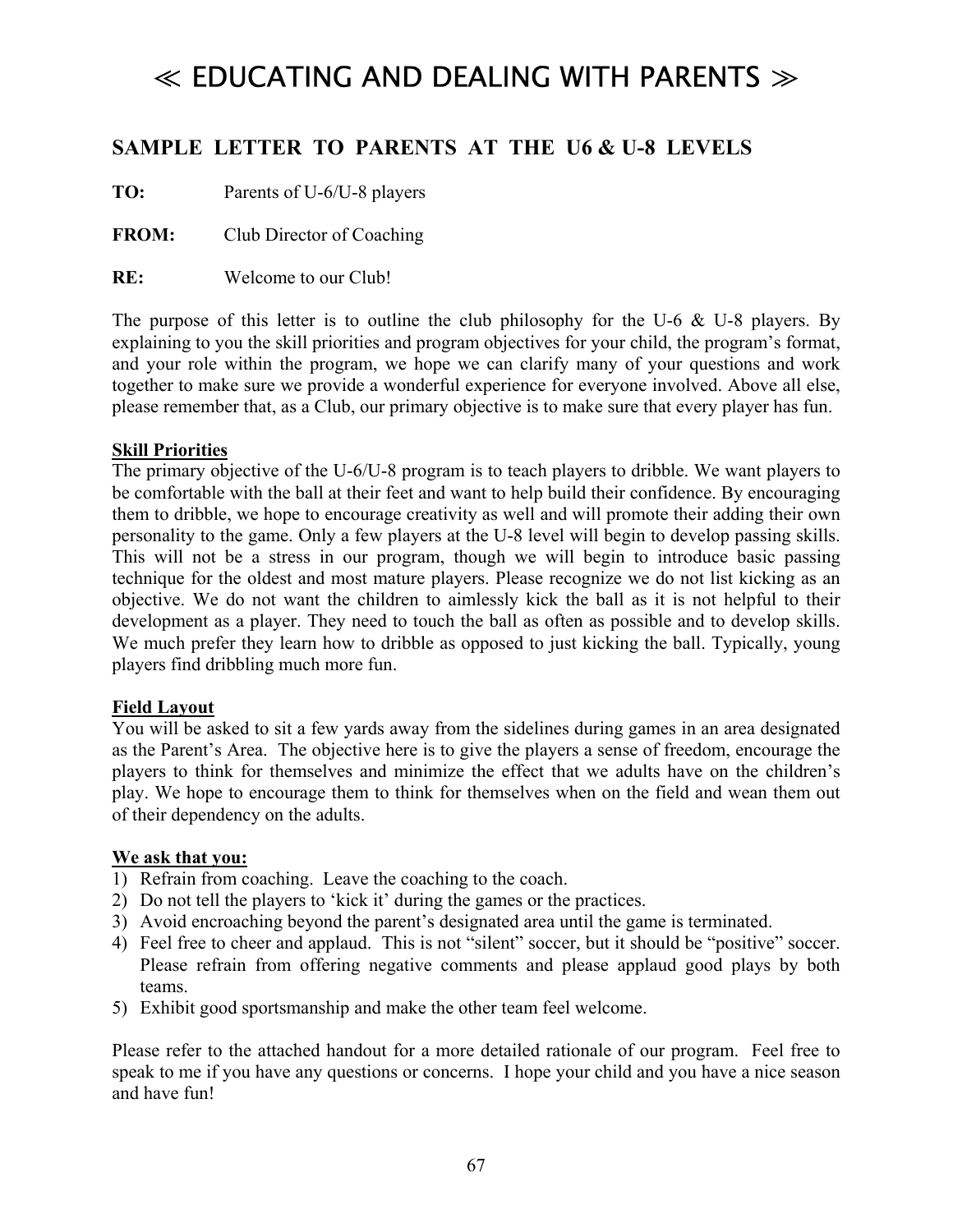# ≪ EDUCATING AND DEALING WITH PARENTS ≫

## SAMPLE LETTER TO PARENTS AT THE U6 & U-8 LEVELS

**TO:** Parents of U-6/U-8 players

**FROM:** Club Director of Coaching

**RE:** Welcome to our Club!

The purpose of this letter is to outline the club philosophy for the U-6 & U-8 players. By explaining to you the skill priorities and program objectives for your child, the program's format, and your role within the program, we hope we can clarify many of your questions and work together to make sure we provide a wonderful experience for everyone involved. Above all else, please remember that, as a Club, our primary objective is to make sure that every player has fun.

**Skill Priorities**

The primary objective of the U-6/U-8 program is to teach players to dribble. We want players to be comfortable with the ball at their feet and want to help build their confidence. By encouraging them to dribble, we hope to encourage creativity as well and will promote their adding their own personality to the game. Only a few players at the U-8 level will begin to develop passing skills. This will not be a stress in our program, though we will begin to introduce basic passing technique for the oldest and most mature players. Please recognize we do not list kicking as an objective. We do not want the children to aimlessly kick the ball as it is not helpful to their development as a player. They need to touch the ball as often as possible and to develop skills. We much prefer they learn how to dribble as opposed to just kicking the ball. Typically, young players find dribbling much more fun.

**Field Layout**

You will be asked to sit a few yards away from the sidelines during games in an area designated as the Parent's Area. The objective here is to give the players a sense of freedom, encourage the players to think for themselves and minimize the effect that we adults have on the children's play. We hope to encourage them to think for themselves when on the field and wean them out of their dependency on the adults.

**We ask that you:**

1) Refrain from coaching. Leave the coaching to the coach.
2) Do not tell the players to 'kick it' during the games or the practices.
3) Avoid encroaching beyond the parent's designated area until the game is terminated.
4) Feel free to cheer and applaud. This is not "silent" soccer, but it should be "positive" soccer. Please refrain from offering negative comments and please applaud good plays by both teams.
5) Exhibit good sportsmanship and make the other team feel welcome.

Please refer to the attached handout for a more detailed rationale of our program. Feel free to speak to me if you have any questions or concerns. I hope your child and you have a nice season and have fun!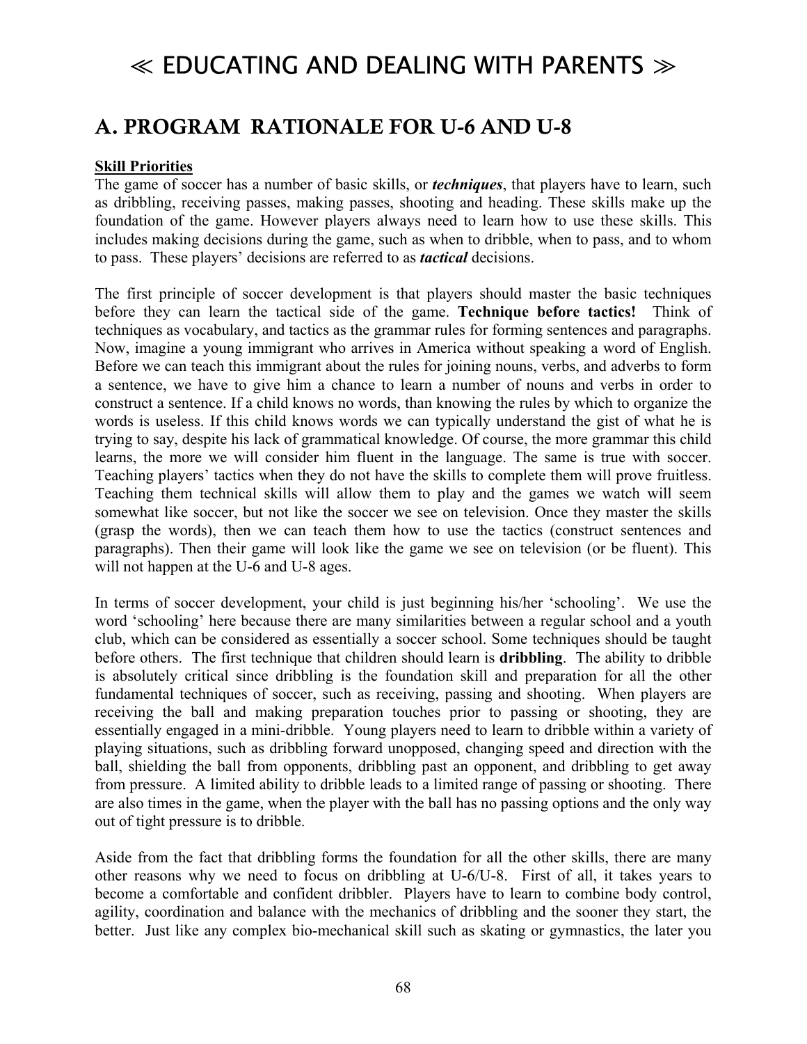# ≪ EDUCATING AND DEALING WITH PARENTS ≫

## A. PROGRAM RATIONALE FOR U-6 AND U-8

**Skill Priorities**

The game of soccer has a number of basic skills, or ***techniques***, that players have to learn, such as dribbling, receiving passes, making passes, shooting and heading. These skills make up the foundation of the game. However players always need to learn how to use these skills. This includes making decisions during the game, such as when to dribble, when to pass, and to whom to pass. These players' decisions are referred to as ***tactical*** decisions.

The first principle of soccer development is that players should master the basic techniques before they can learn the tactical side of the game. **Technique before tactics!** Think of techniques as vocabulary, and tactics as the grammar rules for forming sentences and paragraphs. Now, imagine a young immigrant who arrives in America without speaking a word of English. Before we can teach this immigrant about the rules for joining nouns, verbs, and adverbs to form a sentence, we have to give him a chance to learn a number of nouns and verbs in order to construct a sentence. If a child knows no words, than knowing the rules by which to organize the words is useless. If this child knows words we can typically understand the gist of what he is trying to say, despite his lack of grammatical knowledge. Of course, the more grammar this child learns, the more we will consider him fluent in the language. The same is true with soccer. Teaching players' tactics when they do not have the skills to complete them will prove fruitless. Teaching them technical skills will allow them to play and the games we watch will seem somewhat like soccer, but not like the soccer we see on television. Once they master the skills (grasp the words), then we can teach them how to use the tactics (construct sentences and paragraphs). Then their game will look like the game we see on television (or be fluent). This will not happen at the U-6 and U-8 ages.

In terms of soccer development, your child is just beginning his/her 'schooling'. We use the word 'schooling' here because there are many similarities between a regular school and a youth club, which can be considered as essentially a soccer school. Some techniques should be taught before others. The first technique that children should learn is **dribbling**. The ability to dribble is absolutely critical since dribbling is the foundation skill and preparation for all the other fundamental techniques of soccer, such as receiving, passing and shooting. When players are receiving the ball and making preparation touches prior to passing or shooting, they are essentially engaged in a mini-dribble. Young players need to learn to dribble within a variety of playing situations, such as dribbling forward unopposed, changing speed and direction with the ball, shielding the ball from opponents, dribbling past an opponent, and dribbling to get away from pressure. A limited ability to dribble leads to a limited range of passing or shooting. There are also times in the game, when the player with the ball has no passing options and the only way out of tight pressure is to dribble.

Aside from the fact that dribbling forms the foundation for all the other skills, there are many other reasons why we need to focus on dribbling at U-6/U-8. First of all, it takes years to become a comfortable and confident dribbler. Players have to learn to combine body control, agility, coordination and balance with the mechanics of dribbling and the sooner they start, the better. Just like any complex bio-mechanical skill such as skating or gymnastics, the later you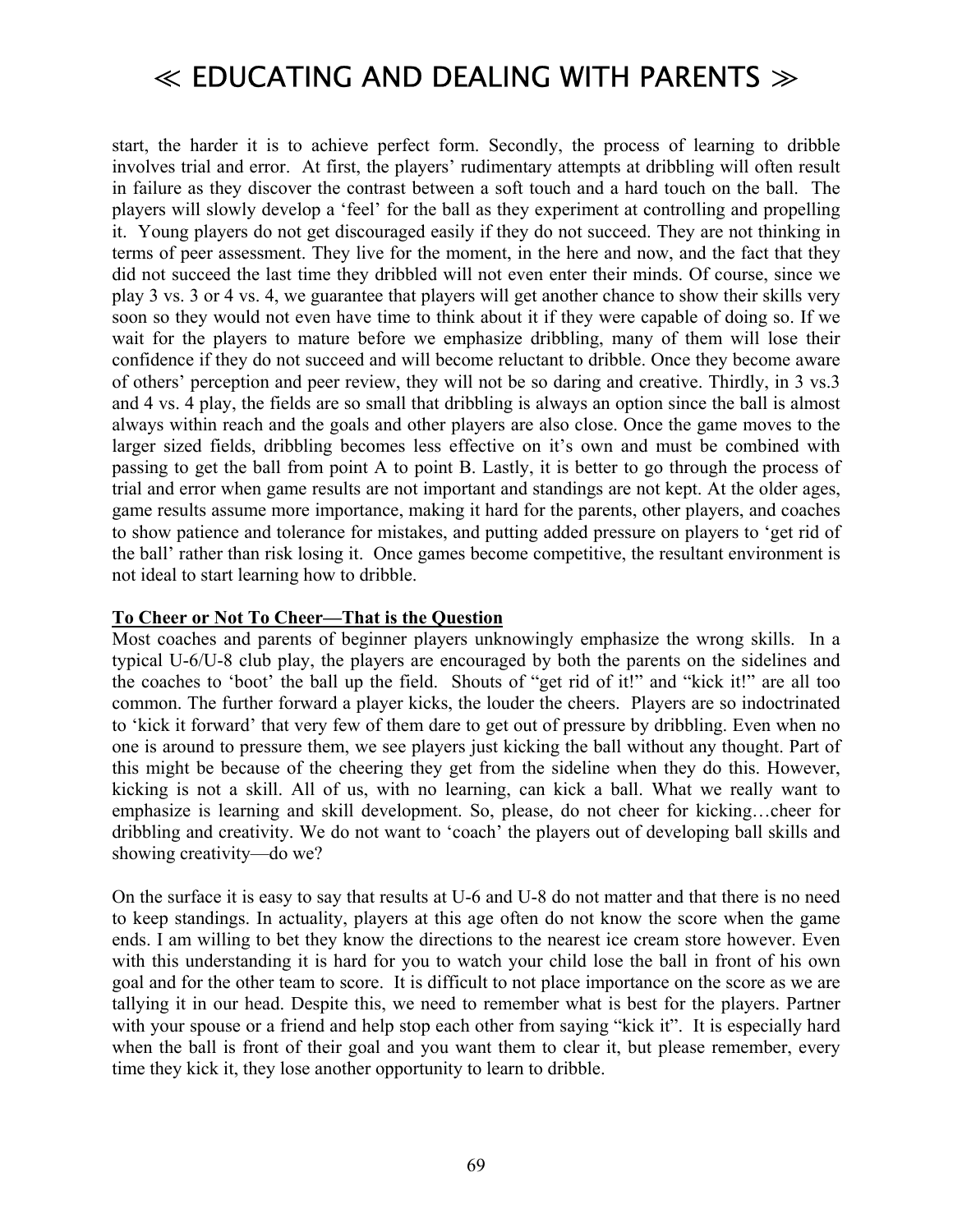start, the harder it is to achieve perfect form. Secondly, the process of learning to dribble involves trial and error. At first, the players' rudimentary attempts at dribbling will often result in failure as they discover the contrast between a soft touch and a hard touch on the ball. The players will slowly develop a 'feel' for the ball as they experiment at controlling and propelling it. Young players do not get discouraged easily if they do not succeed. They are not thinking in terms of peer assessment. They live for the moment, in the here and now, and the fact that they did not succeed the last time they dribbled will not even enter their minds. Of course, since we play 3 vs. 3 or 4 vs. 4, we guarantee that players will get another chance to show their skills very soon so they would not even have time to think about it if they were capable of doing so. If we wait for the players to mature before we emphasize dribbling, many of them will lose their confidence if they do not succeed and will become reluctant to dribble. Once they become aware of others' perception and peer review, they will not be so daring and creative. Thirdly, in 3 vs.3 and 4 vs. 4 play, the fields are so small that dribbling is always an option since the ball is almost always within reach and the goals and other players are also close. Once the game moves to the larger sized fields, dribbling becomes less effective on it's own and must be combined with passing to get the ball from point A to point B. Lastly, it is better to go through the process of trial and error when game results are not important and standings are not kept. At the older ages, game results assume more importance, making it hard for the parents, other players, and coaches to show patience and tolerance for mistakes, and putting added pressure on players to 'get rid of the ball' rather than risk losing it. Once games become competitive, the resultant environment is not ideal to start learning how to dribble.

**To Cheer or Not To Cheer—That is the Question**

Most coaches and parents of beginner players unknowingly emphasize the wrong skills. In a typical U-6/U-8 club play, the players are encouraged by both the parents on the sidelines and the coaches to 'boot' the ball up the field. Shouts of "get rid of it!" and "kick it!" are all too common. The further forward a player kicks, the louder the cheers. Players are so indoctrinated to 'kick it forward' that very few of them dare to get out of pressure by dribbling. Even when no one is around to pressure them, we see players just kicking the ball without any thought. Part of this might be because of the cheering they get from the sideline when they do this. However, kicking is not a skill. All of us, with no learning, can kick a ball. What we really want to emphasize is learning and skill development. So, please, do not cheer for kicking…cheer for dribbling and creativity. We do not want to 'coach' the players out of developing ball skills and showing creativity—do we?

On the surface it is easy to say that results at U-6 and U-8 do not matter and that there is no need to keep standings. In actuality, players at this age often do not know the score when the game ends. I am willing to bet they know the directions to the nearest ice cream store however. Even with this understanding it is hard for you to watch your child lose the ball in front of his own goal and for the other team to score. It is difficult to not place importance on the score as we are tallying it in our head. Despite this, we need to remember what is best for the players. Partner with your spouse or a friend and help stop each other from saying "kick it". It is especially hard when the ball is front of their goal and you want them to clear it, but please remember, every time they kick it, they lose another opportunity to learn to dribble.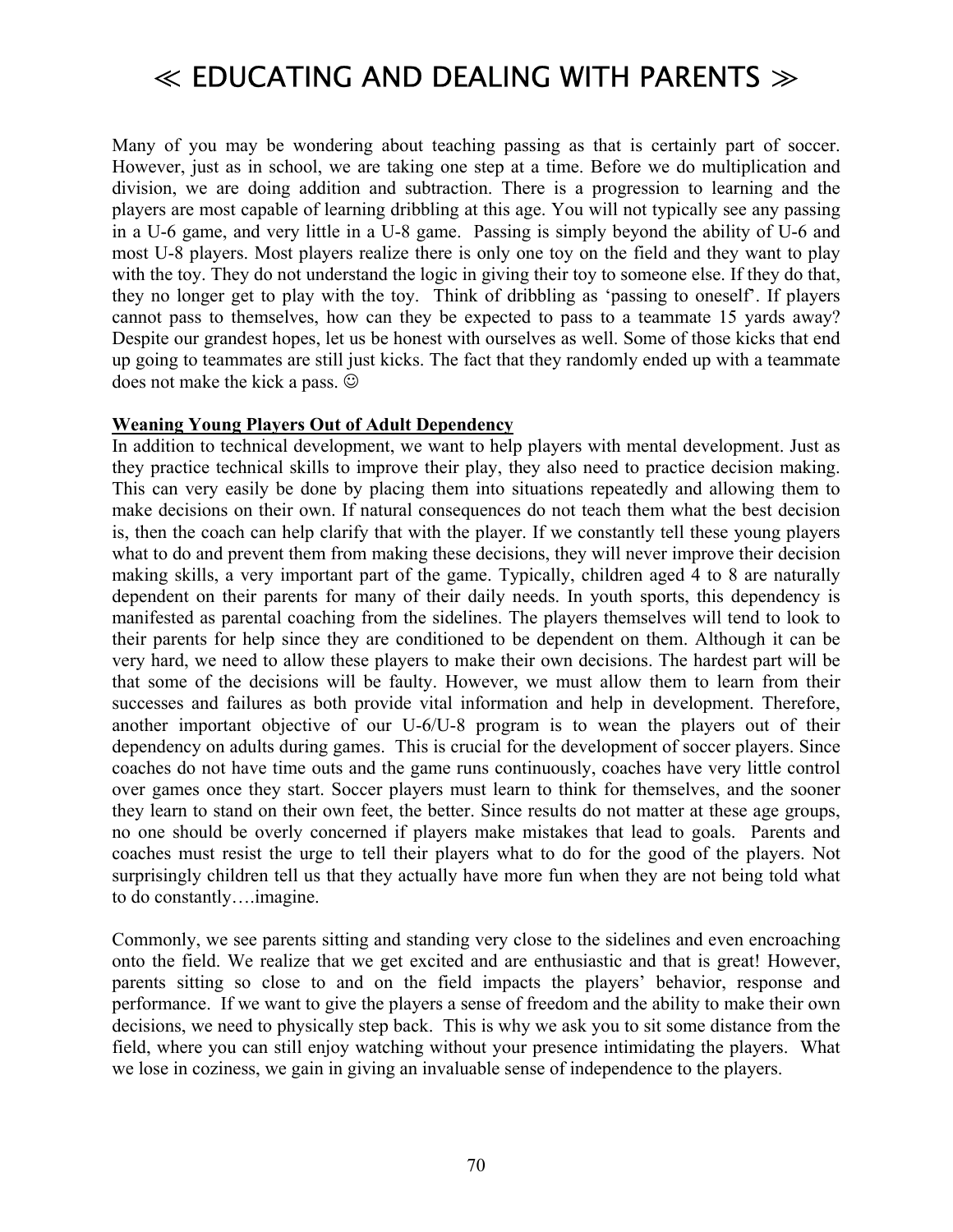# ≪ EDUCATING AND DEALING WITH PARENTS ≫

Many of you may be wondering about teaching passing as that is certainly part of soccer. However, just as in school, we are taking one step at a time. Before we do multiplication and division, we are doing addition and subtraction. There is a progression to learning and the players are most capable of learning dribbling at this age. You will not typically see any passing in a U-6 game, and very little in a U-8 game. Passing is simply beyond the ability of U-6 and most U-8 players. Most players realize there is only one toy on the field and they want to play with the toy. They do not understand the logic in giving their toy to someone else. If they do that, they no longer get to play with the toy. Think of dribbling as 'passing to oneself'. If players cannot pass to themselves, how can they be expected to pass to a teammate 15 yards away? Despite our grandest hopes, let us be honest with ourselves as well. Some of those kicks that end up going to teammates are still just kicks. The fact that they randomly ended up with a teammate does not make the kick a pass. ☺

**Weaning Young Players Out of Adult Dependency**

In addition to technical development, we want to help players with mental development. Just as they practice technical skills to improve their play, they also need to practice decision making. This can very easily be done by placing them into situations repeatedly and allowing them to make decisions on their own. If natural consequences do not teach them what the best decision is, then the coach can help clarify that with the player. If we constantly tell these young players what to do and prevent them from making these decisions, they will never improve their decision making skills, a very important part of the game. Typically, children aged 4 to 8 are naturally dependent on their parents for many of their daily needs. In youth sports, this dependency is manifested as parental coaching from the sidelines. The players themselves will tend to look to their parents for help since they are conditioned to be dependent on them. Although it can be very hard, we need to allow these players to make their own decisions. The hardest part will be that some of the decisions will be faulty. However, we must allow them to learn from their successes and failures as both provide vital information and help in development. Therefore, another important objective of our U-6/U-8 program is to wean the players out of their dependency on adults during games. This is crucial for the development of soccer players. Since coaches do not have time outs and the game runs continuously, coaches have very little control over games once they start. Soccer players must learn to think for themselves, and the sooner they learn to stand on their own feet, the better. Since results do not matter at these age groups, no one should be overly concerned if players make mistakes that lead to goals. Parents and coaches must resist the urge to tell their players what to do for the good of the players. Not surprisingly children tell us that they actually have more fun when they are not being told what to do constantly….imagine.

Commonly, we see parents sitting and standing very close to the sidelines and even encroaching onto the field. We realize that we get excited and are enthusiastic and that is great! However, parents sitting so close to and on the field impacts the players' behavior, response and performance. If we want to give the players a sense of freedom and the ability to make their own decisions, we need to physically step back. This is why we ask you to sit some distance from the field, where you can still enjoy watching without your presence intimidating the players. What we lose in coziness, we gain in giving an invaluable sense of independence to the players.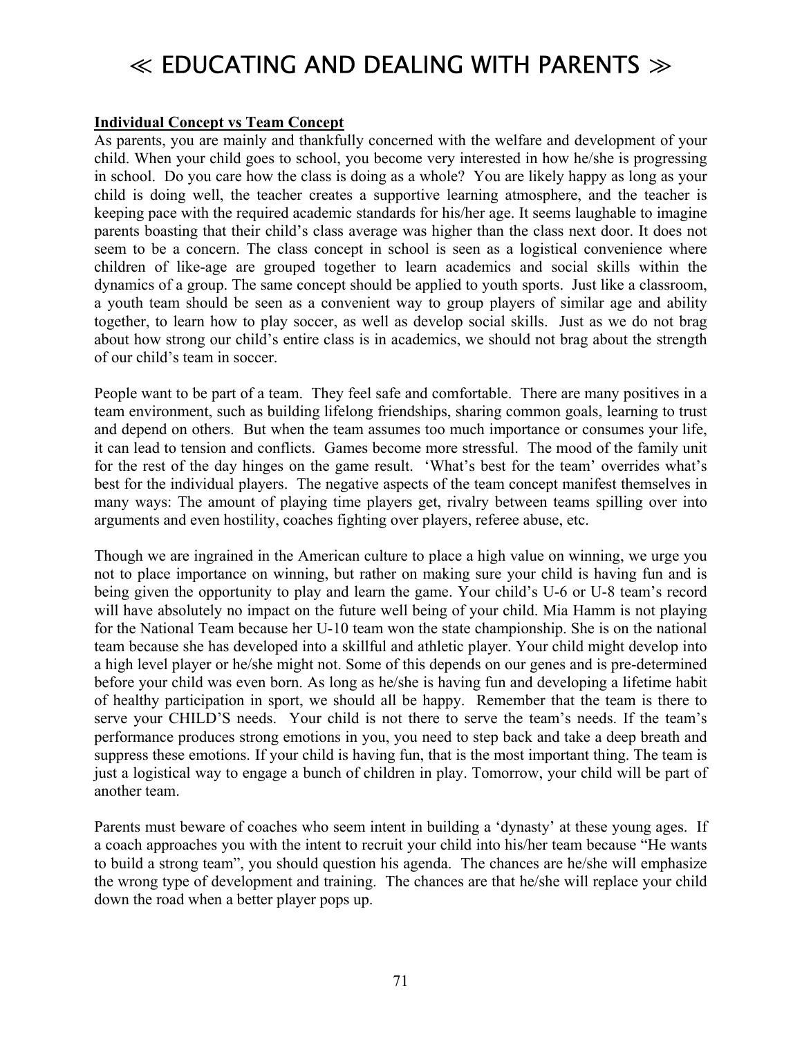# ≪ EDUCATING AND DEALING WITH PARENTS ≫

**Individual Concept vs Team Concept**

As parents, you are mainly and thankfully concerned with the welfare and development of your child. When your child goes to school, you become very interested in how he/she is progressing in school. Do you care how the class is doing as a whole? You are likely happy as long as your child is doing well, the teacher creates a supportive learning atmosphere, and the teacher is keeping pace with the required academic standards for his/her age. It seems laughable to imagine parents boasting that their child's class average was higher than the class next door. It does not seem to be a concern. The class concept in school is seen as a logistical convenience where children of like-age are grouped together to learn academics and social skills within the dynamics of a group. The same concept should be applied to youth sports. Just like a classroom, a youth team should be seen as a convenient way to group players of similar age and ability together, to learn how to play soccer, as well as develop social skills. Just as we do not brag about how strong our child's entire class is in academics, we should not brag about the strength of our child's team in soccer.

People want to be part of a team. They feel safe and comfortable. There are many positives in a team environment, such as building lifelong friendships, sharing common goals, learning to trust and depend on others. But when the team assumes too much importance or consumes your life, it can lead to tension and conflicts. Games become more stressful. The mood of the family unit for the rest of the day hinges on the game result. 'What's best for the team' overrides what's best for the individual players. The negative aspects of the team concept manifest themselves in many ways: The amount of playing time players get, rivalry between teams spilling over into arguments and even hostility, coaches fighting over players, referee abuse, etc.

Though we are ingrained in the American culture to place a high value on winning, we urge you not to place importance on winning, but rather on making sure your child is having fun and is being given the opportunity to play and learn the game. Your child's U-6 or U-8 team's record will have absolutely no impact on the future well being of your child. Mia Hamm is not playing for the National Team because her U-10 team won the state championship. She is on the national team because she has developed into a skillful and athletic player. Your child might develop into a high level player or he/she might not. Some of this depends on our genes and is pre-determined before your child was even born. As long as he/she is having fun and developing a lifetime habit of healthy participation in sport, we should all be happy. Remember that the team is there to serve your CHILD'S needs. Your child is not there to serve the team's needs. If the team's performance produces strong emotions in you, you need to step back and take a deep breath and suppress these emotions. If your child is having fun, that is the most important thing. The team is just a logistical way to engage a bunch of children in play. Tomorrow, your child will be part of another team.

Parents must beware of coaches who seem intent in building a 'dynasty' at these young ages. If a coach approaches you with the intent to recruit your child into his/her team because "He wants to build a strong team", you should question his agenda. The chances are he/she will emphasize the wrong type of development and training. The chances are that he/she will replace your child down the road when a better player pops up.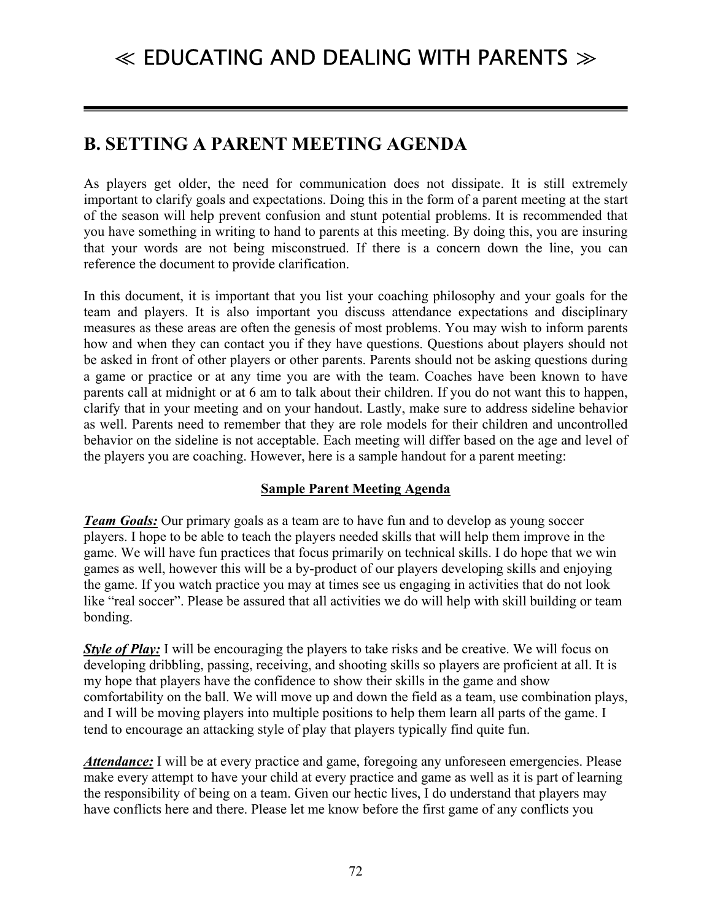# ≪ EDUCATING AND DEALING WITH PARENTS ≫

## B. SETTING A PARENT MEETING AGENDA

As players get older, the need for communication does not dissipate. It is still extremely important to clarify goals and expectations. Doing this in the form of a parent meeting at the start of the season will help prevent confusion and stunt potential problems. It is recommended that you have something in writing to hand to parents at this meeting. By doing this, you are insuring that your words are not being misconstrued. If there is a concern down the line, you can reference the document to provide clarification.

In this document, it is important that you list your coaching philosophy and your goals for the team and players. It is also important you discuss attendance expectations and disciplinary measures as these areas are often the genesis of most problems. You may wish to inform parents how and when they can contact you if they have questions. Questions about players should not be asked in front of other players or other parents. Parents should not be asking questions during a game or practice or at any time you are with the team. Coaches have been known to have parents call at midnight or at 6 am to talk about their children. If you do not want this to happen, clarify that in your meeting and on your handout. Lastly, make sure to address sideline behavior as well. Parents need to remember that they are role models for their children and uncontrolled behavior on the sideline is not acceptable. Each meeting will differ based on the age and level of the players you are coaching. However, here is a sample handout for a parent meeting:

**Sample Parent Meeting Agenda**

***Team Goals:*** Our primary goals as a team are to have fun and to develop as young soccer players. I hope to be able to teach the players needed skills that will help them improve in the game. We will have fun practices that focus primarily on technical skills. I do hope that we win games as well, however this will be a by-product of our players developing skills and enjoying the game. If you watch practice you may at times see us engaging in activities that do not look like "real soccer". Please be assured that all activities we do will help with skill building or team bonding.

***Style of Play:*** I will be encouraging the players to take risks and be creative. We will focus on developing dribbling, passing, receiving, and shooting skills so players are proficient at all. It is my hope that players have the confidence to show their skills in the game and show comfortability on the ball. We will move up and down the field as a team, use combination plays, and I will be moving players into multiple positions to help them learn all parts of the game. I tend to encourage an attacking style of play that players typically find quite fun.

***Attendance:*** I will be at every practice and game, foregoing any unforeseen emergencies. Please make every attempt to have your child at every practice and game as well as it is part of learning the responsibility of being on a team. Given our hectic lives, I do understand that players may have conflicts here and there. Please let me know before the first game of any conflicts you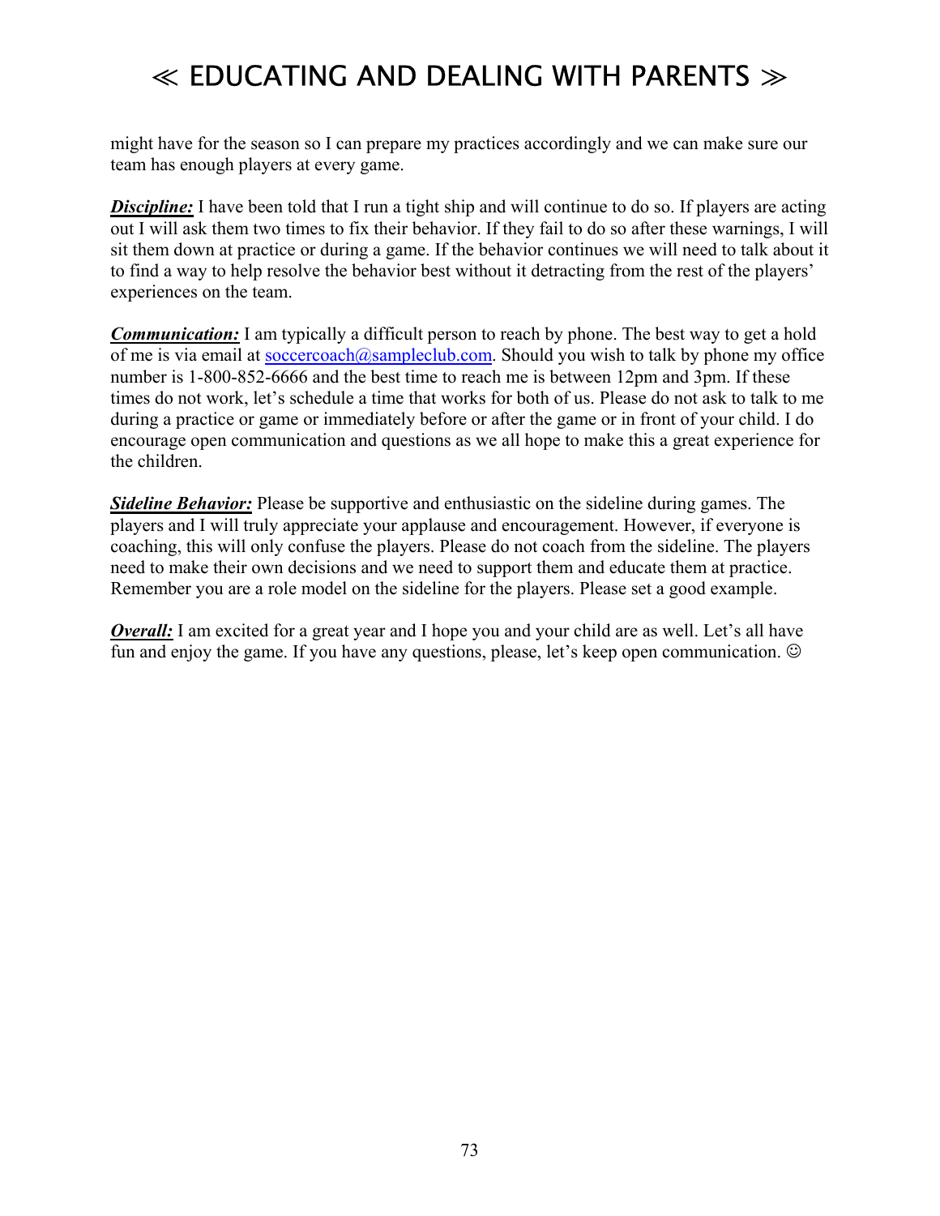might have for the season so I can prepare my practices accordingly and we can make sure our team has enough players at every game.

***Discipline:*** I have been told that I run a tight ship and will continue to do so. If players are acting out I will ask them two times to fix their behavior. If they fail to do so after these warnings, I will sit them down at practice or during a game. If the behavior continues we will need to talk about it to find a way to help resolve the behavior best without it detracting from the rest of the players' experiences on the team.

***Communication:*** I am typically a difficult person to reach by phone. The best way to get a hold of me is via email at soccercoach@sampleclub.com. Should you wish to talk by phone my office number is 1-800-852-6666 and the best time to reach me is between 12pm and 3pm. If these times do not work, let's schedule a time that works for both of us. Please do not ask to talk to me during a practice or game or immediately before or after the game or in front of your child. I do encourage open communication and questions as we all hope to make this a great experience for the children.

***Sideline Behavior:*** Please be supportive and enthusiastic on the sideline during games. The players and I will truly appreciate your applause and encouragement. However, if everyone is coaching, this will only confuse the players. Please do not coach from the sideline. The players need to make their own decisions and we need to support them and educate them at practice. Remember you are a role model on the sideline for the players. Please set a good example.

***Overall:*** I am excited for a great year and I hope you and your child are as well. Let's all have fun and enjoy the game. If you have any questions, please, let's keep open communication. ☺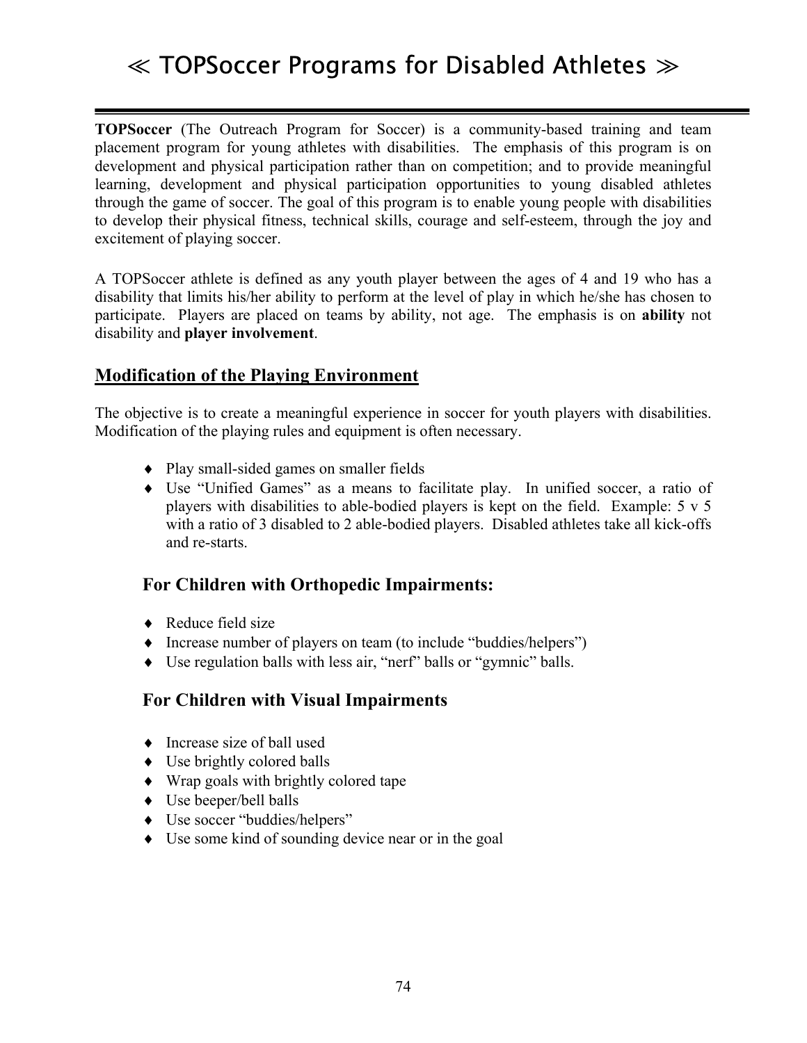# ≪ TOPSoccer Programs for Disabled Athletes ≫

**TOPSoccer** (The Outreach Program for Soccer) is a community-based training and team placement program for young athletes with disabilities. The emphasis of this program is on development and physical participation rather than on competition; and to provide meaningful learning, development and physical participation opportunities to young disabled athletes through the game of soccer. The goal of this program is to enable young people with disabilities to develop their physical fitness, technical skills, courage and self-esteem, through the joy and excitement of playing soccer.

A TOPSoccer athlete is defined as any youth player between the ages of 4 and 19 who has a disability that limits his/her ability to perform at the level of play in which he/she has chosen to participate. Players are placed on teams by ability, not age. The emphasis is on **ability** not disability and **player involvement**.

## Modification of the Playing Environment

The objective is to create a meaningful experience in soccer for youth players with disabilities. Modification of the playing rules and equipment is often necessary.

- Play small-sided games on smaller fields
- Use "Unified Games" as a means to facilitate play. In unified soccer, a ratio of players with disabilities to able-bodied players is kept on the field. Example: 5 v 5 with a ratio of 3 disabled to 2 able-bodied players. Disabled athletes take all kick-offs and re-starts.

### For Children with Orthopedic Impairments:

- Reduce field size
- Increase number of players on team (to include "buddies/helpers")
- Use regulation balls with less air, "nerf" balls or "gymnic" balls.

### For Children with Visual Impairments

- Increase size of ball used
- Use brightly colored balls
- Wrap goals with brightly colored tape
- Use beeper/bell balls
- Use soccer "buddies/helpers"
- Use some kind of sounding device near or in the goal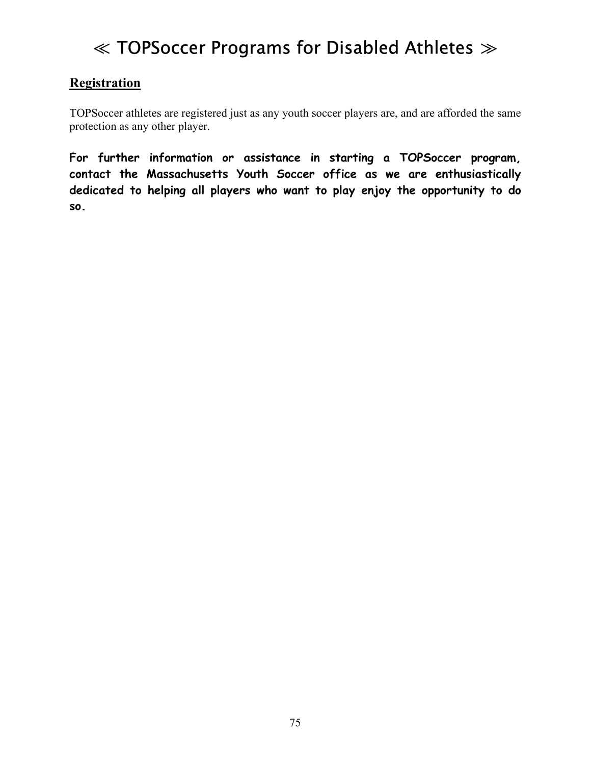# ≪ TOPSoccer Programs for Disabled Athletes ≫

## Registration

TOPSoccer athletes are registered just as any youth soccer players are, and are afforded the same protection as any other player.

**For further information or assistance in starting a TOPSoccer program, contact the Massachusetts Youth Soccer office as we are enthusiastically dedicated to helping all players who want to play enjoy the opportunity to do so.**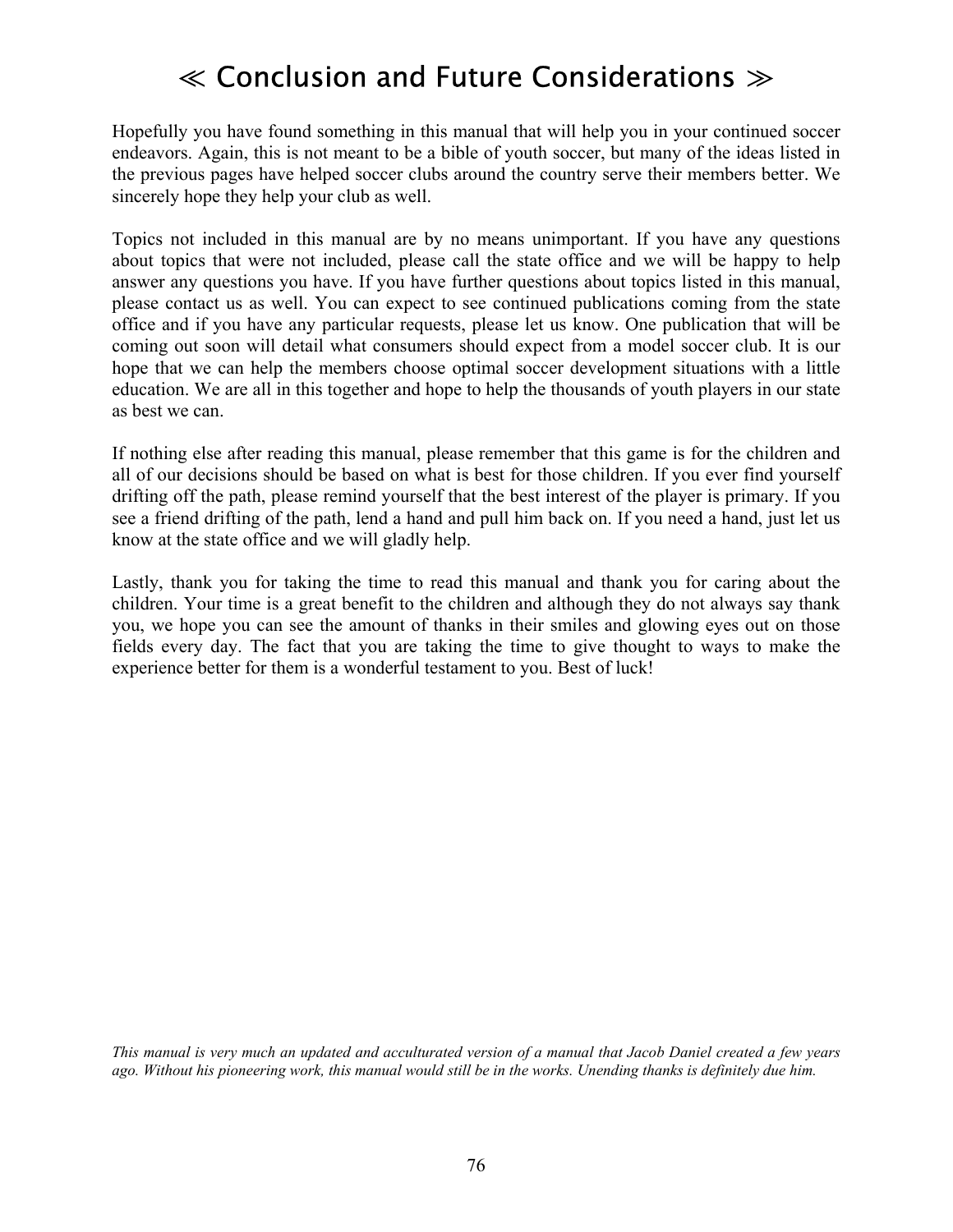# ≪ Conclusion and Future Considerations ≫

Hopefully you have found something in this manual that will help you in your continued soccer endeavors. Again, this is not meant to be a bible of youth soccer, but many of the ideas listed in the previous pages have helped soccer clubs around the country serve their members better. We sincerely hope they help your club as well.

Topics not included in this manual are by no means unimportant. If you have any questions about topics that were not included, please call the state office and we will be happy to help answer any questions you have. If you have further questions about topics listed in this manual, please contact us as well. You can expect to see continued publications coming from the state office and if you have any particular requests, please let us know. One publication that will be coming out soon will detail what consumers should expect from a model soccer club. It is our hope that we can help the members choose optimal soccer development situations with a little education. We are all in this together and hope to help the thousands of youth players in our state as best we can.

If nothing else after reading this manual, please remember that this game is for the children and all of our decisions should be based on what is best for those children. If you ever find yourself drifting off the path, please remind yourself that the best interest of the player is primary. If you see a friend drifting of the path, lend a hand and pull him back on. If you need a hand, just let us know at the state office and we will gladly help.

Lastly, thank you for taking the time to read this manual and thank you for caring about the children. Your time is a great benefit to the children and although they do not always say thank you, we hope you can see the amount of thanks in their smiles and glowing eyes out on those fields every day. The fact that you are taking the time to give thought to ways to make the experience better for them is a wonderful testament to you. Best of luck!

*This manual is very much an updated and acculturated version of a manual that Jacob Daniel created a few years ago. Without his pioneering work, this manual would still be in the works. Unending thanks is definitely due him.*